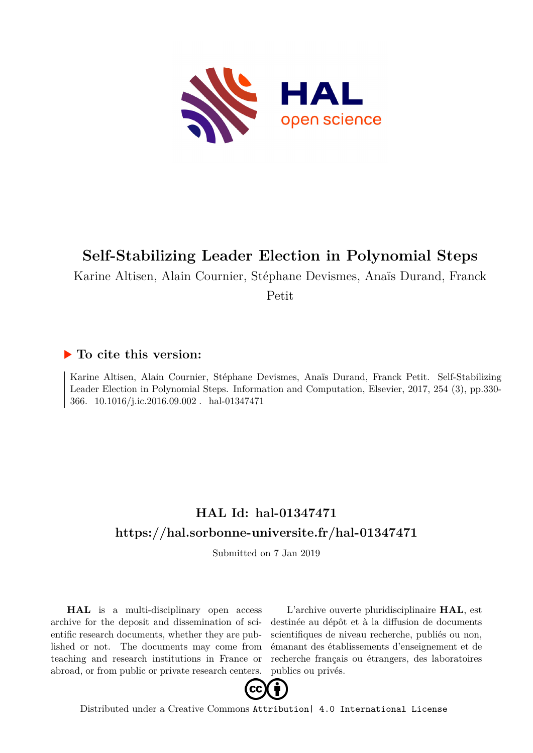# Self-Stabilizing Leader Election in Polynomial Steps

Karine Altisen, Alain Cournier, Stéphane Devismes, Anaïs Durand, Franck Petit

## ▶ To cite this version:

Karine Altisen, Alain Cournier, Stéphane Devismes, Anaïs Durand, Franck Petit. Self-Stabilizing Leader Election in Polynomial Steps. Information and Computation, Elsevier, 2017, 254 (3), pp.330-366. 10.1016/j.ic.2016.09.002 . hal-01347471

## HAL Id: hal-01347471

## https://hal.sorbonne-universite.fr/hal-01347471

Submitted on 7 Jan 2019

**HAL** is a multi-disciplinary open access archive for the deposit and dissemination of scientific research documents, whether they are published or not. The documents may come from teaching and research institutions in France or abroad, or from public or private research centers.

L'archive ouverte pluridisciplinaire **HAL**, est destinée au dépôt et à la diffusion de documents scientifiques de niveau recherche, publiés ou non, émanant des établissements d'enseignement et de recherche français ou étrangers, des laboratoires publics ou privés.

Distributed under a Creative Commons Attribution| 4.0 International License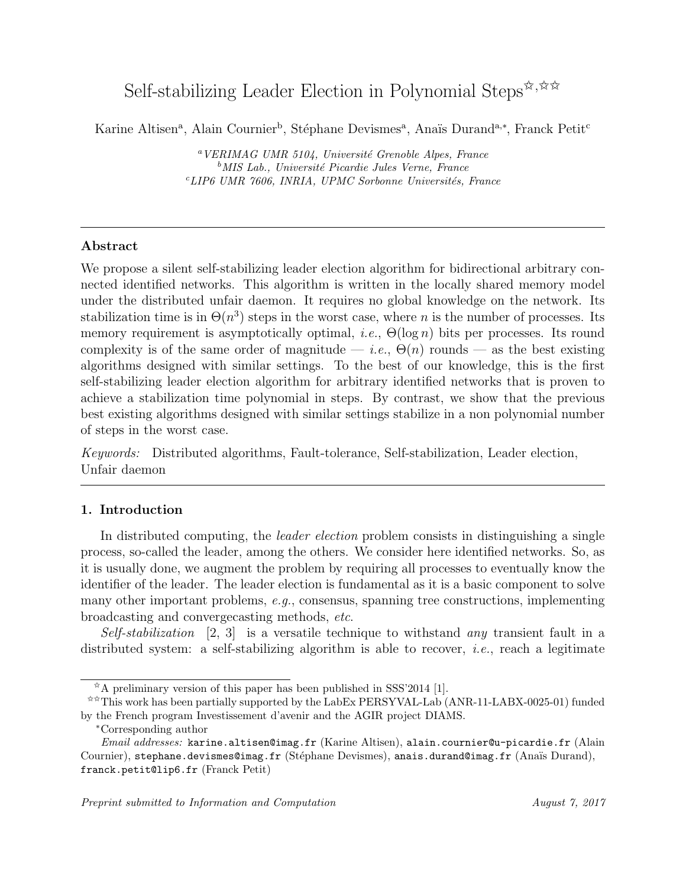# Self-stabilizing Leader Election in Polynomial Steps[☆,☆☆]

Karine Altisen[a], Alain Cournier[b], Stéphane Devismes[a], Anaïs Durand[a,*], Franck Petit[c]

[a] *VERIMAG UMR 5104, Université Grenoble Alpes, France*
[b] *MIS Lab., Université Picardie Jules Verne, France*
[c] *LIP6 UMR 7606, INRIA, UPMC Sorbonne Universités, France*

---

## Abstract

We propose a silent self-stabilizing leader election algorithm for bidirectional arbitrary connected identified networks. This algorithm is written in the locally shared memory model under the distributed unfair daemon. It requires no global knowledge on the network. Its stabilization time is in $\Theta(n^3)$ steps in the worst case, where $n$ is the number of processes. Its memory requirement is asymptotically optimal, *i.e.*, $\Theta(\log n)$ bits per processes. Its round complexity is of the same order of magnitude — *i.e.*, $\Theta(n)$ rounds — as the best existing algorithms designed with similar settings. To the best of our knowledge, this is the first self-stabilizing leader election algorithm for arbitrary identified networks that is proven to achieve a stabilization time polynomial in steps. By contrast, we show that the previous best existing algorithms designed with similar settings stabilize in a non polynomial number of steps in the worst case.

*Keywords:* Distributed algorithms, Fault-tolerance, Self-stabilization, Leader election, Unfair daemon

---

## 1. Introduction

In distributed computing, the *leader election* problem consists in distinguishing a single process, so-called the leader, among the others. We consider here identified networks. So, as it is usually done, we augment the problem by requiring all processes to eventually know the identifier of the leader. The leader election is fundamental as it is a basic component to solve many other important problems, *e.g.*, consensus, spanning tree constructions, implementing broadcasting and convergecasting methods, *etc.*

*Self-stabilization* [2, 3] is a versatile technique to withstand *any* transient fault in a distributed system: a self-stabilizing algorithm is able to recover, *i.e.*, reach a legitimate

---

[☆] A preliminary version of this paper has been published in SSS'2014 [1].

[☆☆] This work has been partially supported by the LabEx PERSYVAL-Lab (ANR-11-LABX-0025-01) funded by the French program Investissement d'avenir and the AGIR project DIAMS.

[*] Corresponding author

*Email addresses:* karine.altisen@imag.fr (Karine Altisen), alain.cournier@u-picardie.fr (Alain Cournier), stephane.devismes@imag.fr (Stéphane Devismes), anais.durand@imag.fr (Anaïs Durand), franck.petit@lip6.fr (Franck Petit)

*Preprint submitted to Information and Computation* *August 7, 2017*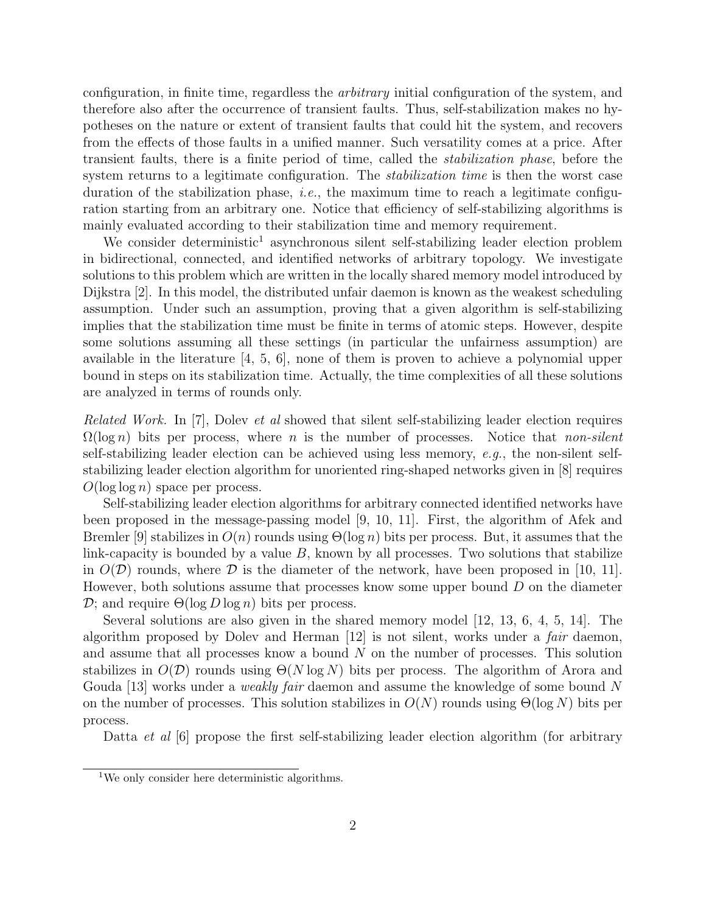configuration, in finite time, regardless the *arbitrary* initial configuration of the system, and therefore also after the occurrence of transient faults. Thus, self-stabilization makes no hypotheses on the nature or extent of transient faults that could hit the system, and recovers from the effects of those faults in a unified manner. Such versatility comes at a price. After transient faults, there is a finite period of time, called the *stabilization phase*, before the system returns to a legitimate configuration. The *stabilization time* is then the worst case duration of the stabilization phase, *i.e.*, the maximum time to reach a legitimate configuration starting from an arbitrary one. Notice that efficiency of self-stabilizing algorithms is mainly evaluated according to their stabilization time and memory requirement.

We consider deterministic[1] asynchronous silent self-stabilizing leader election problem in bidirectional, connected, and identified networks of arbitrary topology. We investigate solutions to this problem which are written in the locally shared memory model introduced by Dijkstra [2]. In this model, the distributed unfair daemon is known as the weakest scheduling assumption. Under such an assumption, proving that a given algorithm is self-stabilizing implies that the stabilization time must be finite in terms of atomic steps. However, despite some solutions assuming all these settings (in particular the unfairness assumption) are available in the literature [4, 5, 6], none of them is proven to achieve a polynomial upper bound in steps on its stabilization time. Actually, the time complexities of all these solutions are analyzed in terms of rounds only.

*Related Work.* In [7], Dolev *et al* showed that silent self-stabilizing leader election requires $\Omega(\log n)$ bits per process, where $n$ is the number of processes. Notice that *non-silent* self-stabilizing leader election can be achieved using less memory, *e.g.*, the non-silent self-stabilizing leader election algorithm for unoriented ring-shaped networks given in [8] requires $O(\log \log n)$ space per process.

Self-stabilizing leader election algorithms for arbitrary connected identified networks have been proposed in the message-passing model [9, 10, 11]. First, the algorithm of Afek and Bremler [9] stabilizes in $O(n)$ rounds using $\Theta(\log n)$ bits per process. But, it assumes that the link-capacity is bounded by a value $B$, known by all processes. Two solutions that stabilize in $O(\mathcal{D})$ rounds, where $\mathcal{D}$ is the diameter of the network, have been proposed in [10, 11]. However, both solutions assume that processes know some upper bound $D$ on the diameter $\mathcal{D}$; and require $\Theta(\log D \log n)$ bits per process.

Several solutions are also given in the shared memory model [12, 13, 6, 4, 5, 14]. The algorithm proposed by Dolev and Herman [12] is not silent, works under a *fair* daemon, and assume that all processes know a bound $N$ on the number of processes. This solution stabilizes in $O(\mathcal{D})$ rounds using $\Theta(N \log N)$ bits per process. The algorithm of Arora and Gouda [13] works under a *weakly fair* daemon and assume the knowledge of some bound $N$ on the number of processes. This solution stabilizes in $O(N)$ rounds using $\Theta(\log N)$ bits per process.

Datta *et al* [6] propose the first self-stabilizing leader election algorithm (for arbitrary

[1] We only consider here deterministic algorithms.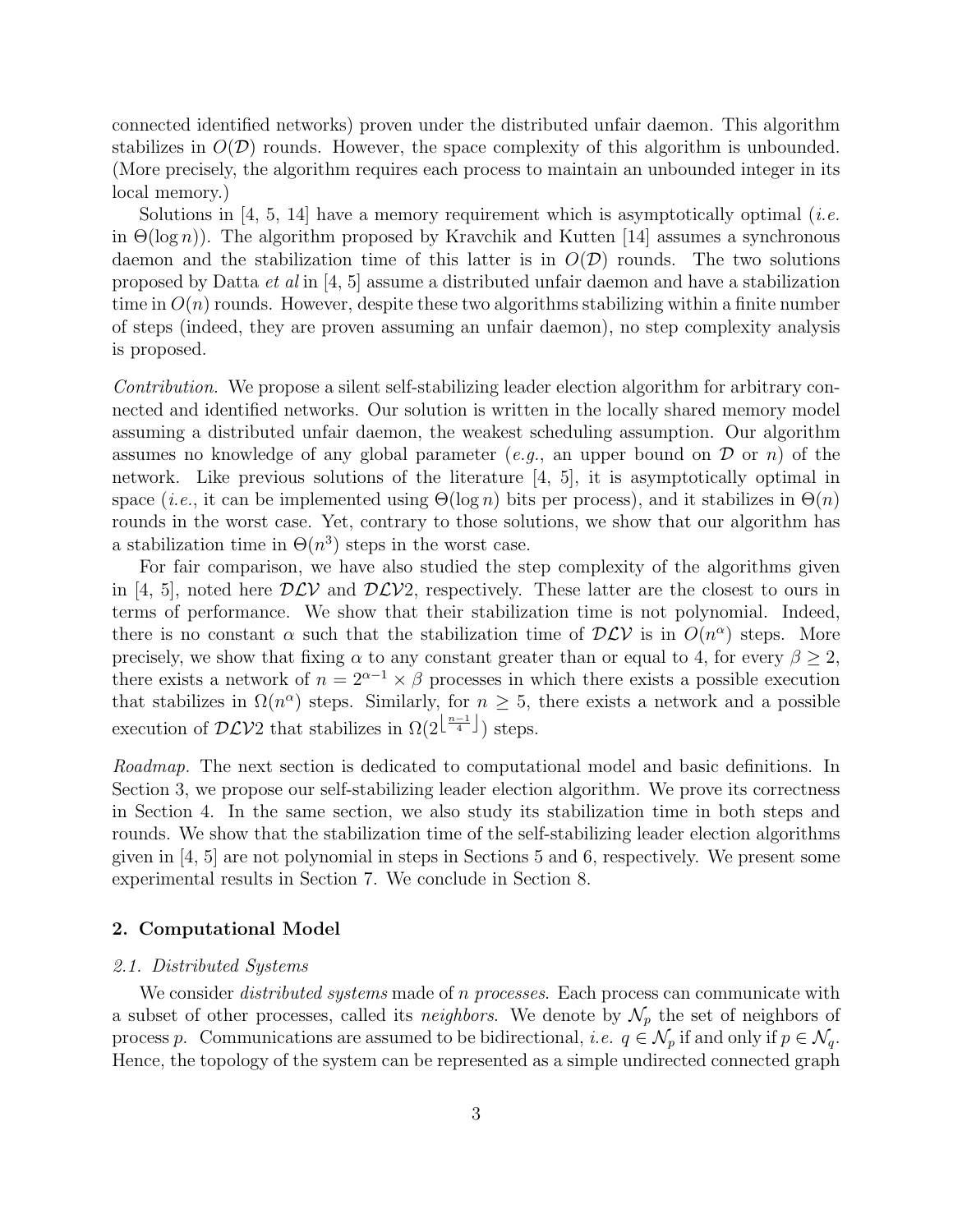connected identified networks) proven under the distributed unfair daemon. This algorithm stabilizes in $O(\mathcal{D})$ rounds. However, the space complexity of this algorithm is unbounded. (More precisely, the algorithm requires each process to maintain an unbounded integer in its local memory.)

Solutions in [4, 5, 14] have a memory requirement which is asymptotically optimal (*i.e.* in $\Theta(\log n)$). The algorithm proposed by Kravchik and Kutten [14] assumes a synchronous daemon and the stabilization time of this latter is in $O(\mathcal{D})$ rounds. The two solutions proposed by Datta *et al* in [4, 5] assume a distributed unfair daemon and have a stabilization time in $O(n)$ rounds. However, despite these two algorithms stabilizing within a finite number of steps (indeed, they are proven assuming an unfair daemon), no step complexity analysis is proposed.

*Contribution.* We propose a silent self-stabilizing leader election algorithm for arbitrary connected and identified networks. Our solution is written in the locally shared memory model assuming a distributed unfair daemon, the weakest scheduling assumption. Our algorithm assumes no knowledge of any global parameter (*e.g.*, an upper bound on $\mathcal{D}$ or $n$) of the network. Like previous solutions of the literature [4, 5], it is asymptotically optimal in space (*i.e.*, it can be implemented using $\Theta(\log n)$ bits per process), and it stabilizes in $\Theta(n)$ rounds in the worst case. Yet, contrary to those solutions, we show that our algorithm has a stabilization time in $\Theta(n^3)$ steps in the worst case.

For fair comparison, we have also studied the step complexity of the algorithms given in [4, 5], noted here $\mathcal{DLV}$ and $\mathcal{DLV}2$, respectively. These latter are the closest to ours in terms of performance. We show that their stabilization time is not polynomial. Indeed, there is no constant $\alpha$ such that the stabilization time of $\mathcal{DLV}$ is in $O(n^\alpha)$ steps. More precisely, we show that fixing $\alpha$ to any constant greater than or equal to 4, for every $\beta \geq 2$, there exists a network of $n = 2^{\alpha-1} \times \beta$ processes in which there exists a possible execution that stabilizes in $\Omega(n^\alpha)$ steps. Similarly, for $n \geq 5$, there exists a network and a possible execution of $\mathcal{DLV}2$ that stabilizes in $\Omega(2^{\lfloor \frac{n-1}{4} \rfloor})$ steps.

*Roadmap.* The next section is dedicated to computational model and basic definitions. In Section 3, we propose our self-stabilizing leader election algorithm. We prove its correctness in Section 4. In the same section, we also study its stabilization time in both steps and rounds. We show that the stabilization time of the self-stabilizing leader election algorithms given in [4, 5] are not polynomial in steps in Sections 5 and 6, respectively. We present some experimental results in Section 7. We conclude in Section 8.

## 2. Computational Model

### 2.1. Distributed Systems

We consider *distributed systems* made of $n$ *processes*. Each process can communicate with a subset of other processes, called its *neighbors*. We denote by $\mathcal{N}_p$ the set of neighbors of process $p$. Communications are assumed to be bidirectional, *i.e.* $q \in \mathcal{N}_p$ if and only if $p \in \mathcal{N}_q$. Hence, the topology of the system can be represented as a simple undirected connected graph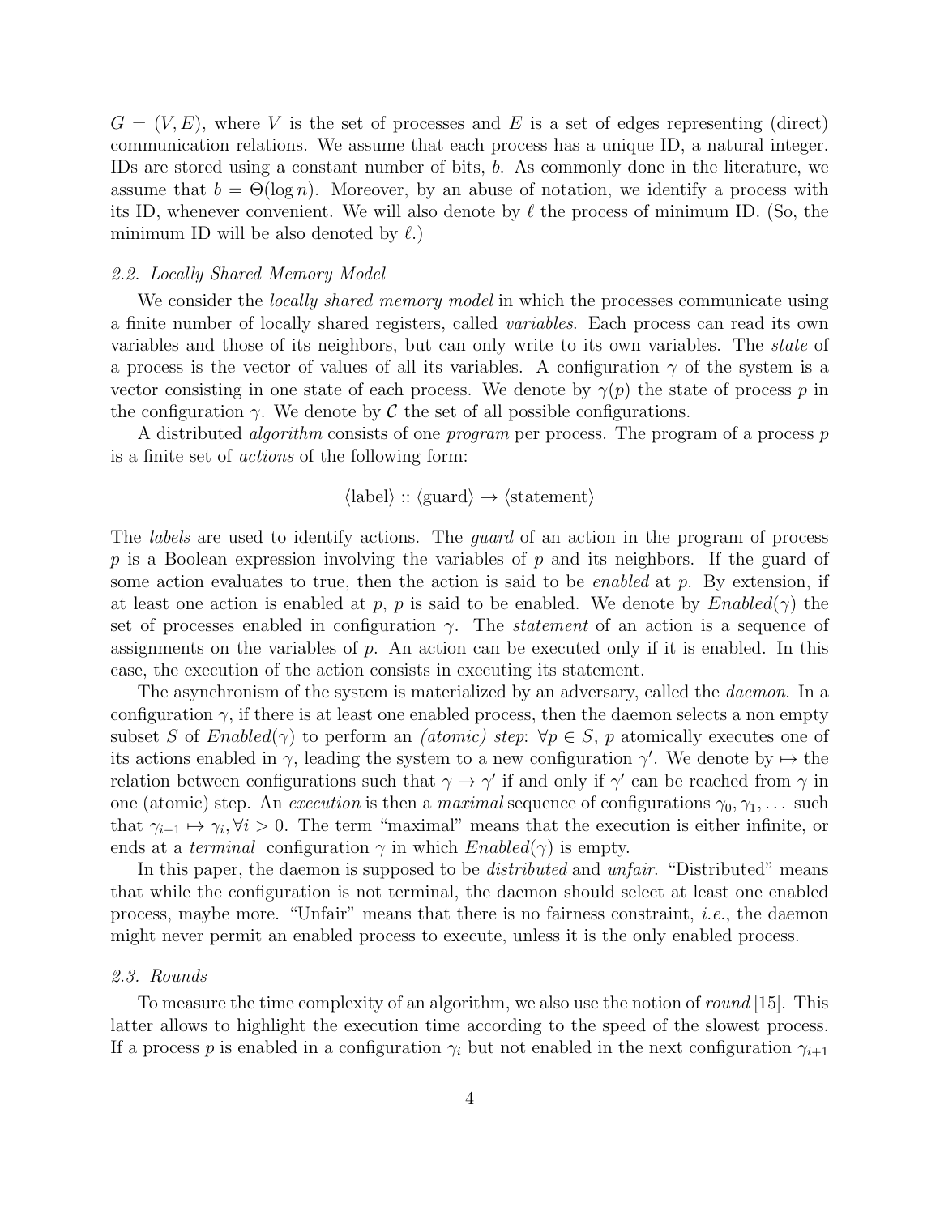$G = (V, E)$, where $V$ is the set of processes and $E$ is a set of edges representing (direct) communication relations. We assume that each process has a unique ID, a natural integer. IDs are stored using a constant number of bits, $b$. As commonly done in the literature, we assume that $b = \Theta(\log n)$. Moreover, by an abuse of notation, we identify a process with its ID, whenever convenient. We will also denote by $\ell$ the process of minimum ID. (So, the minimum ID will be also denoted by $\ell$.)

### *2.2. Locally Shared Memory Model*

We consider the *locally shared memory model* in which the processes communicate using a finite number of locally shared registers, called *variables*. Each process can read its own variables and those of its neighbors, but can only write to its own variables. The *state* of a process is the vector of values of all its variables. A configuration $\gamma$ of the system is a vector consisting in one state of each process. We denote by $\gamma(p)$ the state of process $p$ in the configuration $\gamma$. We denote by $\mathcal{C}$ the set of all possible configurations.

A distributed *algorithm* consists of one *program* per process. The program of a process $p$ is a finite set of *actions* of the following form:

$$\langle \text{label} \rangle :: \langle \text{guard} \rangle \rightarrow \langle \text{statement} \rangle$$

The *labels* are used to identify actions. The *guard* of an action in the program of process $p$ is a Boolean expression involving the variables of $p$ and its neighbors. If the guard of some action evaluates to true, then the action is said to be *enabled* at $p$. By extension, if at least one action is enabled at $p$, $p$ is said to be enabled. We denote by $Enabled(\gamma)$ the set of processes enabled in configuration $\gamma$. The *statement* of an action is a sequence of assignments on the variables of $p$. An action can be executed only if it is enabled. In this case, the execution of the action consists in executing its statement.

The asynchronism of the system is materialized by an adversary, called the *daemon*. In a configuration $\gamma$, if there is at least one enabled process, then the daemon selects a non empty subset $S$ of $Enabled(\gamma)$ to perform an *(atomic) step*: $\forall p \in S$, $p$ atomically executes one of its actions enabled in $\gamma$, leading the system to a new configuration $\gamma'$. We denote by $\mapsto$ the relation between configurations such that $\gamma \mapsto \gamma'$ if and only if $\gamma'$ can be reached from $\gamma$ in one (atomic) step. An *execution* is then a *maximal* sequence of configurations $\gamma_0, \gamma_1, \ldots$ such that $\gamma_{i-1} \mapsto \gamma_i, \forall i > 0$. The term "maximal" means that the execution is either infinite, or ends at a *terminal* configuration $\gamma$ in which $Enabled(\gamma)$ is empty.

In this paper, the daemon is supposed to be *distributed* and *unfair*. "Distributed" means that while the configuration is not terminal, the daemon should select at least one enabled process, maybe more. "Unfair" means that there is no fairness constraint, *i.e.*, the daemon might never permit an enabled process to execute, unless it is the only enabled process.

### *2.3. Rounds*

To measure the time complexity of an algorithm, we also use the notion of *round* [15]. This latter allows to highlight the execution time according to the speed of the slowest process. If a process $p$ is enabled in a configuration $\gamma_i$ but not enabled in the next configuration $\gamma_{i+1}$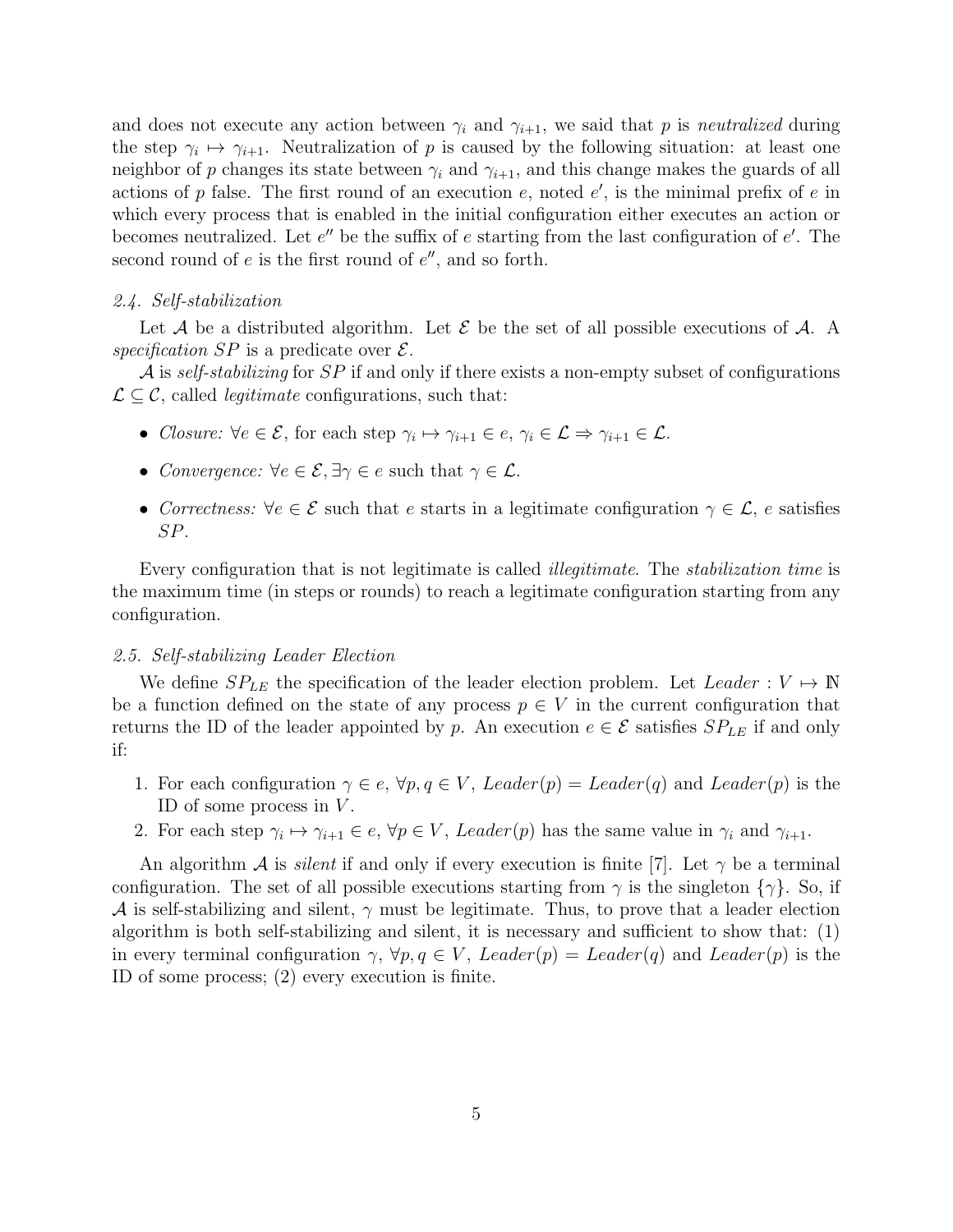and does not execute any action between $\gamma_i$ and $\gamma_{i+1}$, we said that $p$ is *neutralized* during the step $\gamma_i \mapsto \gamma_{i+1}$. Neutralization of $p$ is caused by the following situation: at least one neighbor of $p$ changes its state between $\gamma_i$ and $\gamma_{i+1}$, and this change makes the guards of all actions of $p$ false. The first round of an execution $e$, noted $e'$, is the minimal prefix of $e$ in which every process that is enabled in the initial configuration either executes an action or becomes neutralized. Let $e''$ be the suffix of $e$ starting from the last configuration of $e'$. The second round of $e$ is the first round of $e''$, and so forth.

### *2.4. Self-stabilization*

Let $\mathcal{A}$ be a distributed algorithm. Let $\mathcal{E}$ be the set of all possible executions of $\mathcal{A}$. A *specification* $SP$ is a predicate over $\mathcal{E}$.

$\mathcal{A}$ is *self-stabilizing* for $SP$ if and only if there exists a non-empty subset of configurations $\mathcal{L} \subseteq \mathcal{C}$, called *legitimate* configurations, such that:

- *Closure:* $\forall e \in \mathcal{E}$, for each step $\gamma_i \mapsto \gamma_{i+1} \in e$, $\gamma_i \in \mathcal{L} \Rightarrow \gamma_{i+1} \in \mathcal{L}$.
- *Convergence:* $\forall e \in \mathcal{E}, \exists \gamma \in e$ such that $\gamma \in \mathcal{L}$.
- *Correctness:* $\forall e \in \mathcal{E}$ such that $e$ starts in a legitimate configuration $\gamma \in \mathcal{L}$, $e$ satisfies $SP$.

Every configuration that is not legitimate is called *illegitimate*. The *stabilization time* is the maximum time (in steps or rounds) to reach a legitimate configuration starting from any configuration.

### *2.5. Self-stabilizing Leader Election*

We define $SP_{LE}$ the specification of the leader election problem. Let $Leader : V \mapsto \mathbb{N}$ be a function defined on the state of any process $p \in V$ in the current configuration that returns the ID of the leader appointed by $p$. An execution $e \in \mathcal{E}$ satisfies $SP_{LE}$ if and only if:

1. For each configuration $\gamma \in e$, $\forall p, q \in V$, $Leader(p) = Leader(q)$ and $Leader(p)$ is the ID of some process in $V$.
2. For each step $\gamma_i \mapsto \gamma_{i+1} \in e$, $\forall p \in V$, $Leader(p)$ has the same value in $\gamma_i$ and $\gamma_{i+1}$.

An algorithm $\mathcal{A}$ is *silent* if and only if every execution is finite [7]. Let $\gamma$ be a terminal configuration. The set of all possible executions starting from $\gamma$ is the singleton $\{\gamma\}$. So, if $\mathcal{A}$ is self-stabilizing and silent, $\gamma$ must be legitimate. Thus, to prove that a leader election algorithm is both self-stabilizing and silent, it is necessary and sufficient to show that: (1) in every terminal configuration $\gamma$, $\forall p, q \in V$, $Leader(p) = Leader(q)$ and $Leader(p)$ is the ID of some process; (2) every execution is finite.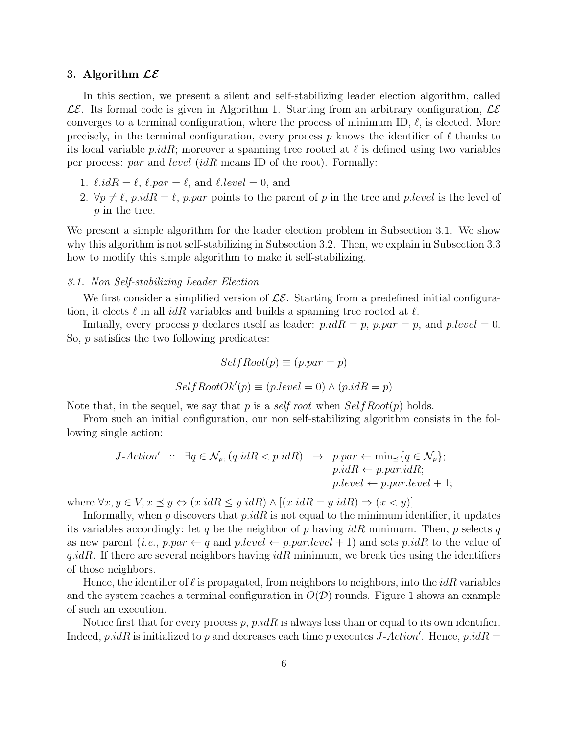## 3. Algorithm $\mathcal{LE}$

In this section, we present a silent and self-stabilizing leader election algorithm, called $\mathcal{LE}$. Its formal code is given in Algorithm 1. Starting from an arbitrary configuration, $\mathcal{LE}$ converges to a terminal configuration, where the process of minimum ID, $\ell$, is elected. More precisely, in the terminal configuration, every process $p$ knows the identifier of $\ell$ thanks to its local variable $p.idR$; moreover a spanning tree rooted at $\ell$ is defined using two variables per process: *par* and *level* (*idR* means ID of the root). Formally:

1. $\ell.idR = \ell$, $\ell.par = \ell$, and $\ell.level = 0$, and
2. $\forall p \neq \ell$, $p.idR = \ell$, $p.par$ points to the parent of $p$ in the tree and $p.level$ is the level of $p$ in the tree.

We present a simple algorithm for the leader election problem in Subsection 3.1. We show why this algorithm is not self-stabilizing in Subsection 3.2. Then, we explain in Subsection 3.3 how to modify this simple algorithm to make it self-stabilizing.

### *3.1. Non Self-stabilizing Leader Election*

We first consider a simplified version of $\mathcal{LE}$. Starting from a predefined initial configuration, it elects $\ell$ in all *idR* variables and builds a spanning tree rooted at $\ell$.

Initially, every process $p$ declares itself as leader: $p.idR = p$, $p.par = p$, and $p.level = 0$. So, $p$ satisfies the two following predicates:

$$SelfRoot(p) \equiv (p.par = p)$$

$$SelfRootOk'(p) \equiv (p.level = 0) \wedge (p.idR = p)$$

Note that, in the sequel, we say that $p$ is a *self root* when $SelfRoot(p)$ holds.

From such an initial configuration, our non self-stabilizing algorithm consists in the following single action:

$$\begin{array}{llll} J\text{-}Action' & :: & \exists q \in \mathcal{N}_p, (q.idR < p.idR) & \rightarrow & p.par \leftarrow \min_{\preceq}\{q \in \mathcal{N}_p\}; \\ & & & & p.idR \leftarrow p.par.idR; \\ & & & & p.level \leftarrow p.par.level + 1; \end{array}$$

where $\forall x, y \in V, x \preceq y \Leftrightarrow (x.idR \leq y.idR) \wedge [(x.idR = y.idR) \Rightarrow (x < y)]$.

Informally, when $p$ discovers that $p.idR$ is not equal to the minimum identifier, it updates its variables accordingly: let $q$ be the neighbor of $p$ having *idR* minimum. Then, $p$ selects $q$ as new parent (*i.e.*, $p.par \leftarrow q$ and $p.level \leftarrow p.par.level + 1$) and sets $p.idR$ to the value of $q.idR$. If there are several neighbors having *idR* minimum, we break ties using the identifiers of those neighbors.

Hence, the identifier of $\ell$ is propagated, from neighbors to neighbors, into the *idR* variables and the system reaches a terminal configuration in $O(\mathcal{D})$ rounds. Figure 1 shows an example of such an execution.

Notice first that for every process $p$, $p.idR$ is always less than or equal to its own identifier. Indeed, $p.idR$ is initialized to $p$ and decreases each time $p$ executes $J\text{-}Action'$. Hence, $p.idR =$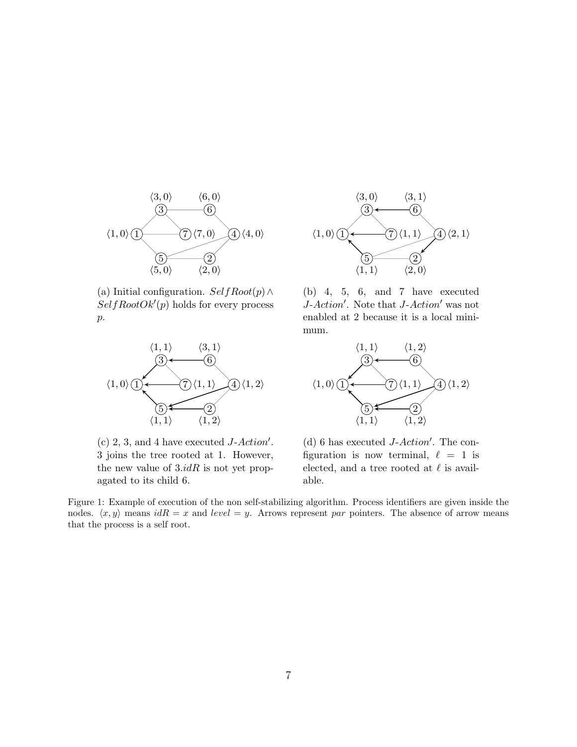(a) Initial configuration. $SelfRoot(p) \wedge SelfRootOk'(p)$ holds for every process $p$.

(b) 4, 5, 6, and 7 have executed *J-Action'*. Note that *J-Action'* was not enabled at 2 because it is a local minimum.

(c) 2, 3, and 4 have executed *J-Action'*. 3 joins the tree rooted at 1. However, the new value of $3.idR$ is not yet propagated to its child 6.

(d) 6 has executed *J-Action'*. The configuration is now terminal, $\ell = 1$ is elected, and a tree rooted at $\ell$ is available.

Figure 1: Example of execution of the non self-stabilizing algorithm. Process identifiers are given inside the nodes. $\langle x, y \rangle$ means $idR = x$ and $level = y$. Arrows represent *par* pointers. The absence of arrow means that the process is a self root.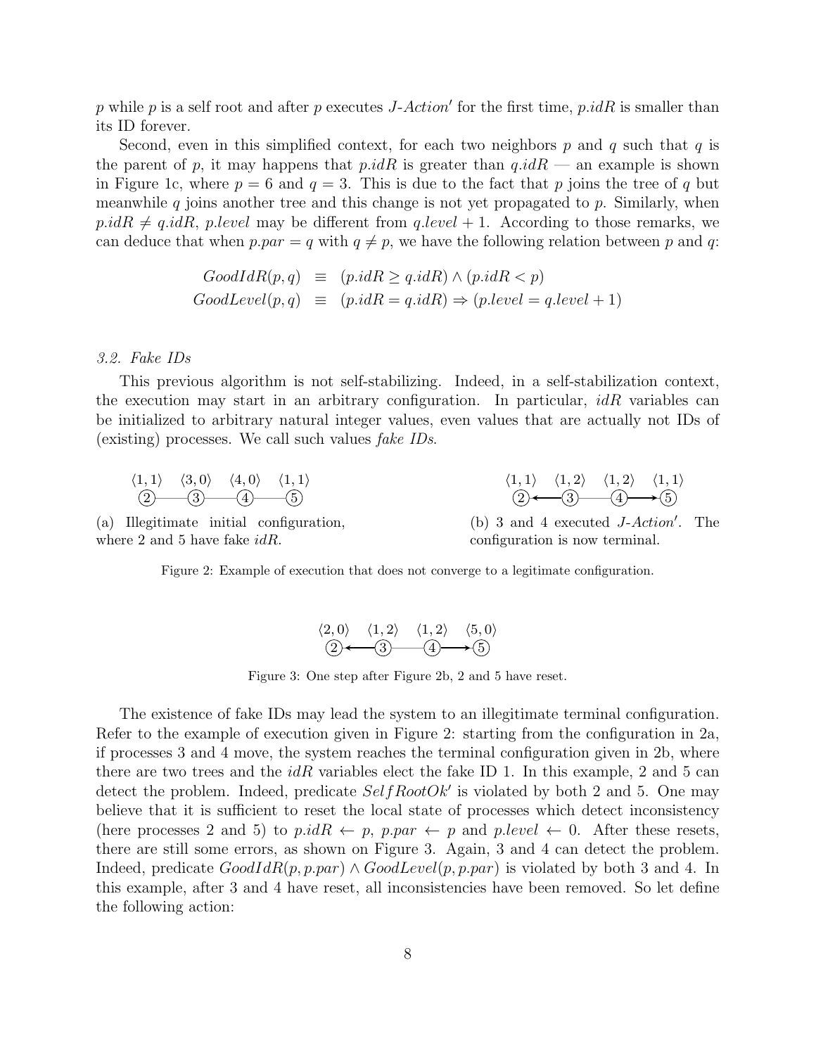$p$ while $p$ is a self root and after $p$ executes *J-Action'* for the first time, $p.idR$ is smaller than its ID forever.

Second, even in this simplified context, for each two neighbors $p$ and $q$ such that $q$ is the parent of $p$, it may happens that $p.idR$ is greater than $q.idR$ — an example is shown in Figure 1c, where $p = 6$ and $q = 3$. This is due to the fact that $p$ joins the tree of $q$ but meanwhile $q$ joins another tree and this change is not yet propagated to $p$. Similarly, when $p.idR \neq q.idR$, $p.level$ may be different from $q.level + 1$. According to those remarks, we can deduce that when $p.par = q$ with $q \neq p$, we have the following relation between $p$ and $q$:

$$GoodIdR(p, q) \equiv (p.idR \geq q.idR) \wedge (p.idR < p)$$
$$GoodLevel(p, q) \equiv (p.idR = q.idR) \Rightarrow (p.level = q.level + 1)$$

### 3.2. Fake IDs

This previous algorithm is not self-stabilizing. Indeed, in a self-stabilization context, the execution may start in an arbitrary configuration. In particular, $idR$ variables can be initialized to arbitrary natural integer values, even values that are actually not IDs of (existing) processes. We call such values *fake IDs*.

(a) Illegitimate initial configuration, where 2 and 5 have fake $idR$.

(b) 3 and 4 executed *J-Action'*. The configuration is now terminal.

Figure 2: Example of execution that does not converge to a legitimate configuration.

Figure 3: One step after Figure 2b, 2 and 5 have reset.

The existence of fake IDs may lead the system to an illegitimate terminal configuration. Refer to the example of execution given in Figure 2: starting from the configuration in 2a, if processes 3 and 4 move, the system reaches the terminal configuration given in 2b, where there are two trees and the $idR$ variables elect the fake ID 1. In this example, 2 and 5 can detect the problem. Indeed, predicate $SelfRootOk'$ is violated by both 2 and 5. One may believe that it is sufficient to reset the local state of processes which detect inconsistency (here processes 2 and 5) to $p.idR \leftarrow p$, $p.par \leftarrow p$ and $p.level \leftarrow 0$. After these resets, there are still some errors, as shown on Figure 3. Again, 3 and 4 can detect the problem. Indeed, predicate $GoodIdR(p, p.par) \wedge GoodLevel(p, p.par)$ is violated by both 3 and 4. In this example, after 3 and 4 have reset, all inconsistencies have been removed. So let define the following action: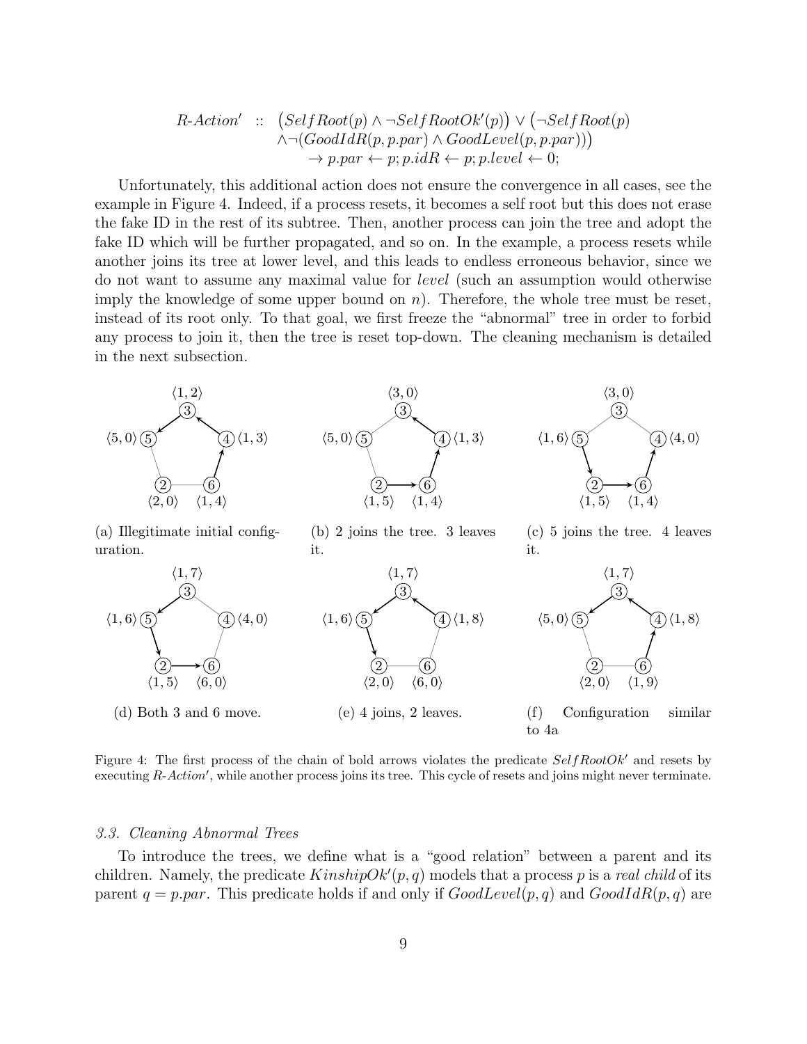$$
\begin{array}{rl}
\textit{R-Action}' :: & \big(\textit{SelfRoot}(p) \wedge \neg \textit{SelfRootOk}'(p)\big) \vee \big(\neg \textit{SelfRoot}(p) \\
& \wedge \neg(\textit{GoodIdR}(p, p.par) \wedge \textit{GoodLevel}(p, p.par))\big) \\
& \rightarrow p.par \leftarrow p; p.idR \leftarrow p; p.level \leftarrow 0;
\end{array}
$$

Unfortunately, this additional action does not ensure the convergence in all cases, see the example in Figure 4. Indeed, if a process resets, it becomes a self root but this does not erase the fake ID in the rest of its subtree. Then, another process can join the tree and adopt the fake ID which will be further propagated, and so on. In the example, a process resets while another joins its tree at lower level, and this leads to endless erroneous behavior, since we do not want to assume any maximal value for *level* (such an assumption would otherwise imply the knowledge of some upper bound on $n$). Therefore, the whole tree must be reset, instead of its root only. To that goal, we first freeze the "abnormal" tree in order to forbid any process to join it, then the tree is reset top-down. The cleaning mechanism is detailed in the next subsection.

(a) Illegitimate initial configuration.

(b) 2 joins the tree. 3 leaves it.

(c) 5 joins the tree. 4 leaves it.

(d) Both 3 and 6 move.

(e) 4 joins, 2 leaves.

(f) Configuration similar to 4a

Figure 4: The first process of the chain of bold arrows violates the predicate $\textit{SelfRootOk}'$ and resets by executing *R-Action*$'$, while another process joins its tree. This cycle of resets and joins might never terminate.

### 3.3. Cleaning Abnormal Trees

To introduce the trees, we define what is a "good relation" between a parent and its children. Namely, the predicate $\textit{KinshipOk}'(p, q)$ models that a process $p$ is a *real child* of its parent $q = p.par$. This predicate holds if and only if $\textit{GoodLevel}(p, q)$ and $\textit{GoodIdR}(p, q)$ are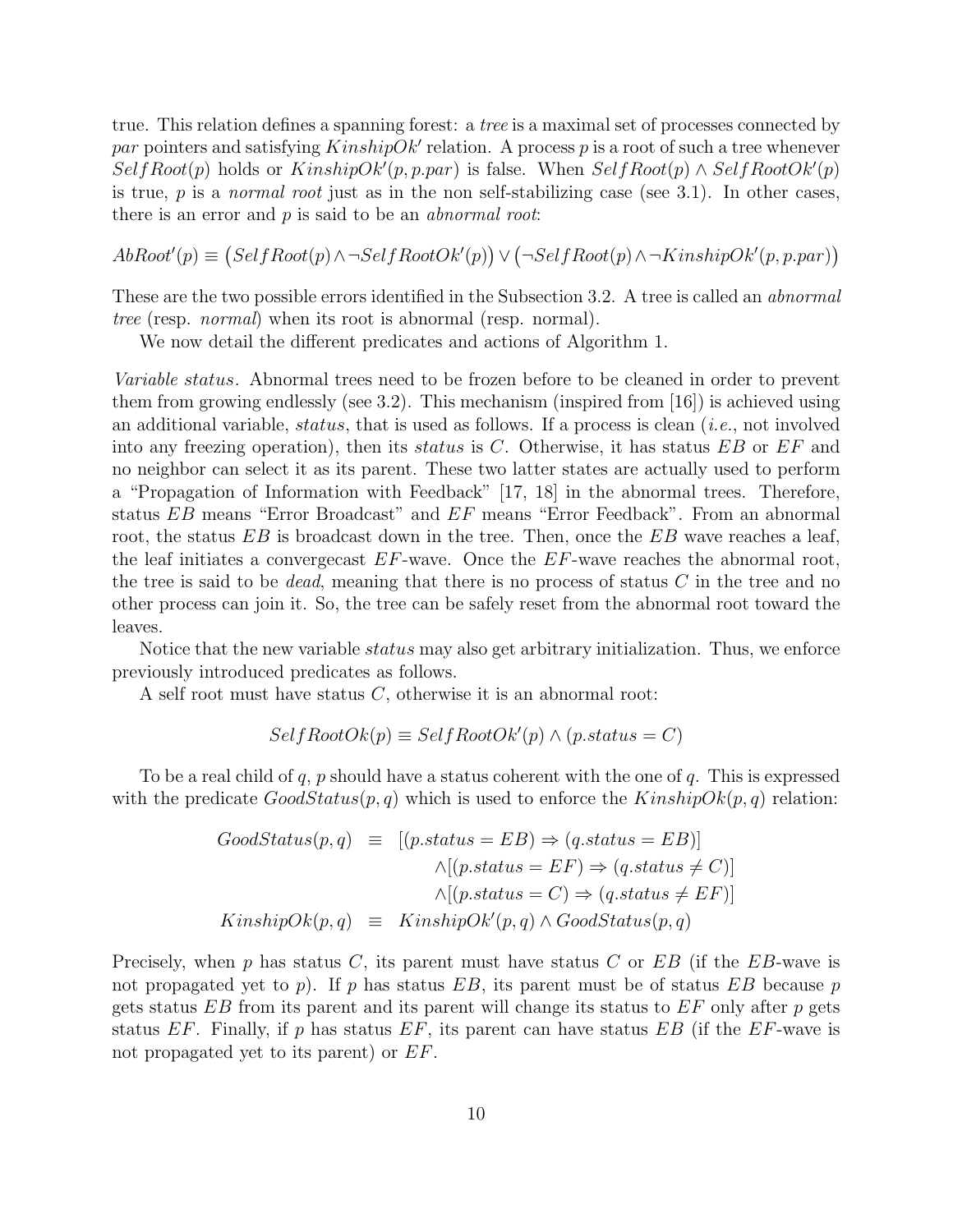true. This relation defines a spanning forest: a *tree* is a maximal set of processes connected by *par* pointers and satisfying $KinshipOk'$ relation. A process $p$ is a root of such a tree whenever $SelfRoot(p)$ holds or $KinshipOk'(p, p.par)$ is false. When $SelfRoot(p) \wedge SelfRootOk'(p)$ is true, $p$ is a *normal root* just as in the non self-stabilizing case (see 3.1). In other cases, there is an error and $p$ is said to be an *abnormal root*:

$$AbRoot'(p) \equiv \big(SelfRoot(p) \wedge \neg SelfRootOk'(p)\big) \vee \big(\neg SelfRoot(p) \wedge \neg KinshipOk'(p, p.par)\big)$$

These are the two possible errors identified in the Subsection 3.2. A tree is called an *abnormal tree* (resp. *normal*) when its root is abnormal (resp. normal).

We now detail the different predicates and actions of Algorithm 1.

*Variable status.* Abnormal trees need to be frozen before to be cleaned in order to prevent them from growing endlessly (see 3.2). This mechanism (inspired from [16]) is achieved using an additional variable, *status*, that is used as follows. If a process is clean (*i.e.*, not involved into any freezing operation), then its *status* is $C$. Otherwise, it has status $EB$ or $EF$ and no neighbor can select it as its parent. These two latter states are actually used to perform a "Propagation of Information with Feedback" [17, 18] in the abnormal trees. Therefore, status $EB$ means "Error Broadcast" and $EF$ means "Error Feedback". From an abnormal root, the status $EB$ is broadcast down in the tree. Then, once the $EB$ wave reaches a leaf, the leaf initiates a convergecast $EF$-wave. Once the $EF$-wave reaches the abnormal root, the tree is said to be *dead*, meaning that there is no process of status $C$ in the tree and no other process can join it. So, the tree can be safely reset from the abnormal root toward the leaves.

Notice that the new variable *status* may also get arbitrary initialization. Thus, we enforce previously introduced predicates as follows.

A self root must have status $C$, otherwise it is an abnormal root:

$$SelfRootOk(p) \equiv SelfRootOk'(p) \wedge (p.status = C)$$

To be a real child of $q$, $p$ should have a status coherent with the one of $q$. This is expressed with the predicate $GoodStatus(p, q)$ which is used to enforce the $KinshipOk(p, q)$ relation:

$$\begin{aligned}
GoodStatus(p,q) \quad &\equiv \quad [(p.status = EB) \Rightarrow (q.status = EB)] \\
&\qquad \wedge[(p.status = EF) \Rightarrow (q.status \neq C)] \\
&\qquad \wedge[(p.status = C) \Rightarrow (q.status \neq EF)] \\
KinshipOk(p,q) \quad &\equiv \quad KinshipOk'(p,q) \wedge GoodStatus(p,q)
\end{aligned}$$

Precisely, when $p$ has status $C$, its parent must have status $C$ or $EB$ (if the $EB$-wave is not propagated yet to $p$). If $p$ has status $EB$, its parent must be of status $EB$ because $p$ gets status $EB$ from its parent and its parent will change its status to $EF$ only after $p$ gets status $EF$. Finally, if $p$ has status $EF$, its parent can have status $EB$ (if the $EF$-wave is not propagated yet to its parent) or $EF$.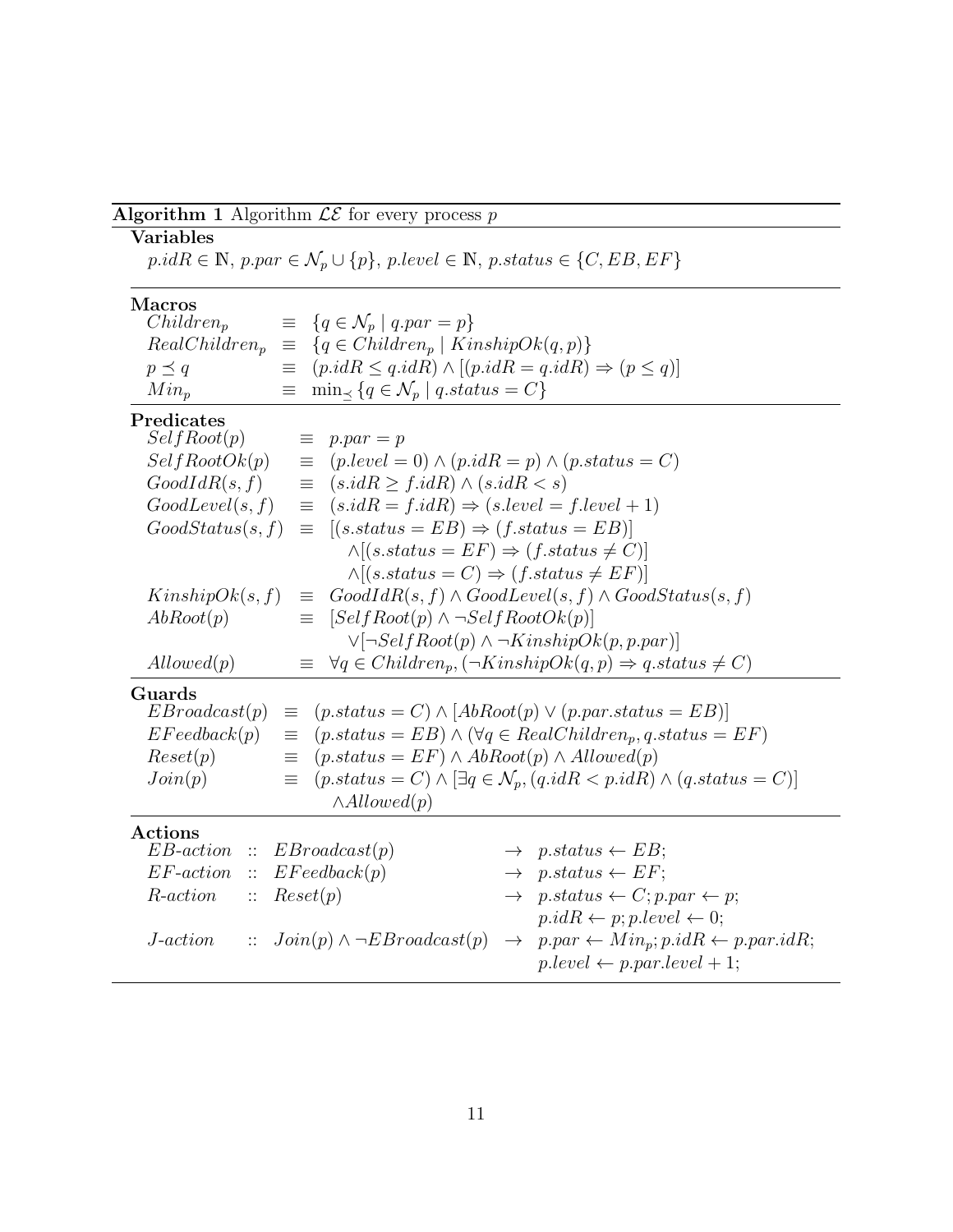**Algorithm 1** Algorithm $\mathcal{LE}$ for every process $p$

**Variables**

$p.idR \in \mathbb{N}$, $p.par \in \mathcal{N}_p \cup \{p\}$, $p.level \in \mathbb{N}$, $p.status \in \{C, EB, EF\}$

**Macros**

$$
\begin{aligned}
Children_p &\equiv \{q \in \mathcal{N}_p \mid q.par = p\} \\
RealChildren_p &\equiv \{q \in Children_p \mid KinshipOk(q, p)\} \\
p \preceq q &\equiv (p.idR \leq q.idR) \wedge [(p.idR = q.idR) \Rightarrow (p \leq q)] \\
Min_p &\equiv \min_{\preceq} \{q \in \mathcal{N}_p \mid q.status = C\}
\end{aligned}
$$

**Predicates**

$$
\begin{aligned}
SelfRoot(p) &\equiv p.par = p \\
SelfRootOk(p) &\equiv (p.level = 0) \wedge (p.idR = p) \wedge (p.status = C) \\
GoodIdR(s, f) &\equiv (s.idR \geq f.idR) \wedge (s.idR < s) \\
GoodLevel(s, f) &\equiv (s.idR = f.idR) \Rightarrow (s.level = f.level + 1) \\
GoodStatus(s, f) &\equiv [(s.status = EB) \Rightarrow (f.status = EB)] \\
&\quad\; \wedge [(s.status = EF) \Rightarrow (f.status \neq C)] \\
&\quad\; \wedge [(s.status = C) \Rightarrow (f.status \neq EF)] \\
KinshipOk(s, f) &\equiv GoodIdR(s, f) \wedge GoodLevel(s, f) \wedge GoodStatus(s, f) \\
AbRoot(p) &\equiv [SelfRoot(p) \wedge \neg SelfRootOk(p)] \\
&\quad\; \vee [\neg SelfRoot(p) \wedge \neg KinshipOk(p, p.par)] \\
Allowed(p) &\equiv \forall q \in Children_p, (\neg KinshipOk(q, p) \Rightarrow q.status \neq C)
\end{aligned}
$$

**Guards**

$$
\begin{aligned}
EBroadcast(p) &\equiv (p.status = C) \wedge [AbRoot(p) \vee (p.par.status = EB)] \\
EFeedback(p) &\equiv (p.status = EB) \wedge (\forall q \in RealChildren_p, q.status = EF) \\
Reset(p) &\equiv (p.status = EF) \wedge AbRoot(p) \wedge Allowed(p) \\
Join(p) &\equiv (p.status = C) \wedge [\exists q \in \mathcal{N}_p, (q.idR < p.idR) \wedge (q.status = C)] \\
&\quad\; \wedge Allowed(p)
\end{aligned}
$$

**Actions**

$$
\begin{aligned}
&EB\text{-}action &&:: \; EBroadcast(p) &&\rightarrow \; p.status \leftarrow EB; \\
&EF\text{-}action &&:: \; EFeedback(p) &&\rightarrow \; p.status \leftarrow EF; \\
&R\text{-}action &&:: \; Reset(p) &&\rightarrow \; p.status \leftarrow C; p.par \leftarrow p; \\
& && && \quad\; p.idR \leftarrow p; p.level \leftarrow 0; \\
&J\text{-}action &&:: \; Join(p) \wedge \neg EBroadcast(p) &&\rightarrow \; p.par \leftarrow Min_p; p.idR \leftarrow p.par.idR; \\
& && && \quad\; p.level \leftarrow p.par.level + 1;
\end{aligned}
$$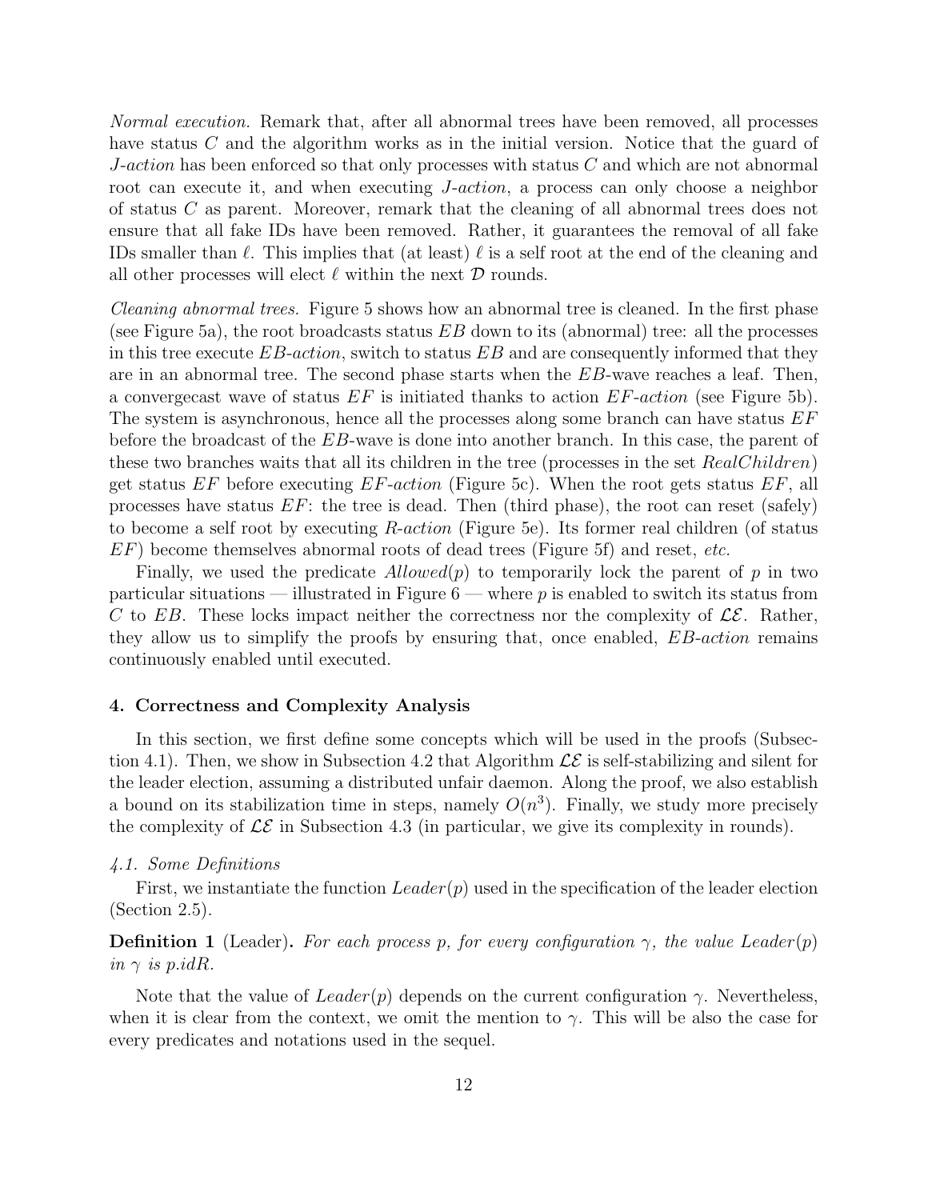*Normal execution.* Remark that, after all abnormal trees have been removed, all processes have status $C$ and the algorithm works as in the initial version. Notice that the guard of *J-action* has been enforced so that only processes with status $C$ and which are not abnormal root can execute it, and when executing *J-action*, a process can only choose a neighbor of status $C$ as parent. Moreover, remark that the cleaning of all abnormal trees does not ensure that all fake IDs have been removed. Rather, it guarantees the removal of all fake IDs smaller than $\ell$. This implies that (at least) $\ell$ is a self root at the end of the cleaning and all other processes will elect $\ell$ within the next $\mathcal{D}$ rounds.

*Cleaning abnormal trees.* Figure 5 shows how an abnormal tree is cleaned. In the first phase (see Figure 5a), the root broadcasts status $EB$ down to its (abnormal) tree: all the processes in this tree execute *EB-action*, switch to status $EB$ and are consequently informed that they are in an abnormal tree. The second phase starts when the $EB$-wave reaches a leaf. Then, a convergecast wave of status $EF$ is initiated thanks to action *EF-action* (see Figure 5b). The system is asynchronous, hence all the processes along some branch can have status $EF$ before the broadcast of the $EB$-wave is done into another branch. In this case, the parent of these two branches waits that all its children in the tree (processes in the set $RealChildren$) get status $EF$ before executing *EF-action* (Figure 5c). When the root gets status $EF$, all processes have status $EF$: the tree is dead. Then (third phase), the root can reset (safely) to become a self root by executing *R-action* (Figure 5e). Its former real children (of status $EF$) become themselves abnormal roots of dead trees (Figure 5f) and reset, *etc.*

Finally, we used the predicate $Allowed(p)$ to temporarily lock the parent of $p$ in two particular situations — illustrated in Figure 6 — where $p$ is enabled to switch its status from $C$ to $EB$. These locks impact neither the correctness nor the complexity of $\mathcal{LE}$. Rather, they allow us to simplify the proofs by ensuring that, once enabled, *EB-action* remains continuously enabled until executed.

### 4. Correctness and Complexity Analysis

In this section, we first define some concepts which will be used in the proofs (Subsection 4.1). Then, we show in Subsection 4.2 that Algorithm $\mathcal{LE}$ is self-stabilizing and silent for the leader election, assuming a distributed unfair daemon. Along the proof, we also establish a bound on its stabilization time in steps, namely $O(n^3)$. Finally, we study more precisely the complexity of $\mathcal{LE}$ in Subsection 4.3 (in particular, we give its complexity in rounds).

#### *4.1. Some Definitions*

First, we instantiate the function $Leader(p)$ used in the specification of the leader election (Section 2.5).

**Definition 1** (Leader)**.** *For each process $p$, for every configuration $\gamma$, the value $Leader(p)$ in $\gamma$ is $p.idR$.*

Note that the value of $Leader(p)$ depends on the current configuration $\gamma$. Nevertheless, when it is clear from the context, we omit the mention to $\gamma$. This will be also the case for every predicates and notations used in the sequel.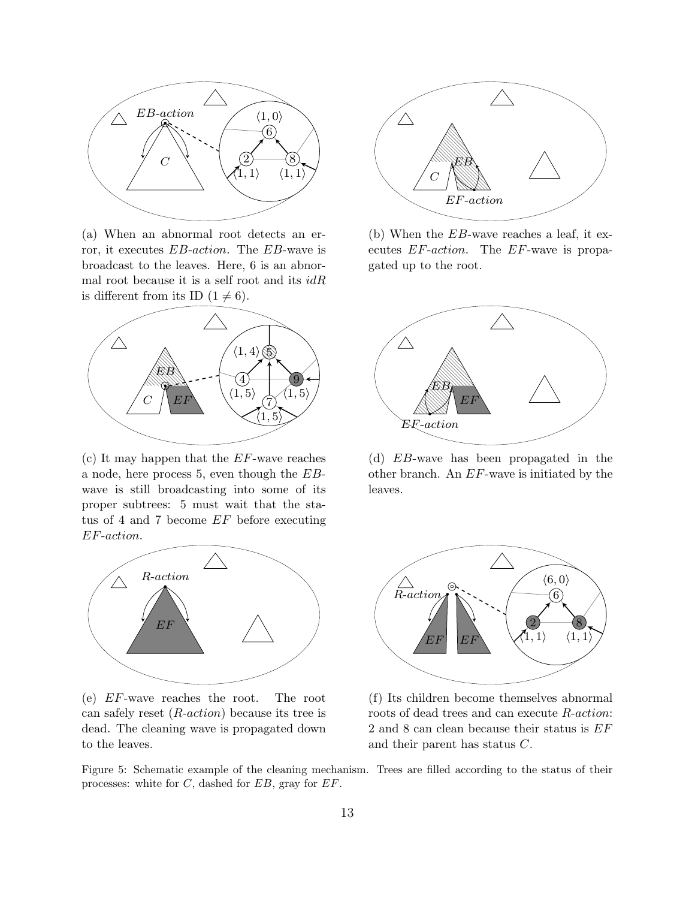(a) When an abnormal root detects an error, it executes *EB-action*. The *EB*-wave is broadcast to the leaves. Here, 6 is an abnormal root because it is a self root and its *idR* is different from its ID ($1 \neq 6$).

(b) When the *EB*-wave reaches a leaf, it executes *EF-action*. The *EF*-wave is propagated up to the root.

(c) It may happen that the *EF*-wave reaches a node, here process 5, even though the *EB*-wave is still broadcasting into some of its proper subtrees: 5 must wait that the status of 4 and 7 become *EF* before executing *EF-action*.

(d) *EB*-wave has been propagated in the other branch. An *EF*-wave is initiated by the leaves.

(e) *EF*-wave reaches the root. The root can safely reset (*R-action*) because its tree is dead. The cleaning wave is propagated down to the leaves.

(f) Its children become themselves abnormal roots of dead trees and can execute *R-action*: 2 and 8 can clean because their status is *EF* and their parent has status *C*.

Figure 5: Schematic example of the cleaning mechanism. Trees are filled according to the status of their processes: white for *C*, dashed for *EB*, gray for *EF*.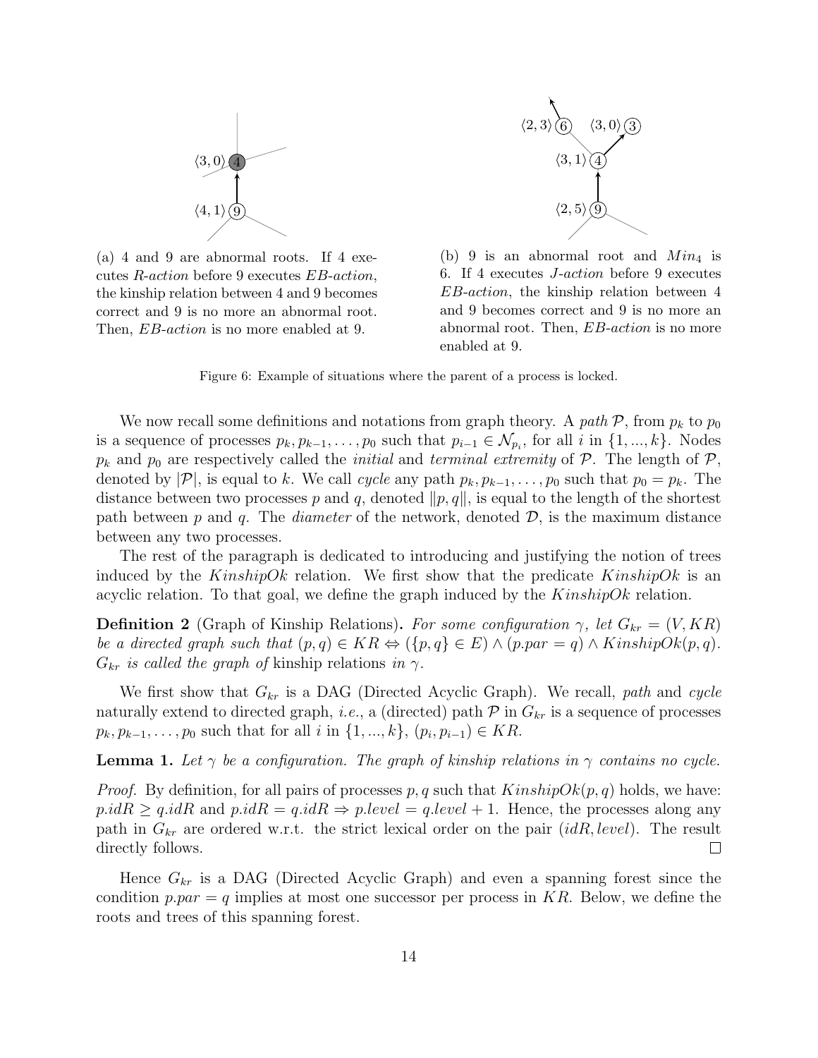(a) 4 and 9 are abnormal roots. If 4 executes *R-action* before 9 executes *EB-action*, the kinship relation between 4 and 9 becomes correct and 9 is no more an abnormal root. Then, *EB-action* is no more enabled at 9.

(b) 9 is an abnormal root and $Min_4$ is 6. If 4 executes *J-action* before 9 executes *EB-action*, the kinship relation between 4 and 9 becomes correct and 9 is no more an abnormal root. Then, *EB-action* is no more enabled at 9.

Figure 6: Example of situations where the parent of a process is locked.

We now recall some definitions and notations from graph theory. A *path* $\mathcal{P}$, from $p_k$ to $p_0$ is a sequence of processes $p_k, p_{k-1}, \ldots, p_0$ such that $p_{i-1} \in \mathcal{N}_{p_i}$, for all $i$ in $\{1, ..., k\}$. Nodes $p_k$ and $p_0$ are respectively called the *initial* and *terminal extremity* of $\mathcal{P}$. The length of $\mathcal{P}$, denoted by $|\mathcal{P}|$, is equal to $k$. We call *cycle* any path $p_k, p_{k-1}, \ldots, p_0$ such that $p_0 = p_k$. The distance between two processes $p$ and $q$, denoted $\|p, q\|$, is equal to the length of the shortest path between $p$ and $q$. The *diameter* of the network, denoted $\mathcal{D}$, is the maximum distance between any two processes.

The rest of the paragraph is dedicated to introducing and justifying the notion of trees induced by the $KinshipOk$ relation. We first show that the predicate $KinshipOk$ is an acyclic relation. To that goal, we define the graph induced by the $KinshipOk$ relation.

**Definition 2** (Graph of Kinship Relations). *For some configuration $\gamma$, let $G_{kr} = (V, KR)$ be a directed graph such that $(p, q) \in KR \Leftrightarrow (\{p, q\} \in E) \wedge (p.par = q) \wedge KinshipOk(p, q)$. $G_{kr}$ is called the graph of* kinship relations *in $\gamma$.*

We first show that $G_{kr}$ is a DAG (Directed Acyclic Graph). We recall, *path* and *cycle* naturally extend to directed graph, *i.e.*, a (directed) path $\mathcal{P}$ in $G_{kr}$ is a sequence of processes $p_k, p_{k-1}, \ldots, p_0$ such that for all $i$ in $\{1, ..., k\}$, $(p_i, p_{i-1}) \in KR$.

**Lemma 1.** *Let $\gamma$ be a configuration. The graph of kinship relations in $\gamma$ contains no cycle.*

*Proof.* By definition, for all pairs of processes $p, q$ such that $KinshipOk(p, q)$ holds, we have: $p.idR \geq q.idR$ and $p.idR = q.idR \Rightarrow p.level = q.level + 1$. Hence, the processes along any path in $G_{kr}$ are ordered w.r.t. the strict lexical order on the pair $(idR, level)$. The result directly follows. □

Hence $G_{kr}$ is a DAG (Directed Acyclic Graph) and even a spanning forest since the condition $p.par = q$ implies at most one successor per process in $KR$. Below, we define the roots and trees of this spanning forest.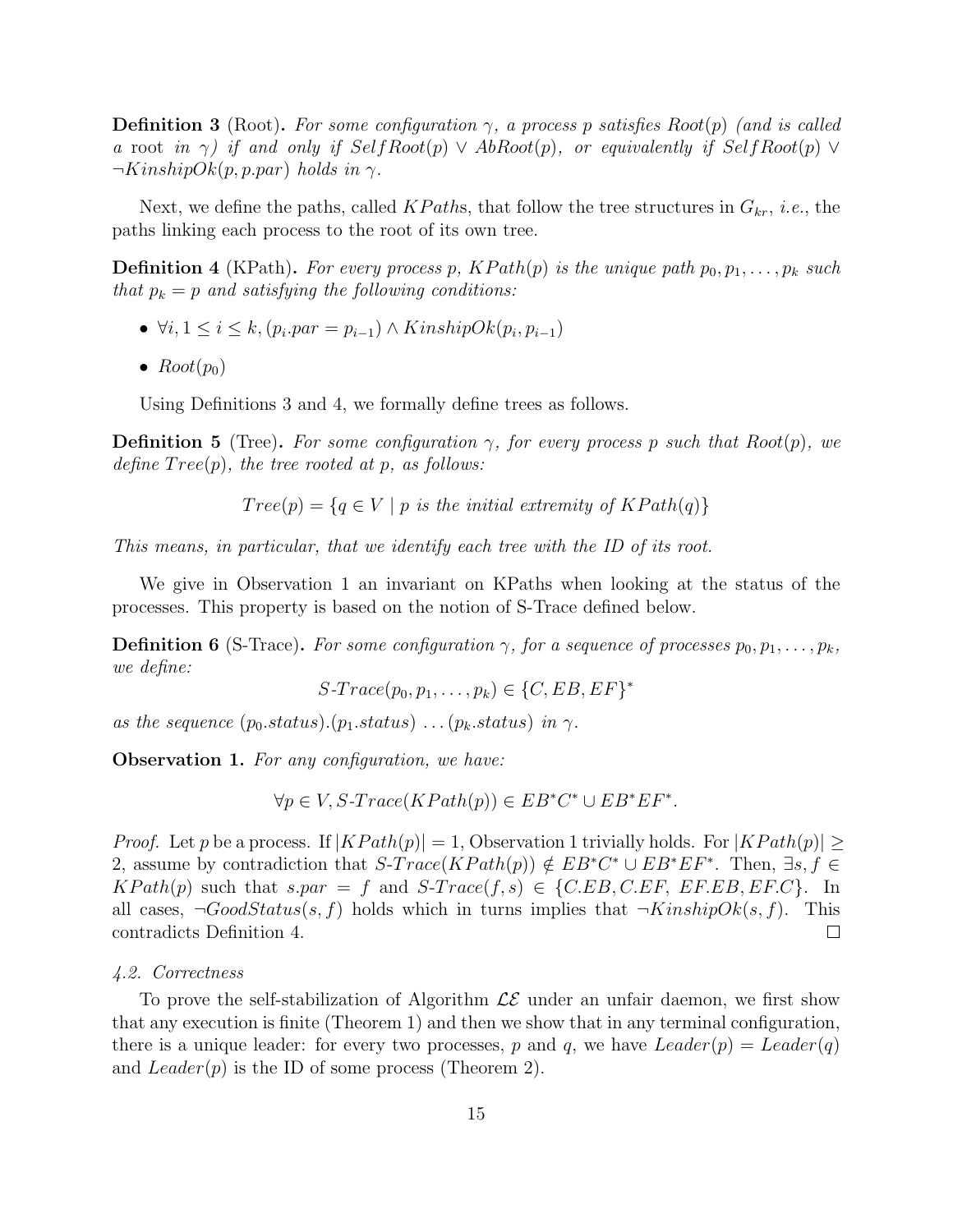**Definition 3** (Root)**.** *For some configuration $\gamma$, a process $p$ satisfies $Root(p)$ (and is called a* root *in $\gamma$) if and only if $SelfRoot(p) \vee AbRoot(p)$, or equivalently if $SelfRoot(p) \vee \neg KinshipOk(p, p.par)$ holds in $\gamma$.*

Next, we define the paths, called $KPath$s, that follow the tree structures in $G_{kr}$, *i.e.*, the paths linking each process to the root of its own tree.

**Definition 4** (KPath)**.** *For every process $p$, $KPath(p)$ is the unique path $p_0, p_1, \ldots, p_k$ such that $p_k = p$ and satisfying the following conditions:*

- $\forall i, 1 \leq i \leq k, (p_i.par = p_{i-1}) \wedge KinshipOk(p_i, p_{i-1})$
- $Root(p_0)$

Using Definitions 3 and 4, we formally define trees as follows.

**Definition 5** (Tree)**.** *For some configuration $\gamma$, for every process $p$ such that $Root(p)$, we define $Tree(p)$, the tree rooted at $p$, as follows:*

$$Tree(p) = \{q \in V \mid p \textit{ is the initial extremity of } KPath(q)\}$$

*This means, in particular, that we identify each tree with the ID of its root.*

We give in Observation 1 an invariant on KPaths when looking at the status of the processes. This property is based on the notion of S-Trace defined below.

**Definition 6** (S-Trace)**.** *For some configuration $\gamma$, for a sequence of processes $p_0, p_1, \ldots, p_k$, we define:*

$$S\text{-}Trace(p_0, p_1, \ldots, p_k) \in \{C, EB, EF\}^*$$

*as the sequence $(p_0.status).(p_1.status) \ldots (p_k.status)$ in $\gamma$.*

**Observation 1.** *For any configuration, we have:*

$$\forall p \in V, S\text{-}Trace(KPath(p)) \in EB^*C^* \cup EB^*EF^*.$$

*Proof.* Let $p$ be a process. If $|KPath(p)| = 1$, Observation 1 trivially holds. For $|KPath(p)| \geq 2$, assume by contradiction that $S\text{-}Trace(KPath(p)) \notin EB^*C^* \cup EB^*EF^*$. Then, $\exists s, f \in KPath(p)$ such that $s.par = f$ and $S\text{-}Trace(f, s) \in \{C.EB, C.EF, EF.EB, EF.C\}$. In all cases, $\neg GoodStatus(s, f)$ holds which in turns implies that $\neg KinshipOk(s, f)$. This contradicts Definition 4. $\square$

*4.2. Correctness*

To prove the self-stabilization of Algorithm $\mathcal{LE}$ under an unfair daemon, we first show that any execution is finite (Theorem 1) and then we show that in any terminal configuration, there is a unique leader: for every two processes, $p$ and $q$, we have $Leader(p) = Leader(q)$ and $Leader(p)$ is the ID of some process (Theorem 2).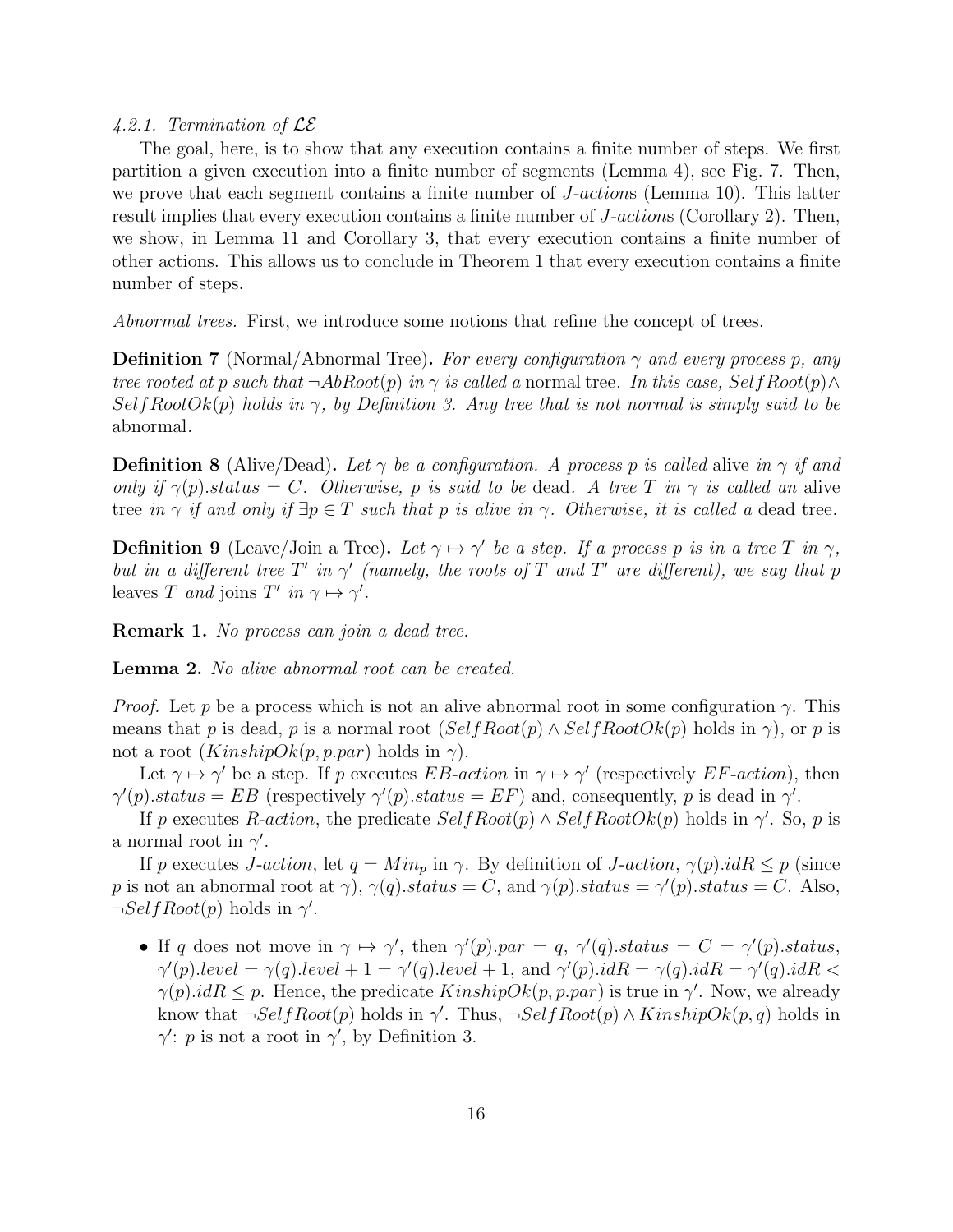#### 4.2.1. Termination of $\mathcal{LE}$

The goal, here, is to show that any execution contains a finite number of steps. We first partition a given execution into a finite number of segments (Lemma 4), see Fig. 7. Then, we prove that each segment contains a finite number of *J-action*s (Lemma 10). This latter result implies that every execution contains a finite number of *J-action*s (Corollary 2). Then, we show, in Lemma 11 and Corollary 3, that every execution contains a finite number of other actions. This allows us to conclude in Theorem 1 that every execution contains a finite number of steps.

*Abnormal trees.* First, we introduce some notions that refine the concept of trees.

**Definition 7** (Normal/Abnormal Tree)**.** *For every configuration $\gamma$ and every process $p$, any tree rooted at $p$ such that $\neg AbRoot(p)$ in $\gamma$ is called a* normal tree. *In this case, $SelfRoot(p) \wedge SelfRootOk(p)$ holds in $\gamma$, by Definition 3. Any tree that is not normal is simply said to be* abnormal*.*

**Definition 8** (Alive/Dead)**.** *Let $\gamma$ be a configuration. A process $p$ is called* alive *in $\gamma$ if and only if $\gamma(p).status = C$. Otherwise, $p$ is said to be* dead*. A tree $T$ in $\gamma$ is called an* alive tree *in $\gamma$ if and only if $\exists p \in T$ such that $p$ is alive in $\gamma$. Otherwise, it is called a* dead tree*.*

**Definition 9** (Leave/Join a Tree)**.** *Let $\gamma \mapsto \gamma'$ be a step. If a process $p$ is in a tree $T$ in $\gamma$, but in a different tree $T'$ in $\gamma'$ (namely, the roots of $T$ and $T'$ are different), we say that $p$* leaves *$T$ and* joins *$T'$ in $\gamma \mapsto \gamma'$.*

**Remark 1.** *No process can join a dead tree.*

**Lemma 2.** *No alive abnormal root can be created.*

*Proof.* Let $p$ be a process which is not an alive abnormal root in some configuration $\gamma$. This means that $p$ is dead, $p$ is a normal root ($SelfRoot(p) \wedge SelfRootOk(p)$ holds in $\gamma$), or $p$ is not a root ($KinshipOk(p, p.par)$ holds in $\gamma$).

Let $\gamma \mapsto \gamma'$ be a step. If $p$ executes *EB-action* in $\gamma \mapsto \gamma'$ (respectively *EF-action*), then $\gamma'(p).status = EB$ (respectively $\gamma'(p).status = EF$) and, consequently, $p$ is dead in $\gamma'$.

If $p$ executes *R-action*, the predicate $SelfRoot(p) \wedge SelfRootOk(p)$ holds in $\gamma'$. So, $p$ is a normal root in $\gamma'$.

If $p$ executes *J-action*, let $q = Min_p$ in $\gamma$. By definition of *J-action*, $\gamma(p).idR \leq p$ (since $p$ is not an abnormal root at $\gamma$), $\gamma(q).status = C$, and $\gamma(p).status = \gamma'(p).status = C$. Also, $\neg SelfRoot(p)$ holds in $\gamma'$.

- If $q$ does not move in $\gamma \mapsto \gamma'$, then $\gamma'(p).par = q$, $\gamma'(q).status = C = \gamma'(p).status$, $\gamma'(p).level = \gamma(q).level + 1 = \gamma'(q).level + 1$, and $\gamma'(p).idR = \gamma(q).idR = \gamma'(q).idR < \gamma(p).idR \leq p$. Hence, the predicate $KinshipOk(p, p.par)$ is true in $\gamma'$. Now, we already know that $\neg SelfRoot(p)$ holds in $\gamma'$. Thus, $\neg SelfRoot(p) \wedge KinshipOk(p, q)$ holds in $\gamma'$: $p$ is not a root in $\gamma'$, by Definition 3.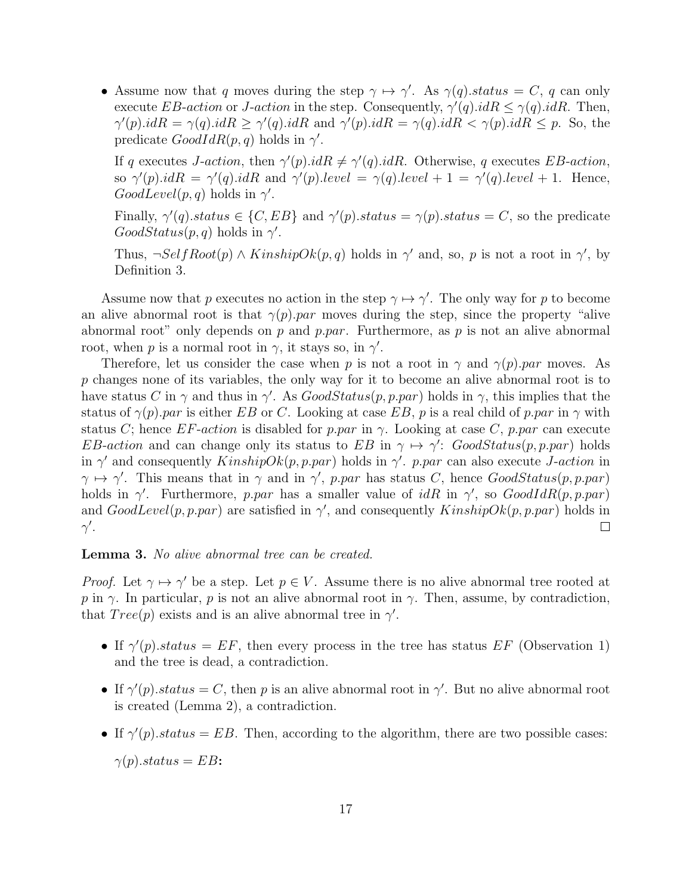- Assume now that $q$ moves during the step $\gamma \mapsto \gamma'$. As $\gamma(q).status = C$, $q$ can only execute *EB-action* or *J-action* in the step. Consequently, $\gamma'(q).idR \leq \gamma(q).idR$. Then, $\gamma'(p).idR = \gamma(q).idR \geq \gamma'(q).idR$ and $\gamma'(p).idR = \gamma(q).idR < \gamma(p).idR \leq p$. So, the predicate $GoodIdR(p, q)$ holds in $\gamma'$.

  If $q$ executes *J-action*, then $\gamma'(p).idR \neq \gamma'(q).idR$. Otherwise, $q$ executes *EB-action*, so $\gamma'(p).idR = \gamma'(q).idR$ and $\gamma'(p).level = \gamma(q).level + 1 = \gamma'(q).level + 1$. Hence, $GoodLevel(p, q)$ holds in $\gamma'$.

  Finally, $\gamma'(q).status \in \{C, EB\}$ and $\gamma'(p).status = \gamma(p).status = C$, so the predicate $GoodStatus(p, q)$ holds in $\gamma'$.

  Thus, $\neg SelfRoot(p) \wedge KinshipOk(p, q)$ holds in $\gamma'$ and, so, $p$ is not a root in $\gamma'$, by Definition 3.

Assume now that $p$ executes no action in the step $\gamma \mapsto \gamma'$. The only way for $p$ to become an alive abnormal root is that $\gamma(p).par$ moves during the step, since the property "alive abnormal root" only depends on $p$ and $p.par$. Furthermore, as $p$ is not an alive abnormal root, when $p$ is a normal root in $\gamma$, it stays so, in $\gamma'$.

Therefore, let us consider the case when $p$ is not a root in $\gamma$ and $\gamma(p).par$ moves. As $p$ changes none of its variables, the only way for it to become an alive abnormal root is to have status $C$ in $\gamma$ and thus in $\gamma'$. As $GoodStatus(p, p.par)$ holds in $\gamma$, this implies that the status of $\gamma(p).par$ is either $EB$ or $C$. Looking at case $EB$, $p$ is a real child of $p.par$ in $\gamma$ with status $C$; hence *EF-action* is disabled for $p.par$ in $\gamma$. Looking at case $C$, $p.par$ can execute *EB-action* and can change only its status to $EB$ in $\gamma \mapsto \gamma'$: $GoodStatus(p, p.par)$ holds in $\gamma'$ and consequently $KinshipOk(p, p.par)$ holds in $\gamma'$. $p.par$ can also execute *J-action* in $\gamma \mapsto \gamma'$. This means that in $\gamma$ and in $\gamma'$, $p.par$ has status $C$, hence $GoodStatus(p, p.par)$ holds in $\gamma'$. Furthermore, $p.par$ has a smaller value of $idR$ in $\gamma'$, so $GoodIdR(p, p.par)$ and $GoodLevel(p, p.par)$ are satisfied in $\gamma'$, and consequently $KinshipOk(p, p.par)$ holds in $\gamma'$. □

**Lemma 3.** *No alive abnormal tree can be created.*

*Proof.* Let $\gamma \mapsto \gamma'$ be a step. Let $p \in V$. Assume there is no alive abnormal tree rooted at $p$ in $\gamma$. In particular, $p$ is not an alive abnormal root in $\gamma$. Then, assume, by contradiction, that $Tree(p)$ exists and is an alive abnormal tree in $\gamma'$.

- If $\gamma'(p).status = EF$, then every process in the tree has status $EF$ (Observation 1) and the tree is dead, a contradiction.
- If $\gamma'(p).status = C$, then $p$ is an alive abnormal root in $\gamma'$. But no alive abnormal root is created (Lemma 2), a contradiction.
- If $\gamma'(p).status = EB$. Then, according to the algorithm, there are two possible cases:

  **$\gamma(p).status = EB$:**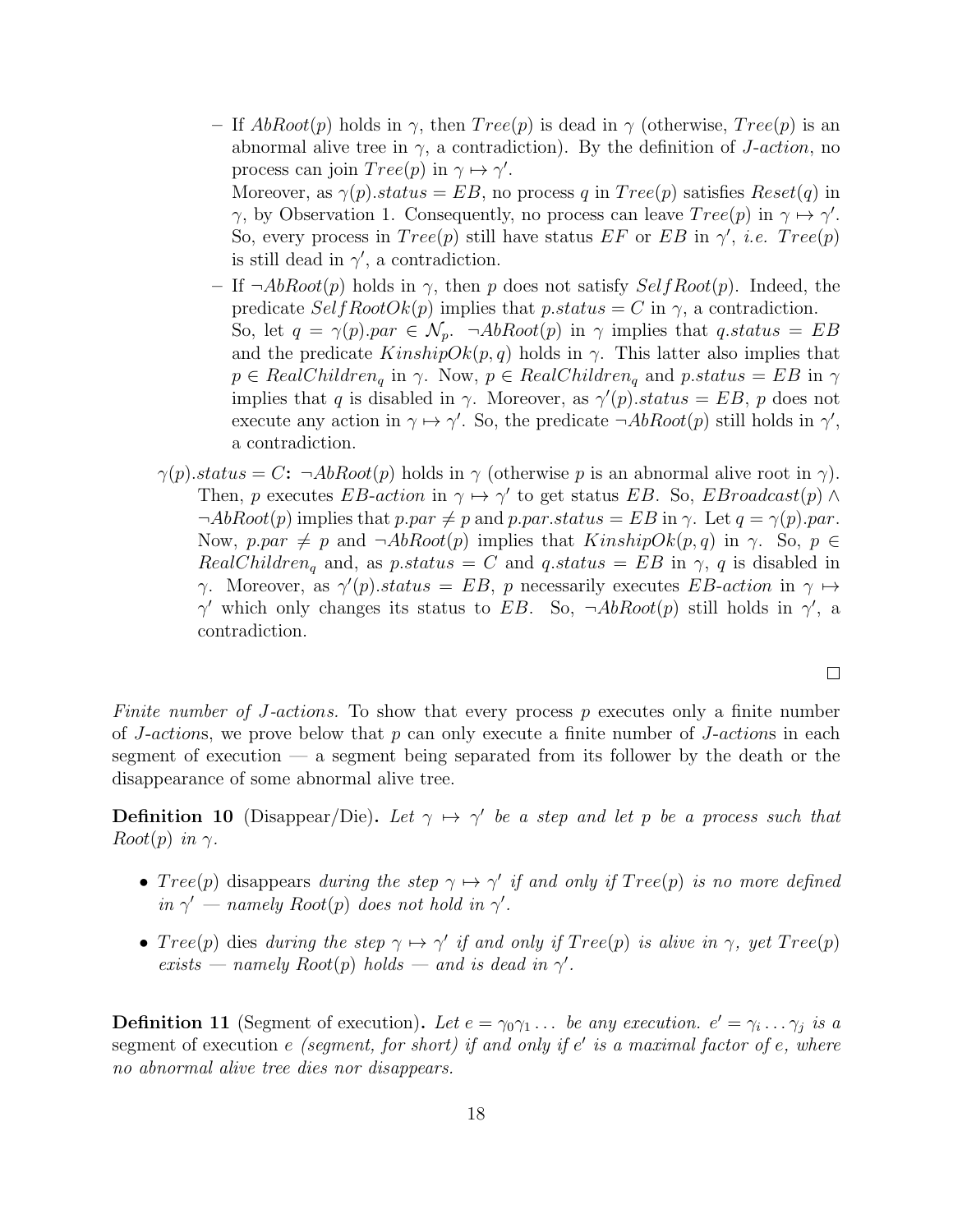- If *AbRoot*$(p)$ holds in $\gamma$, then $Tree(p)$ is dead in $\gamma$ (otherwise, $Tree(p)$ is an abnormal alive tree in $\gamma$, a contradiction). By the definition of *J-action*, no process can join $Tree(p)$ in $\gamma \mapsto \gamma'$.

    Moreover, as $\gamma(p).status = EB$, no process $q$ in $Tree(p)$ satisfies $Reset(q)$ in $\gamma$, by Observation 1. Consequently, no process can leave $Tree(p)$ in $\gamma \mapsto \gamma'$. So, every process in $Tree(p)$ still have status $EF$ or $EB$ in $\gamma'$, *i.e.* $Tree(p)$ is still dead in $\gamma'$, a contradiction.

  - If $\neg$*AbRoot*$(p)$ holds in $\gamma$, then $p$ does not satisfy $SelfRoot(p)$. Indeed, the predicate $SelfRootOk(p)$ implies that $p.status = C$ in $\gamma$, a contradiction.

    So, let $q = \gamma(p).par \in \mathcal{N}_p$. $\neg$*AbRoot*$(p)$ in $\gamma$ implies that $q.status = EB$ and the predicate $KinshipOk(p, q)$ holds in $\gamma$. This latter also implies that $p \in RealChildren_q$ in $\gamma$. Now, $p \in RealChildren_q$ and $p.status = EB$ in $\gamma$ implies that $q$ is disabled in $\gamma$. Moreover, as $\gamma'(p).status = EB$, $p$ does not execute any action in $\gamma \mapsto \gamma'$. So, the predicate $\neg$*AbRoot*$(p)$ still holds in $\gamma'$, a contradiction.

$\gamma(p).status = C$**:** $\neg$*AbRoot*$(p)$ holds in $\gamma$ (otherwise $p$ is an abnormal alive root in $\gamma$). Then, $p$ executes *EB-action* in $\gamma \mapsto \gamma'$ to get status $EB$. So, $EBroadcast(p) \wedge \neg$*AbRoot*$(p)$ implies that $p.par \neq p$ and $p.par.status = EB$ in $\gamma$. Let $q = \gamma(p).par$. Now, $p.par \neq p$ and $\neg$*AbRoot*$(p)$ implies that $KinshipOk(p, q)$ in $\gamma$. So, $p \in RealChildren_q$ and, as $p.status = C$ and $q.status = EB$ in $\gamma$, $q$ is disabled in $\gamma$. Moreover, as $\gamma'(p).status = EB$, $p$ necessarily executes *EB-action* in $\gamma \mapsto \gamma'$ which only changes its status to $EB$. So, $\neg$*AbRoot*$(p)$ still holds in $\gamma'$, a contradiction.

□

*Finite number of J-actions.* To show that every process $p$ executes only a finite number of *J-action*s, we prove below that $p$ can only execute a finite number of *J-action*s in each segment of execution — a segment being separated from its follower by the death or the disappearance of some abnormal alive tree.

**Definition 10** (Disappear/Die)**.** *Let $\gamma \mapsto \gamma'$ be a step and let $p$ be a process such that $Root(p)$ in $\gamma$.*

- $Tree(p)$ disappears *during the step $\gamma \mapsto \gamma'$ if and only if $Tree(p)$ is no more defined in $\gamma'$ — namely $Root(p)$ does not hold in $\gamma'$.*
- $Tree(p)$ dies *during the step $\gamma \mapsto \gamma'$ if and only if $Tree(p)$ is alive in $\gamma$, yet $Tree(p)$ exists — namely $Root(p)$ holds — and is dead in $\gamma'$.*

**Definition 11** (Segment of execution)**.** *Let $e = \gamma_0\gamma_1\dots$ be any execution. $e' = \gamma_i\dots\gamma_j$ is a* segment of execution $e$ *(segment, for short) if and only if $e'$ is a maximal factor of $e$, where no abnormal alive tree dies nor disappears.*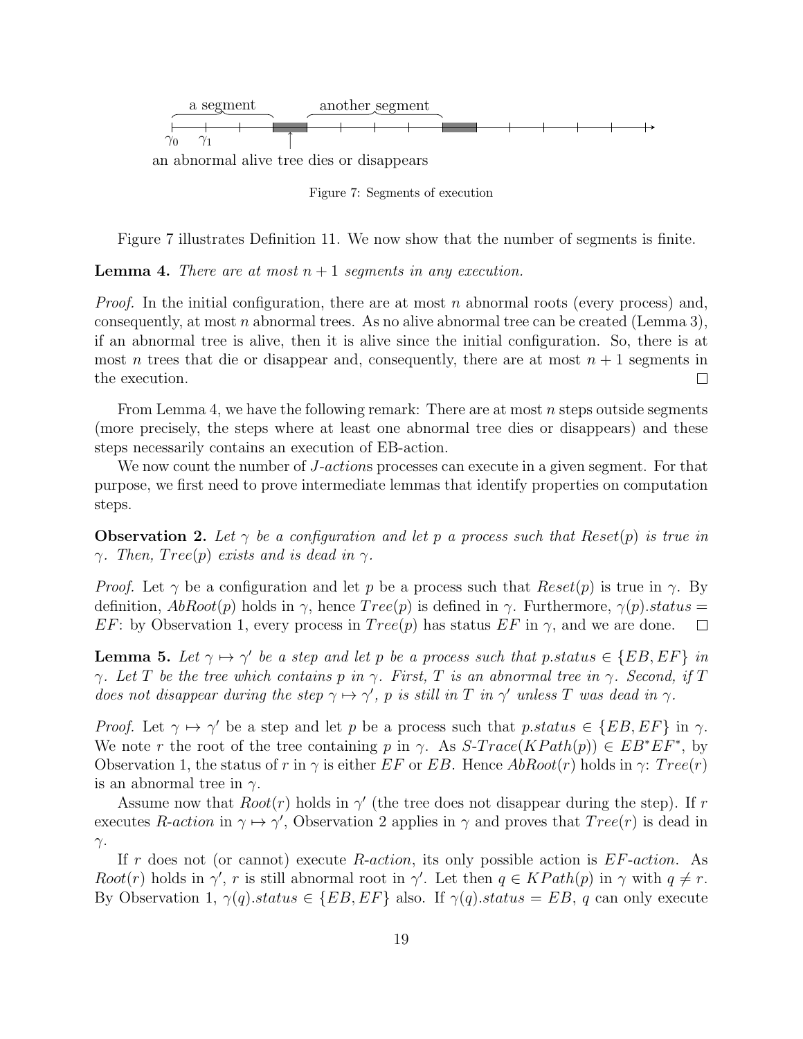Figure 7: Segments of execution

Figure 7 illustrates Definition 11. We now show that the number of segments is finite.

**Lemma 4.** *There are at most $n+1$ segments in any execution.*

*Proof.* In the initial configuration, there are at most $n$ abnormal roots (every process) and, consequently, at most $n$ abnormal trees. As no alive abnormal tree can be created (Lemma 3), if an abnormal tree is alive, then it is alive since the initial configuration. So, there is at most $n$ trees that die or disappear and, consequently, there are at most $n+1$ segments in the execution. $\square$

From Lemma 4, we have the following remark: There are at most $n$ steps outside segments (more precisely, the steps where at least one abnormal tree dies or disappears) and these steps necessarily contains an execution of EB-action.

We now count the number of *J-action*s processes can execute in a given segment. For that purpose, we first need to prove intermediate lemmas that identify properties on computation steps.

**Observation 2.** *Let $\gamma$ be a configuration and let $p$ a process such that $Reset(p)$ is true in $\gamma$. Then, $Tree(p)$ exists and is dead in $\gamma$.*

*Proof.* Let $\gamma$ be a configuration and let $p$ be a process such that $Reset(p)$ is true in $\gamma$. By definition, $AbRoot(p)$ holds in $\gamma$, hence $Tree(p)$ is defined in $\gamma$. Furthermore, $\gamma(p).status = EF$: by Observation 1, every process in $Tree(p)$ has status $EF$ in $\gamma$, and we are done. $\square$

**Lemma 5.** *Let $\gamma \mapsto \gamma'$ be a step and let $p$ be a process such that $p.status \in \{EB, EF\}$ in $\gamma$. Let $T$ be the tree which contains $p$ in $\gamma$. First, $T$ is an abnormal tree in $\gamma$. Second, if $T$ does not disappear during the step $\gamma \mapsto \gamma'$, $p$ is still in $T$ in $\gamma'$ unless $T$ was dead in $\gamma$.*

*Proof.* Let $\gamma \mapsto \gamma'$ be a step and let $p$ be a process such that $p.status \in \{EB, EF\}$ in $\gamma$. We note $r$ the root of the tree containing $p$ in $\gamma$. As $S\text{-}Trace(KPath(p)) \in EB^*EF^*$, by Observation 1, the status of $r$ in $\gamma$ is either $EF$ or $EB$. Hence $AbRoot(r)$ holds in $\gamma$: $Tree(r)$ is an abnormal tree in $\gamma$.

Assume now that $Root(r)$ holds in $\gamma'$ (the tree does not disappear during the step). If $r$ executes *R-action* in $\gamma \mapsto \gamma'$, Observation 2 applies in $\gamma$ and proves that $Tree(r)$ is dead in $\gamma$.

If $r$ does not (or cannot) execute *R-action*, its only possible action is *EF-action*. As $Root(r)$ holds in $\gamma'$, $r$ is still abnormal root in $\gamma'$. Let then $q \in KPath(p)$ in $\gamma$ with $q \neq r$. By Observation 1, $\gamma(q).status \in \{EB, EF\}$ also. If $\gamma(q).status = EB$, $q$ can only execute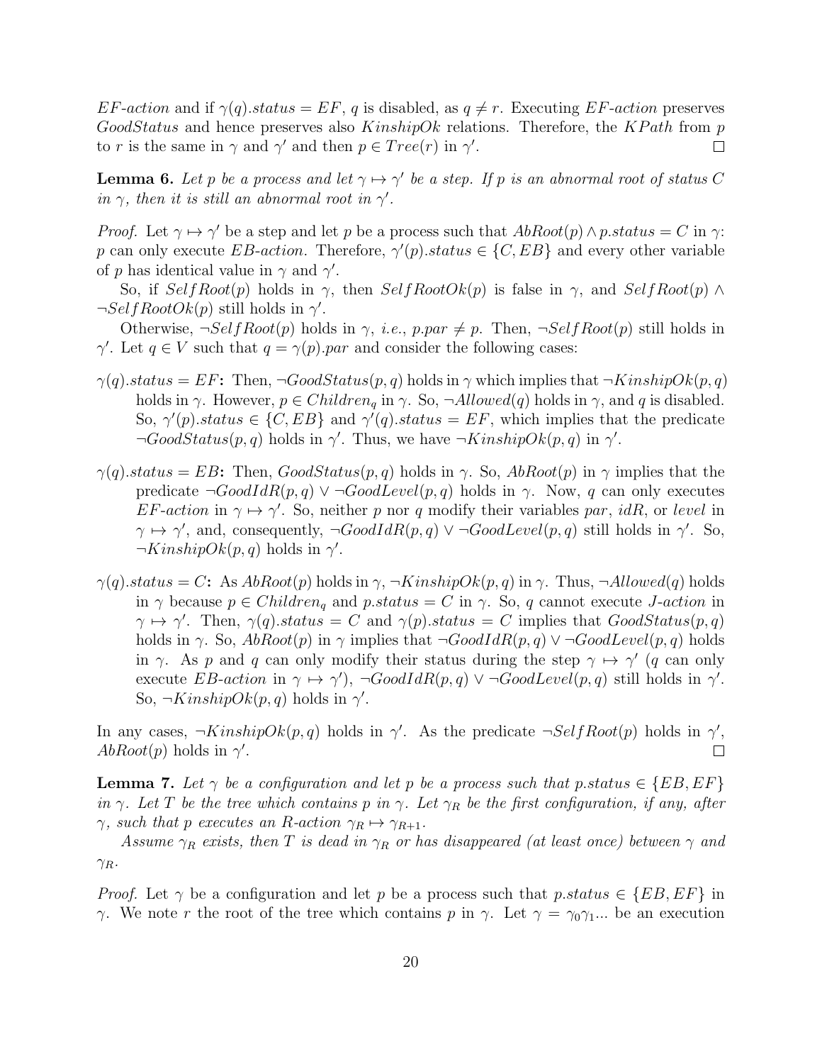*EF-action* and if $\gamma(q).status = EF$, $q$ is disabled, as $q \neq r$. Executing *EF-action* preserves $GoodStatus$ and hence preserves also $KinshipOk$ relations. Therefore, the $KPath$ from $p$ to $r$ is the same in $\gamma$ and $\gamma'$ and then $p \in Tree(r)$ in $\gamma'$. □

**Lemma 6.** *Let $p$ be a process and let $\gamma \mapsto \gamma'$ be a step. If $p$ is an abnormal root of status $C$ in $\gamma$, then it is still an abnormal root in $\gamma'$.*

*Proof.* Let $\gamma \mapsto \gamma'$ be a step and let $p$ be a process such that $AbRoot(p) \wedge p.status = C$ in $\gamma$: $p$ can only execute *EB-action*. Therefore, $\gamma'(p).status \in \{C, EB\}$ and every other variable of $p$ has identical value in $\gamma$ and $\gamma'$.

So, if $SelfRoot(p)$ holds in $\gamma$, then $SelfRootOk(p)$ is false in $\gamma$, and $SelfRoot(p) \wedge \neg SelfRootOk(p)$ still holds in $\gamma'$.

Otherwise, $\neg SelfRoot(p)$ holds in $\gamma$, *i.e.*, $p.par \neq p$. Then, $\neg SelfRoot(p)$ still holds in $\gamma'$. Let $q \in V$ such that $q = \gamma(p).par$ and consider the following cases:

- **$\gamma(q).status = EF$:** Then, $\neg GoodStatus(p, q)$ holds in $\gamma$ which implies that $\neg KinshipOk(p, q)$ holds in $\gamma$. However, $p \in Children_q$ in $\gamma$. So, $\neg Allowed(q)$ holds in $\gamma$, and $q$ is disabled. So, $\gamma'(p).status \in \{C, EB\}$ and $\gamma'(q).status = EF$, which implies that the predicate $\neg GoodStatus(p, q)$ holds in $\gamma'$. Thus, we have $\neg KinshipOk(p, q)$ in $\gamma'$.

- **$\gamma(q).status = EB$:** Then, $GoodStatus(p, q)$ holds in $\gamma$. So, $AbRoot(p)$ in $\gamma$ implies that the predicate $\neg GoodIdR(p, q) \vee \neg GoodLevel(p, q)$ holds in $\gamma$. Now, $q$ can only executes *EF-action* in $\gamma \mapsto \gamma'$. So, neither $p$ nor $q$ modify their variables $par$, $idR$, or $level$ in $\gamma \mapsto \gamma'$, and, consequently, $\neg GoodIdR(p, q) \vee \neg GoodLevel(p, q)$ still holds in $\gamma'$. So, $\neg KinshipOk(p, q)$ holds in $\gamma'$.

- **$\gamma(q).status = C$:** As $AbRoot(p)$ holds in $\gamma$, $\neg KinshipOk(p, q)$ in $\gamma$. Thus, $\neg Allowed(q)$ holds in $\gamma$ because $p \in Children_q$ and $p.status = C$ in $\gamma$. So, $q$ cannot execute *J-action* in $\gamma \mapsto \gamma'$. Then, $\gamma(q).status = C$ and $\gamma(p).status = C$ implies that $GoodStatus(p, q)$ holds in $\gamma$. So, $AbRoot(p)$ in $\gamma$ implies that $\neg GoodIdR(p, q) \vee \neg GoodLevel(p, q)$ holds in $\gamma$. As $p$ and $q$ can only modify their status during the step $\gamma \mapsto \gamma'$ ($q$ can only execute *EB-action* in $\gamma \mapsto \gamma'$), $\neg GoodIdR(p, q) \vee \neg GoodLevel(p, q)$ still holds in $\gamma'$. So, $\neg KinshipOk(p, q)$ holds in $\gamma'$.

In any cases, $\neg KinshipOk(p, q)$ holds in $\gamma'$. As the predicate $\neg SelfRoot(p)$ holds in $\gamma'$, $AbRoot(p)$ holds in $\gamma'$. □

**Lemma 7.** *Let $\gamma$ be a configuration and let $p$ be a process such that $p.status \in \{EB, EF\}$ in $\gamma$. Let $T$ be the tree which contains $p$ in $\gamma$. Let $\gamma_R$ be the first configuration, if any, after $\gamma$, such that $p$ executes an R-action $\gamma_R \mapsto \gamma_{R+1}$.*

*Assume $\gamma_R$ exists, then $T$ is dead in $\gamma_R$ or has disappeared (at least once) between $\gamma$ and $\gamma_R$.*

*Proof.* Let $\gamma$ be a configuration and let $p$ be a process such that $p.status \in \{EB, EF\}$ in $\gamma$. We note $r$ the root of the tree which contains $p$ in $\gamma$. Let $\gamma = \gamma_0\gamma_1...$ be an execution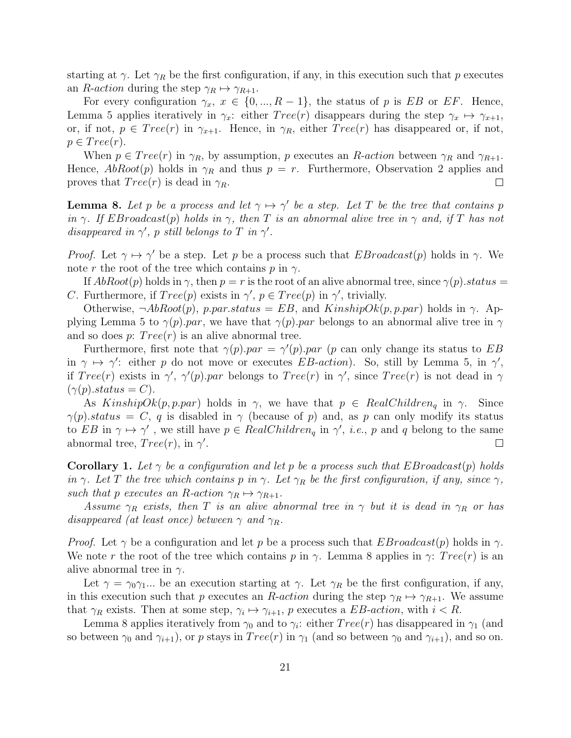starting at $\gamma$. Let $\gamma_R$ be the first configuration, if any, in this execution such that $p$ executes an *R-action* during the step $\gamma_R \mapsto \gamma_{R+1}$.

For every configuration $\gamma_x$, $x \in \{0, ..., R-1\}$, the status of $p$ is $EB$ or $EF$. Hence, Lemma 5 applies iteratively in $\gamma_x$: either $Tree(r)$ disappears during the step $\gamma_x \mapsto \gamma_{x+1}$, or, if not, $p \in Tree(r)$ in $\gamma_{x+1}$. Hence, in $\gamma_R$, either $Tree(r)$ has disappeared or, if not, $p \in Tree(r)$.

When $p \in Tree(r)$ in $\gamma_R$, by assumption, $p$ executes an *R-action* between $\gamma_R$ and $\gamma_{R+1}$. Hence, $AbRoot(p)$ holds in $\gamma_R$ and thus $p = r$. Furthermore, Observation 2 applies and proves that $Tree(r)$ is dead in $\gamma_R$. □

**Lemma 8.** *Let $p$ be a process and let $\gamma \mapsto \gamma'$ be a step. Let $T$ be the tree that contains $p$ in $\gamma$. If $EBroadcast(p)$ holds in $\gamma$, then $T$ is an abnormal alive tree in $\gamma$ and, if $T$ has not disappeared in $\gamma'$, $p$ still belongs to $T$ in $\gamma'$.*

*Proof.* Let $\gamma \mapsto \gamma'$ be a step. Let $p$ be a process such that $EBroadcast(p)$ holds in $\gamma$. We note $r$ the root of the tree which contains $p$ in $\gamma$.

If $AbRoot(p)$ holds in $\gamma$, then $p = r$ is the root of an alive abnormal tree, since $\gamma(p).status = C$. Furthermore, if $Tree(p)$ exists in $\gamma'$, $p \in Tree(p)$ in $\gamma'$, trivially.

Otherwise, $\neg AbRoot(p)$, $p.par.status = EB$, and $KinshipOk(p, p.par)$ holds in $\gamma$. Applying Lemma 5 to $\gamma(p).par$, we have that $\gamma(p).par$ belongs to an abnormal alive tree in $\gamma$ and so does $p$: $Tree(r)$ is an alive abnormal tree.

Furthermore, first note that $\gamma(p).par = \gamma'(p).par$ ($p$ can only change its status to $EB$ in $\gamma \mapsto \gamma'$: either $p$ do not move or executes *EB-action*). So, still by Lemma 5, in $\gamma'$, if $Tree(r)$ exists in $\gamma'$, $\gamma'(p).par$ belongs to $Tree(r)$ in $\gamma'$, since $Tree(r)$ is not dead in $\gamma$ ($\gamma(p).status = C$).

As $KinshipOk(p, p.par)$ holds in $\gamma$, we have that $p \in RealChildren_q$ in $\gamma$. Since $\gamma(p).status = C$, $q$ is disabled in $\gamma$ (because of $p$) and, as $p$ can only modify its status to $EB$ in $\gamma \mapsto \gamma'$ , we still have $p \in RealChildren_q$ in $\gamma'$, *i.e.*, $p$ and $q$ belong to the same abnormal tree, $Tree(r)$, in $\gamma'$. □

**Corollary 1.** *Let $\gamma$ be a configuration and let $p$ be a process such that $EBroadcast(p)$ holds in $\gamma$. Let $T$ the tree which contains $p$ in $\gamma$. Let $\gamma_R$ be the first configuration, if any, since $\gamma$, such that $p$ executes an R-action $\gamma_R \mapsto \gamma_{R+1}$.*

*Assume $\gamma_R$ exists, then $T$ is an alive abnormal tree in $\gamma$ but it is dead in $\gamma_R$ or has disappeared (at least once) between $\gamma$ and $\gamma_R$.*

*Proof.* Let $\gamma$ be a configuration and let $p$ be a process such that $EBroadcast(p)$ holds in $\gamma$. We note $r$ the root of the tree which contains $p$ in $\gamma$. Lemma 8 applies in $\gamma$: $Tree(r)$ is an alive abnormal tree in $\gamma$.

Let $\gamma = \gamma_0\gamma_1...$ be an execution starting at $\gamma$. Let $\gamma_R$ be the first configuration, if any, in this execution such that $p$ executes an *R-action* during the step $\gamma_R \mapsto \gamma_{R+1}$. We assume that $\gamma_R$ exists. Then at some step, $\gamma_i \mapsto \gamma_{i+1}$, $p$ executes a *EB-action*, with $i < R$.

Lemma 8 applies iteratively from $\gamma_0$ and to $\gamma_i$: either $Tree(r)$ has disappeared in $\gamma_1$ (and so between $\gamma_0$ and $\gamma_{i+1}$), or $p$ stays in $Tree(r)$ in $\gamma_1$ (and so between $\gamma_0$ and $\gamma_{i+1}$), and so on.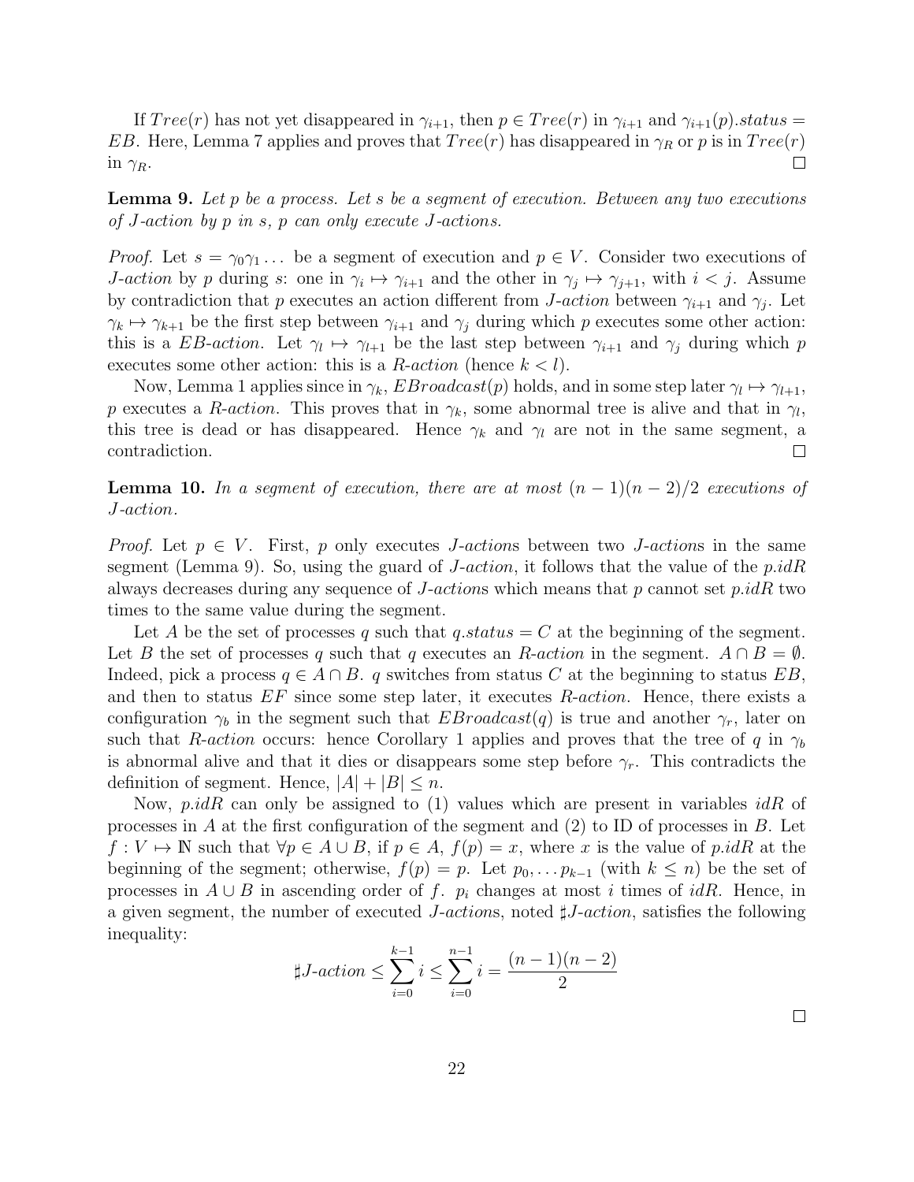If $Tree(r)$ has not yet disappeared in $\gamma_{i+1}$, then $p \in Tree(r)$ in $\gamma_{i+1}$ and $\gamma_{i+1}(p).status = EB$. Here, Lemma 7 applies and proves that $Tree(r)$ has disappeared in $\gamma_R$ or $p$ is in $Tree(r)$ in $\gamma_R$. □

**Lemma 9.** *Let $p$ be a process. Let $s$ be a segment of execution. Between any two executions of J-action by $p$ in $s$, $p$ can only execute J-actions.*

*Proof.* Let $s = \gamma_0\gamma_1 \dots$ be a segment of execution and $p \in V$. Consider two executions of *J-action* by $p$ during $s$: one in $\gamma_i \mapsto \gamma_{i+1}$ and the other in $\gamma_j \mapsto \gamma_{j+1}$, with $i < j$. Assume by contradiction that $p$ executes an action different from *J-action* between $\gamma_{i+1}$ and $\gamma_j$. Let $\gamma_k \mapsto \gamma_{k+1}$ be the first step between $\gamma_{i+1}$ and $\gamma_j$ during which $p$ executes some other action: this is a *EB-action*. Let $\gamma_l \mapsto \gamma_{l+1}$ be the last step between $\gamma_{i+1}$ and $\gamma_j$ during which $p$ executes some other action: this is a *R-action* (hence $k < l$).

Now, Lemma 1 applies since in $\gamma_k$, $EBroadcast(p)$ holds, and in some step later $\gamma_l \mapsto \gamma_{l+1}$, $p$ executes a *R-action*. This proves that in $\gamma_k$, some abnormal tree is alive and that in $\gamma_l$, this tree is dead or has disappeared. Hence $\gamma_k$ and $\gamma_l$ are not in the same segment, a contradiction. □

**Lemma 10.** *In a segment of execution, there are at most $(n-1)(n-2)/2$ executions of J-action.*

*Proof.* Let $p \in V$. First, $p$ only executes *J-action*s between two *J-action*s in the same segment (Lemma 9). So, using the guard of *J-action*, it follows that the value of the $p.idR$ always decreases during any sequence of *J-action*s which means that $p$ cannot set $p.idR$ two times to the same value during the segment.

Let $A$ be the set of processes $q$ such that $q.status = C$ at the beginning of the segment. Let $B$ the set of processes $q$ such that $q$ executes an *R-action* in the segment. $A \cap B = \emptyset$. Indeed, pick a process $q \in A \cap B$. $q$ switches from status $C$ at the beginning to status $EB$, and then to status $EF$ since some step later, it executes *R-action*. Hence, there exists a configuration $\gamma_b$ in the segment such that $EBroadcast(q)$ is true and another $\gamma_r$, later on such that *R-action* occurs: hence Corollary 1 applies and proves that the tree of $q$ in $\gamma_b$ is abnormal alive and that it dies or disappears some step before $\gamma_r$. This contradicts the definition of segment. Hence, $|A| + |B| \leq n$.

Now, $p.idR$ can only be assigned to (1) values which are present in variables $idR$ of processes in $A$ at the first configuration of the segment and (2) to ID of processes in $B$. Let $f : V \mapsto \mathbb{N}$ such that $\forall p \in A \cup B$, if $p \in A$, $f(p) = x$, where $x$ is the value of $p.idR$ at the beginning of the segment; otherwise, $f(p) = p$. Let $p_0, \dots p_{k-1}$ (with $k \leq n$) be the set of processes in $A \cup B$ in ascending order of $f$. $p_i$ changes at most $i$ times of $idR$. Hence, in a given segment, the number of executed *J-action*s, noted $\sharp$*J-action*, satisfies the following inequality:

$$\sharp J\text{-}action \leq \sum_{i=0}^{k-1} i \leq \sum_{i=0}^{n-1} i = \frac{(n-1)(n-2)}{2}$$

□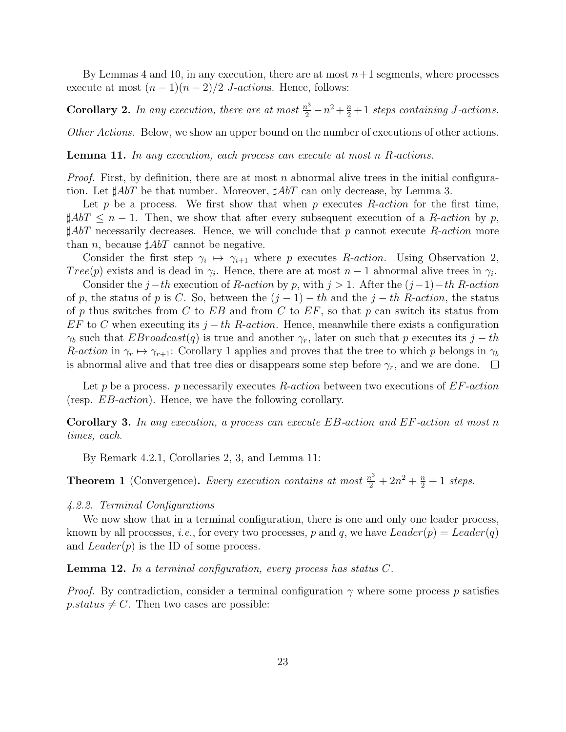By Lemmas 4 and 10, in any execution, there are at most $n+1$ segments, where processes execute at most $(n-1)(n-2)/2$ *J-action*s. Hence, follows:

**Corollary 2.** *In any execution, there are at most $\frac{n^3}{2} - n^2 + \frac{n}{2} + 1$ steps containing J-actions.*

*Other Actions.* Below, we show an upper bound on the number of executions of other actions.

**Lemma 11.** *In any execution, each process can execute at most n R-actions.*

*Proof.* First, by definition, there are at most $n$ abnormal alive trees in the initial configuration. Let $\sharp AbT$ be that number. Moreover, $\sharp AbT$ can only decrease, by Lemma 3.

Let $p$ be a process. We first show that when $p$ executes *R-action* for the first time, $\sharp AbT \leq n-1$. Then, we show that after every subsequent execution of a *R-action* by $p$, $\sharp AbT$ necessarily decreases. Hence, we will conclude that $p$ cannot execute *R-action* more than $n$, because $\sharp AbT$ cannot be negative.

Consider the first step $\gamma_i \mapsto \gamma_{i+1}$ where $p$ executes *R-action*. Using Observation 2, $Tree(p)$ exists and is dead in $\gamma_i$. Hence, there are at most $n-1$ abnormal alive trees in $\gamma_i$.

Consider the $j-th$ execution of *R-action* by $p$, with $j > 1$. After the $(j-1)-th$ *R-action* of $p$, the status of $p$ is $C$. So, between the $(j-1)-th$ and the $j-th$ *R-action*, the status of $p$ thus switches from $C$ to $EB$ and from $C$ to $EF$, so that $p$ can switch its status from $EF$ to $C$ when executing its $j-th$ *R-action*. Hence, meanwhile there exists a configuration $\gamma_b$ such that $EBroadcast(q)$ is true and another $\gamma_r$, later on such that $p$ executes its $j-th$ *R-action* in $\gamma_r \mapsto \gamma_{r+1}$: Corollary 1 applies and proves that the tree to which $p$ belongs in $\gamma_b$ is abnormal alive and that tree dies or disappears some step before $\gamma_r$, and we are done. $\square$

Let $p$ be a process. $p$ necessarily executes *R-action* between two executions of *EF-action* (resp. *EB-action*). Hence, we have the following corollary.

**Corollary 3.** *In any execution, a process can execute EB-action and EF-action at most n times, each.*

By Remark 4.2.1, Corollaries 2, 3, and Lemma 11:

**Theorem 1** (Convergence)**.** *Every execution contains at most $\frac{n^3}{2} + 2n^2 + \frac{n}{2} + 1$ steps.*

*4.2.2. Terminal Configurations*

We now show that in a terminal configuration, there is one and only one leader process, known by all processes, *i.e.*, for every two processes, $p$ and $q$, we have $Leader(p) = Leader(q)$ and $Leader(p)$ is the ID of some process.

**Lemma 12.** *In a terminal configuration, every process has status $C$.*

*Proof.* By contradiction, consider a terminal configuration $\gamma$ where some process $p$ satisfies $p.status \neq C$. Then two cases are possible: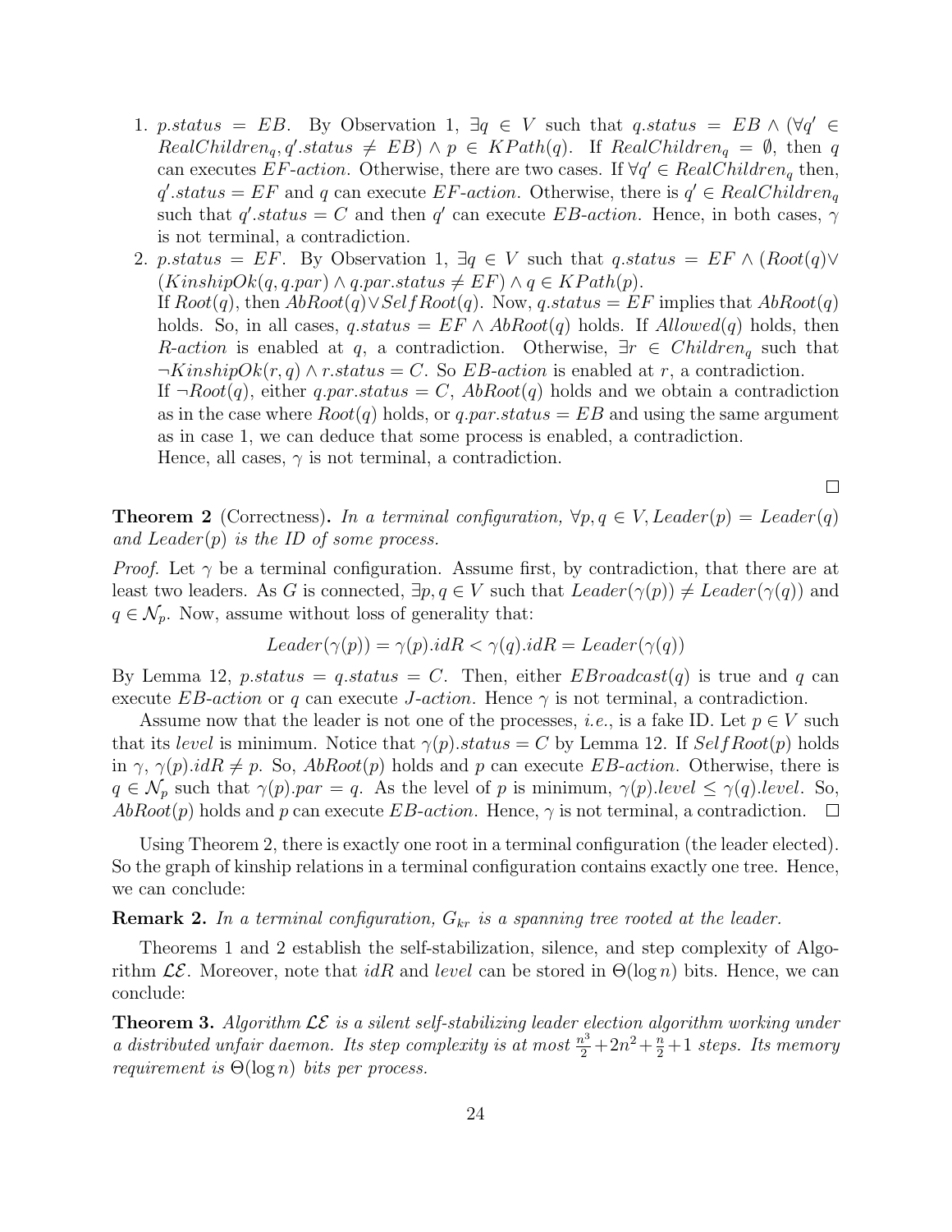1. $p.status = EB$. By Observation 1, $\exists q \in V$ such that $q.status = EB \wedge (\forall q' \in RealChildren_q, q'.status \neq EB) \wedge p \in KPath(q)$. If $RealChildren_q = \emptyset$, then $q$ can executes $EF$-*action*. Otherwise, there are two cases. If $\forall q' \in RealChildren_q$ then, $q'.status = EF$ and $q$ can execute $EF$-*action*. Otherwise, there is $q' \in RealChildren_q$ such that $q'.status = C$ and then $q'$ can execute $EB$-*action*. Hence, in both cases, $\gamma$ is not terminal, a contradiction.
2. $p.status = EF$. By Observation 1, $\exists q \in V$ such that $q.status = EF \wedge (Root(q) \vee (KinshipOk(q, q.par) \wedge q.par.status \neq EF) \wedge q \in KPath(p)$.
   If $Root(q)$, then $AbRoot(q) \vee SelfRoot(q)$. Now, $q.status = EF$ implies that $AbRoot(q)$ holds. So, in all cases, $q.status = EF \wedge AbRoot(q)$ holds. If $Allowed(q)$ holds, then $R$-*action* is enabled at $q$, a contradiction. Otherwise, $\exists r \in Children_q$ such that $\neg KinshipOk(r, q) \wedge r.status = C$. So $EB$-*action* is enabled at $r$, a contradiction.
   If $\neg Root(q)$, either $q.par.status = C$, $AbRoot(q)$ holds and we obtain a contradiction as in the case where $Root(q)$ holds, or $q.par.status = EB$ and using the same argument as in case 1, we can deduce that some process is enabled, a contradiction.
   Hence, all cases, $\gamma$ is not terminal, a contradiction.

□

**Theorem 2** (Correctness)**.** *In a terminal configuration, $\forall p, q \in V, Leader(p) = Leader(q)$ and $Leader(p)$ is the ID of some process.*

*Proof.* Let $\gamma$ be a terminal configuration. Assume first, by contradiction, that there are at least two leaders. As $G$ is connected, $\exists p, q \in V$ such that $Leader(\gamma(p)) \neq Leader(\gamma(q))$ and $q \in \mathcal{N}_p$. Now, assume without loss of generality that:

$$Leader(\gamma(p)) = \gamma(p).idR < \gamma(q).idR = Leader(\gamma(q))$$

By Lemma 12, $p.status = q.status = C$. Then, either $EBroadcast(q)$ is true and $q$ can execute $EB$-*action* or $q$ can execute $J$-*action*. Hence $\gamma$ is not terminal, a contradiction.

Assume now that the leader is not one of the processes, *i.e.*, is a fake ID. Let $p \in V$ such that its *level* is minimum. Notice that $\gamma(p).status = C$ by Lemma 12. If $SelfRoot(p)$ holds in $\gamma$, $\gamma(p).idR \neq p$. So, $AbRoot(p)$ holds and $p$ can execute $EB$-*action*. Otherwise, there is $q \in \mathcal{N}_p$ such that $\gamma(p).par = q$. As the level of $p$ is minimum, $\gamma(p).level \leq \gamma(q).level$. So, $AbRoot(p)$ holds and $p$ can execute $EB$-*action*. Hence, $\gamma$ is not terminal, a contradiction. □

Using Theorem 2, there is exactly one root in a terminal configuration (the leader elected). So the graph of kinship relations in a terminal configuration contains exactly one tree. Hence, we can conclude:

**Remark 2.** *In a terminal configuration, $G_{kr}$ is a spanning tree rooted at the leader.*

Theorems 1 and 2 establish the self-stabilization, silence, and step complexity of Algorithm $\mathcal{LE}$. Moreover, note that *idR* and *level* can be stored in $\Theta(\log n)$ bits. Hence, we can conclude:

**Theorem 3.** *Algorithm $\mathcal{LE}$ is a silent self-stabilizing leader election algorithm working under a distributed unfair daemon. Its step complexity is at most $\frac{n^3}{2} + 2n^2 + \frac{n}{2} + 1$ steps. Its memory requirement is $\Theta(\log n)$ bits per process.*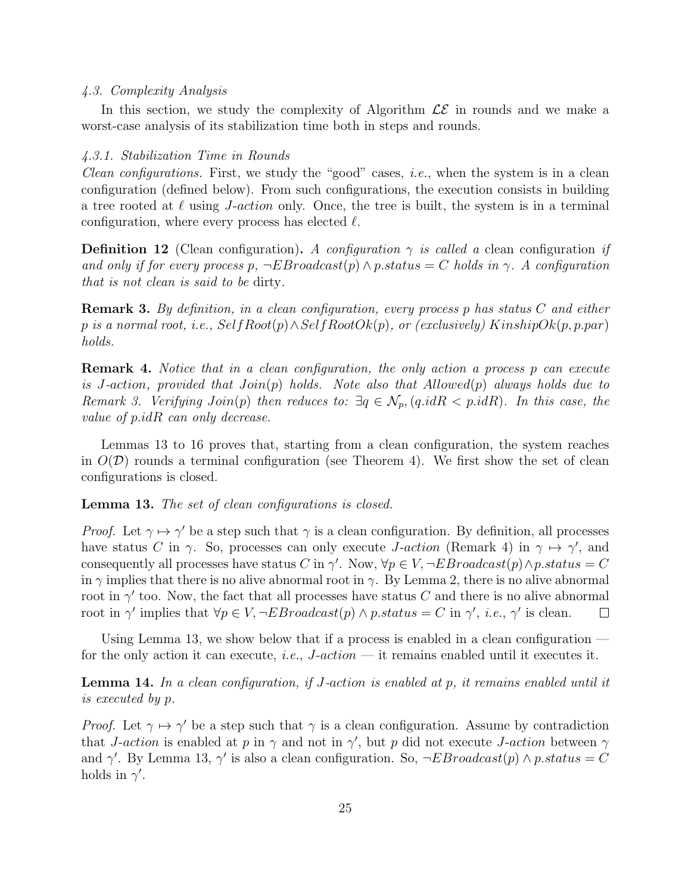#### 4.3. Complexity Analysis

In this section, we study the complexity of Algorithm $\mathcal{LE}$ in rounds and we make a worst-case analysis of its stabilization time both in steps and rounds.

##### 4.3.1. Stabilization Time in Rounds

*Clean configurations.* First, we study the "good" cases, *i.e.*, when the system is in a clean configuration (defined below). From such configurations, the execution consists in building a tree rooted at $\ell$ using *J-action* only. Once, the tree is built, the system is in a terminal configuration, where every process has elected $\ell$.

**Definition 12** (Clean configuration)**.** *A configuration $\gamma$ is called a* clean configuration *if and only if for every process $p$, $\neg EBroadcast(p) \wedge p.status = C$ holds in $\gamma$. A configuration that is not clean is said to be* dirty*.*

**Remark 3.** *By definition, in a clean configuration, every process $p$ has status $C$ and either $p$ is a normal root, i.e., $SelfRoot(p) \wedge SelfRootOk(p)$, or (exclusively) $KinshipOk(p, p.par)$ holds.*

**Remark 4.** *Notice that in a clean configuration, the only action a process $p$ can execute is J-action, provided that $Join(p)$ holds. Note also that $Allowed(p)$ always holds due to Remark 3. Verifying $Join(p)$ then reduces to: $\exists q \in \mathcal{N}_p, (q.idR < p.idR)$. In this case, the value of $p.idR$ can only decrease.*

Lemmas 13 to 16 proves that, starting from a clean configuration, the system reaches in $O(\mathcal{D})$ rounds a terminal configuration (see Theorem 4). We first show the set of clean configurations is closed.

**Lemma 13.** *The set of clean configurations is closed.*

*Proof.* Let $\gamma \mapsto \gamma'$ be a step such that $\gamma$ is a clean configuration. By definition, all processes have status $C$ in $\gamma$. So, processes can only execute *J-action* (Remark 4) in $\gamma \mapsto \gamma'$, and consequently all processes have status $C$ in $\gamma'$. Now, $\forall p \in V, \neg EBroadcast(p) \wedge p.status = C$ in $\gamma$ implies that there is no alive abnormal root in $\gamma$. By Lemma 2, there is no alive abnormal root in $\gamma'$ too. Now, the fact that all processes have status $C$ and there is no alive abnormal root in $\gamma'$ implies that $\forall p \in V, \neg EBroadcast(p) \wedge p.status = C$ in $\gamma'$, *i.e.*, $\gamma'$ is clean. $\square$

Using Lemma 13, we show below that if a process is enabled in a clean configuration — for the only action it can execute, *i.e.*, *J-action* — it remains enabled until it executes it.

**Lemma 14.** *In a clean configuration, if J-action is enabled at $p$, it remains enabled until it is executed by $p$.*

*Proof.* Let $\gamma \mapsto \gamma'$ be a step such that $\gamma$ is a clean configuration. Assume by contradiction that *J-action* is enabled at $p$ in $\gamma$ and not in $\gamma'$, but $p$ did not execute *J-action* between $\gamma$ and $\gamma'$. By Lemma 13, $\gamma'$ is also a clean configuration. So, $\neg EBroadcast(p) \wedge p.status = C$ holds in $\gamma'$.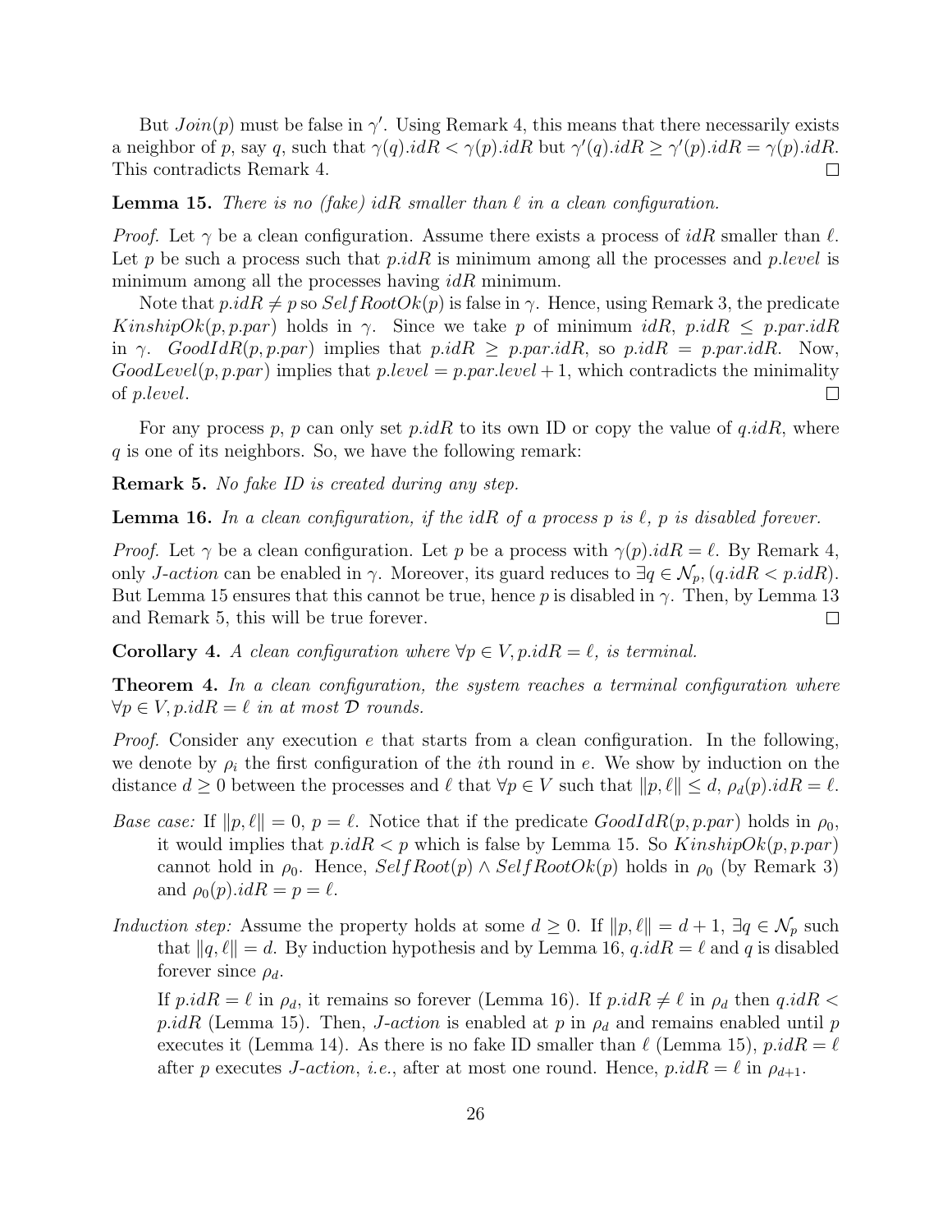But $Join(p)$ must be false in $\gamma'$. Using Remark 4, this means that there necessarily exists a neighbor of $p$, say $q$, such that $\gamma(q).idR < \gamma(p).idR$ but $\gamma'(q).idR \geq \gamma'(p).idR = \gamma(p).idR$. This contradicts Remark 4. □

**Lemma 15.** *There is no (fake) idR smaller than $\ell$ in a clean configuration.*

*Proof.* Let $\gamma$ be a clean configuration. Assume there exists a process of $idR$ smaller than $\ell$. Let $p$ be such a process such that $p.idR$ is minimum among all the processes and $p.level$ is minimum among all the processes having $idR$ minimum.

Note that $p.idR \neq p$ so $SelfRootOk(p)$ is false in $\gamma$. Hence, using Remark 3, the predicate $KinshipOk(p, p.par)$ holds in $\gamma$. Since we take $p$ of minimum $idR$, $p.idR \leq p.par.idR$ in $\gamma$. $GoodIdR(p, p.par)$ implies that $p.idR \geq p.par.idR$, so $p.idR = p.par.idR$. Now, $GoodLevel(p, p.par)$ implies that $p.level = p.par.level + 1$, which contradicts the minimality of $p.level$. □

For any process $p$, $p$ can only set $p.idR$ to its own ID or copy the value of $q.idR$, where $q$ is one of its neighbors. So, we have the following remark:

**Remark 5.** *No fake ID is created during any step.*

**Lemma 16.** *In a clean configuration, if the idR of a process $p$ is $\ell$, $p$ is disabled forever.*

*Proof.* Let $\gamma$ be a clean configuration. Let $p$ be a process with $\gamma(p).idR = \ell$. By Remark 4, only *J-action* can be enabled in $\gamma$. Moreover, its guard reduces to $\exists q \in \mathcal{N}_p, (q.idR < p.idR)$. But Lemma 15 ensures that this cannot be true, hence $p$ is disabled in $\gamma$. Then, by Lemma 13 and Remark 5, this will be true forever. □

**Corollary 4.** *A clean configuration where $\forall p \in V, p.idR = \ell$, is terminal.*

**Theorem 4.** *In a clean configuration, the system reaches a terminal configuration where $\forall p \in V, p.idR = \ell$ in at most $\mathcal{D}$ rounds.*

*Proof.* Consider any execution $e$ that starts from a clean configuration. In the following, we denote by $\rho_i$ the first configuration of the $i$th round in $e$. We show by induction on the distance $d \geq 0$ between the processes and $\ell$ that $\forall p \in V$ such that $\|p, \ell\| \leq d$, $\rho_d(p).idR = \ell$.

*Base case:* If $\|p, \ell\| = 0$, $p = \ell$. Notice that if the predicate $GoodIdR(p, p.par)$ holds in $\rho_0$, it would implies that $p.idR < p$ which is false by Lemma 15. So $KinshipOk(p, p.par)$ cannot hold in $\rho_0$. Hence, $SelfRoot(p) \wedge SelfRootOk(p)$ holds in $\rho_0$ (by Remark 3) and $\rho_0(p).idR = p = \ell$.

*Induction step:* Assume the property holds at some $d \geq 0$. If $\|p, \ell\| = d + 1$, $\exists q \in \mathcal{N}_p$ such that $\|q, \ell\| = d$. By induction hypothesis and by Lemma 16, $q.idR = \ell$ and $q$ is disabled forever since $\rho_d$.

If $p.idR = \ell$ in $\rho_d$, it remains so forever (Lemma 16). If $p.idR \neq \ell$ in $\rho_d$ then $q.idR < p.idR$ (Lemma 15). Then, *J-action* is enabled at $p$ in $\rho_d$ and remains enabled until $p$ executes it (Lemma 14). As there is no fake ID smaller than $\ell$ (Lemma 15), $p.idR = \ell$ after $p$ executes *J-action*, *i.e.*, after at most one round. Hence, $p.idR = \ell$ in $\rho_{d+1}$.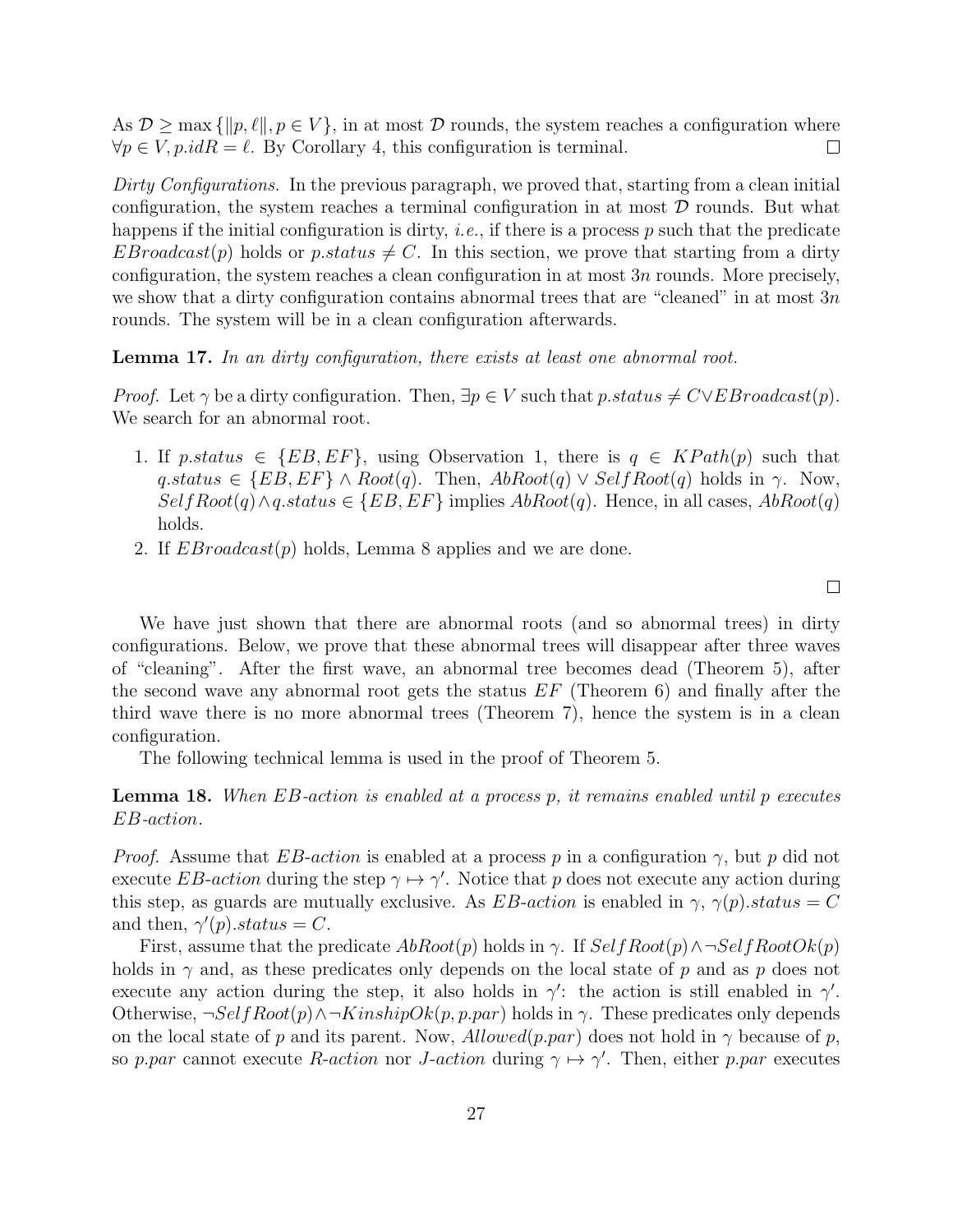As $\mathcal{D} \geq \max\{\|p, \ell\|, p \in V\}$, in at most $\mathcal{D}$ rounds, the system reaches a configuration where $\forall p \in V, p.idR = \ell$. By Corollary 4, this configuration is terminal. □

*Dirty Configurations.* In the previous paragraph, we proved that, starting from a clean initial configuration, the system reaches a terminal configuration in at most $\mathcal{D}$ rounds. But what happens if the initial configuration is dirty, *i.e.*, if there is a process $p$ such that the predicate $EBroadcast(p)$ holds or $p.status \neq C$. In this section, we prove that starting from a dirty configuration, the system reaches a clean configuration in at most $3n$ rounds. More precisely, we show that a dirty configuration contains abnormal trees that are "cleaned" in at most $3n$ rounds. The system will be in a clean configuration afterwards.

**Lemma 17.** *In an dirty configuration, there exists at least one abnormal root.*

*Proof.* Let $\gamma$ be a dirty configuration. Then, $\exists p \in V$ such that $p.status \neq C \vee EBroadcast(p)$. We search for an abnormal root.

1. If $p.status \in \{EB, EF\}$, using Observation 1, there is $q \in KPath(p)$ such that $q.status \in \{EB, EF\} \wedge Root(q)$. Then, $AbRoot(q) \vee SelfRoot(q)$ holds in $\gamma$. Now, $SelfRoot(q) \wedge q.status \in \{EB, EF\}$ implies $AbRoot(q)$. Hence, in all cases, $AbRoot(q)$ holds.
2. If $EBroadcast(p)$ holds, Lemma 8 applies and we are done.

□

We have just shown that there are abnormal roots (and so abnormal trees) in dirty configurations. Below, we prove that these abnormal trees will disappear after three waves of "cleaning". After the first wave, an abnormal tree becomes dead (Theorem 5), after the second wave any abnormal root gets the status $EF$ (Theorem 6) and finally after the third wave there is no more abnormal trees (Theorem 7), hence the system is in a clean configuration.

The following technical lemma is used in the proof of Theorem 5.

**Lemma 18.** *When EB-action is enabled at a process p, it remains enabled until p executes EB-action.*

*Proof.* Assume that *EB-action* is enabled at a process $p$ in a configuration $\gamma$, but $p$ did not execute *EB-action* during the step $\gamma \mapsto \gamma'$. Notice that $p$ does not execute any action during this step, as guards are mutually exclusive. As *EB-action* is enabled in $\gamma$, $\gamma(p).status = C$ and then, $\gamma'(p).status = C$.

First, assume that the predicate $AbRoot(p)$ holds in $\gamma$. If $SelfRoot(p) \wedge \neg SelfRootOk(p)$ holds in $\gamma$ and, as these predicates only depends on the local state of $p$ and as $p$ does not execute any action during the step, it also holds in $\gamma'$: the action is still enabled in $\gamma'$. Otherwise, $\neg SelfRoot(p) \wedge \neg KinshipOk(p, p.par)$ holds in $\gamma$. These predicates only depends on the local state of $p$ and its parent. Now, $Allowed(p.par)$ does not hold in $\gamma$ because of $p$, so $p.par$ cannot execute *R-action* nor *J-action* during $\gamma \mapsto \gamma'$. Then, either $p.par$ executes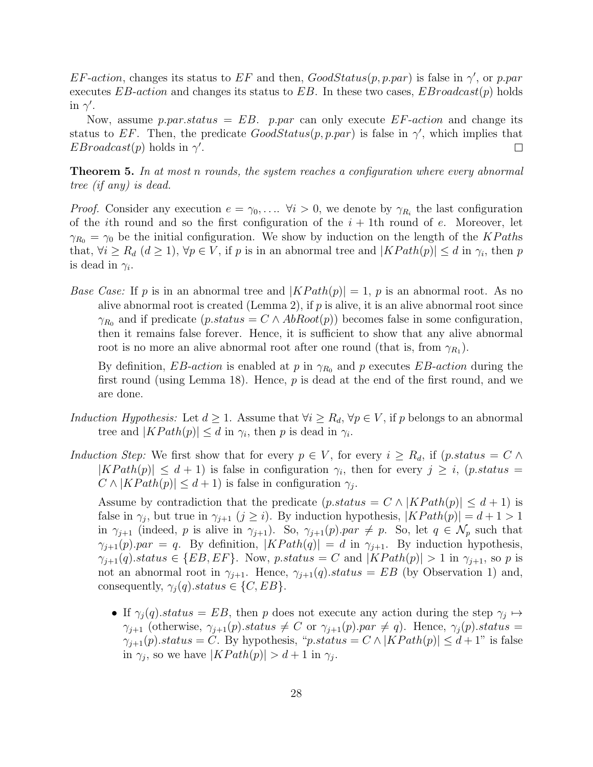*EF-action*, changes its status to $EF$ and then, $GoodStatus(p, p.par)$ is false in $\gamma'$, or $p.par$ executes *EB-action* and changes its status to $EB$. In these two cases, $EBroadcast(p)$ holds in $\gamma'$.

Now, assume $p.par.status = EB$. $p.par$ can only execute *EF-action* and change its status to $EF$. Then, the predicate $GoodStatus(p, p.par)$ is false in $\gamma'$, which implies that $EBroadcast(p)$ holds in $\gamma'$. □

**Theorem 5.** *In at most n rounds, the system reaches a configuration where every abnormal tree (if any) is dead.*

*Proof.* Consider any execution $e = \gamma_0, \ldots$. $\forall i > 0$, we denote by $\gamma_{R_i}$ the last configuration of the $i$th round and so the first configuration of the $i+1$th round of $e$. Moreover, let $\gamma_{R_0} = \gamma_0$ be the initial configuration. We show by induction on the length of the $KPath$s that, $\forall i \geq R_d$ ($d \geq 1$), $\forall p \in V$, if $p$ is in an abnormal tree and $|KPath(p)| \leq d$ in $\gamma_i$, then $p$ is dead in $\gamma_i$.

*Base Case:* If $p$ is in an abnormal tree and $|KPath(p)| = 1$, $p$ is an abnormal root. As no alive abnormal root is created (Lemma 2), if $p$ is alive, it is an alive abnormal root since $\gamma_{R_0}$ and if predicate ($p.status = C \wedge AbRoot(p)$) becomes false in some configuration, then it remains false forever. Hence, it is sufficient to show that any alive abnormal root is no more an alive abnormal root after one round (that is, from $\gamma_{R_1}$).

By definition, *EB-action* is enabled at $p$ in $\gamma_{R_0}$ and $p$ executes *EB-action* during the first round (using Lemma 18). Hence, $p$ is dead at the end of the first round, and we are done.

*Induction Hypothesis:* Let $d \geq 1$. Assume that $\forall i \geq R_d$, $\forall p \in V$, if $p$ belongs to an abnormal tree and $|KPath(p)| \leq d$ in $\gamma_i$, then $p$ is dead in $\gamma_i$.

*Induction Step:* We first show that for every $p \in V$, for every $i \geq R_d$, if ($p.status = C \wedge |KPath(p)| \leq d+1$) is false in configuration $\gamma_i$, then for every $j \geq i$, ($p.status = C \wedge |KPath(p)| \leq d+1$) is false in configuration $\gamma_j$.

Assume by contradiction that the predicate ($p.status = C \wedge |KPath(p)| \leq d+1$) is false in $\gamma_j$, but true in $\gamma_{j+1}$ ($j \geq i$). By induction hypothesis, $|KPath(p)| = d+1 > 1$ in $\gamma_{j+1}$ (indeed, $p$ is alive in $\gamma_{j+1}$). So, $\gamma_{j+1}(p).par \neq p$. So, let $q \in \mathcal{N}_p$ such that $\gamma_{j+1}(p).par = q$. By definition, $|KPath(q)| = d$ in $\gamma_{j+1}$. By induction hypothesis, $\gamma_{j+1}(q).status \in \{EB, EF\}$. Now, $p.status = C$ and $|KPath(p)| > 1$ in $\gamma_{j+1}$, so $p$ is not an abnormal root in $\gamma_{j+1}$. Hence, $\gamma_{j+1}(q).status = EB$ (by Observation 1) and, consequently, $\gamma_j(q).status \in \{C, EB\}$.

- If $\gamma_j(q).status = EB$, then $p$ does not execute any action during the step $\gamma_j \mapsto \gamma_{j+1}$ (otherwise, $\gamma_{j+1}(p).status \neq C$ or $\gamma_{j+1}(p).par \neq q$). Hence, $\gamma_j(p).status = \gamma_{j+1}(p).status = C$. By hypothesis, "$p.status = C \wedge |KPath(p)| \leq d+1$" is false in $\gamma_j$, so we have $|KPath(p)| > d+1$ in $\gamma_j$.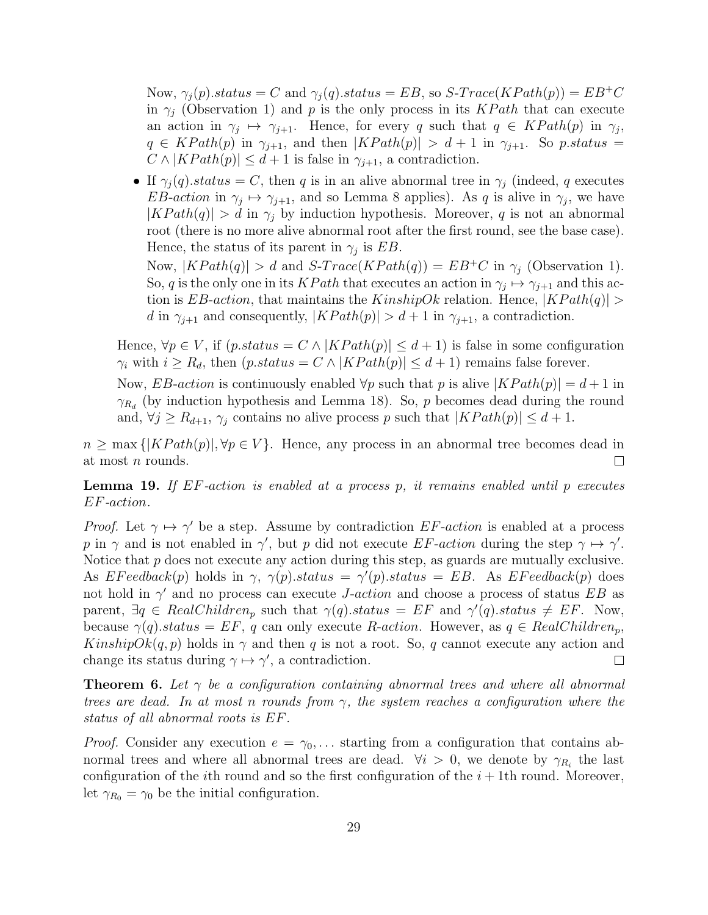Now, $\gamma_j(p).status = C$ and $\gamma_j(q).status = EB$, so $S\text{-}Trace(KPath(p)) = EB^+C$ in $\gamma_j$ (Observation 1) and $p$ is the only process in its $KPath$ that can execute an action in $\gamma_j \mapsto \gamma_{j+1}$. Hence, for every $q$ such that $q \in KPath(p)$ in $\gamma_j$, $q \in KPath(p)$ in $\gamma_{j+1}$, and then $|KPath(p)| > d+1$ in $\gamma_{j+1}$. So $p.status = C \wedge |KPath(p)| \leq d+1$ is false in $\gamma_{j+1}$, a contradiction.

- If $\gamma_j(q).status = C$, then $q$ is in an alive abnormal tree in $\gamma_j$ (indeed, $q$ executes *EB-action* in $\gamma_j \mapsto \gamma_{j+1}$, and so Lemma 8 applies). As $q$ is alive in $\gamma_j$, we have $|KPath(q)| > d$ in $\gamma_j$ by induction hypothesis. Moreover, $q$ is not an abnormal root (there is no more alive abnormal root after the first round, see the base case). Hence, the status of its parent in $\gamma_j$ is $EB$.

  Now, $|KPath(q)| > d$ and $S\text{-}Trace(KPath(q)) = EB^+C$ in $\gamma_j$ (Observation 1). So, $q$ is the only one in its $KPath$ that executes an action in $\gamma_j \mapsto \gamma_{j+1}$ and this action is *EB-action*, that maintains the $KinshipOk$ relation. Hence, $|KPath(q)| > d$ in $\gamma_{j+1}$ and consequently, $|KPath(p)| > d+1$ in $\gamma_{j+1}$, a contradiction.

Hence, $\forall p \in V$, if $(p.status = C \wedge |KPath(p)| \leq d+1)$ is false in some configuration $\gamma_i$ with $i \geq R_d$, then $(p.status = C \wedge |KPath(p)| \leq d+1)$ remains false forever.

Now, *EB-action* is continuously enabled $\forall p$ such that $p$ is alive $|KPath(p)| = d+1$ in $\gamma_{R_d}$ (by induction hypothesis and Lemma 18). So, $p$ becomes dead during the round and, $\forall j \geq R_{d+1}$, $\gamma_j$ contains no alive process $p$ such that $|KPath(p)| \leq d+1$.

$n \geq \max\{|KPath(p)|, \forall p \in V\}$. Hence, any process in an abnormal tree becomes dead in at most $n$ rounds. □

**Lemma 19.** *If EF-action is enabled at a process p, it remains enabled until p executes EF-action.*

*Proof.* Let $\gamma \mapsto \gamma'$ be a step. Assume by contradiction *EF-action* is enabled at a process $p$ in $\gamma$ and is not enabled in $\gamma'$, but $p$ did not execute *EF-action* during the step $\gamma \mapsto \gamma'$. Notice that $p$ does not execute any action during this step, as guards are mutually exclusive. As $EFeedback(p)$ holds in $\gamma$, $\gamma(p).status = \gamma'(p).status = EB$. As $EFeedback(p)$ does not hold in $\gamma'$ and no process can execute *J-action* and choose a process of status $EB$ as parent, $\exists q \in RealChildren_p$ such that $\gamma(q).status = EF$ and $\gamma'(q).status \neq EF$. Now, because $\gamma(q).status = EF$, $q$ can only execute *R-action*. However, as $q \in RealChildren_p$, $KinshipOk(q,p)$ holds in $\gamma$ and then $q$ is not a root. So, $q$ cannot execute any action and change its status during $\gamma \mapsto \gamma'$, a contradiction. □

**Theorem 6.** *Let $\gamma$ be a configuration containing abnormal trees and where all abnormal trees are dead. In at most n rounds from $\gamma$, the system reaches a configuration where the status of all abnormal roots is EF.*

*Proof.* Consider any execution $e = \gamma_0, \dots$ starting from a configuration that contains abnormal trees and where all abnormal trees are dead. $\forall i > 0$, we denote by $\gamma_{R_i}$ the last configuration of the $i$th round and so the first configuration of the $i+1$th round. Moreover, let $\gamma_{R_0} = \gamma_0$ be the initial configuration.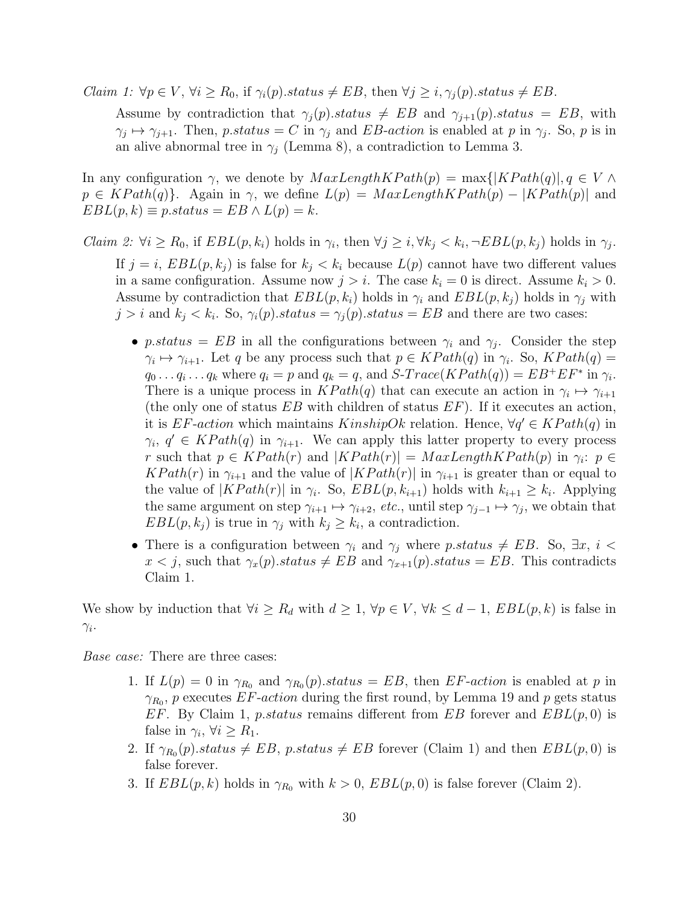*Claim 1:* $\forall p \in V$, $\forall i \geq R_0$, if $\gamma_i(p).status \neq EB$, then $\forall j \geq i, \gamma_j(p).status \neq EB$.

Assume by contradiction that $\gamma_j(p).status \neq EB$ and $\gamma_{j+1}(p).status = EB$, with $\gamma_j \mapsto \gamma_{j+1}$. Then, $p.status = C$ in $\gamma_j$ and *EB-action* is enabled at $p$ in $\gamma_j$. So, $p$ is in an alive abnormal tree in $\gamma_j$ (Lemma 8), a contradiction to Lemma 3.

In any configuration $\gamma$, we denote by $MaxLengthKPath(p) = \max\{|KPath(q)|, q \in V \wedge p \in KPath(q)\}$. Again in $\gamma$, we define $L(p) = MaxLengthKPath(p) - |KPath(p)|$ and $EBL(p,k) \equiv p.status = EB \wedge L(p) = k$.

*Claim 2:* $\forall i \geq R_0$, if $EBL(p,k_i)$ holds in $\gamma_i$, then $\forall j \geq i, \forall k_j < k_i, \neg EBL(p,k_j)$ holds in $\gamma_j$.

If $j = i$, $EBL(p,k_j)$ is false for $k_j < k_i$ because $L(p)$ cannot have two different values in a same configuration. Assume now $j > i$. The case $k_i = 0$ is direct. Assume $k_i > 0$. Assume by contradiction that $EBL(p,k_i)$ holds in $\gamma_i$ and $EBL(p,k_j)$ holds in $\gamma_j$ with $j > i$ and $k_j < k_i$. So, $\gamma_i(p).status = \gamma_j(p).status = EB$ and there are two cases:

- $p.status = EB$ in all the configurations between $\gamma_i$ and $\gamma_j$. Consider the step $\gamma_i \mapsto \gamma_{i+1}$. Let $q$ be any process such that $p \in KPath(q)$ in $\gamma_i$. So, $KPath(q) = q_0 \ldots q_i \ldots q_k$ where $q_i = p$ and $q_k = q$, and $S\text{-}Trace(KPath(q)) = EB^+EF^*$ in $\gamma_i$. There is a unique process in $KPath(q)$ that can execute an action in $\gamma_i \mapsto \gamma_{i+1}$ (the only one of status $EB$ with children of status $EF$). If it executes an action, it is *EF-action* which maintains *KinshipOk* relation. Hence, $\forall q' \in KPath(q)$ in $\gamma_i$, $q' \in KPath(q)$ in $\gamma_{i+1}$. We can apply this latter property to every process $r$ such that $p \in KPath(r)$ and $|KPath(r)| = MaxLengthKPath(p)$ in $\gamma_i$: $p \in KPath(r)$ in $\gamma_{i+1}$ and the value of $|KPath(r)|$ in $\gamma_{i+1}$ is greater than or equal to the value of $|KPath(r)|$ in $\gamma_i$. So, $EBL(p,k_{i+1})$ holds with $k_{i+1} \geq k_i$. Applying the same argument on step $\gamma_{i+1} \mapsto \gamma_{i+2}$, *etc.*, until step $\gamma_{j-1} \mapsto \gamma_j$, we obtain that $EBL(p,k_j)$ is true in $\gamma_j$ with $k_j \geq k_i$, a contradiction.
- There is a configuration between $\gamma_i$ and $\gamma_j$ where $p.status \neq EB$. So, $\exists x$, $i < x < j$, such that $\gamma_x(p).status \neq EB$ and $\gamma_{x+1}(p).status = EB$. This contradicts Claim 1.

We show by induction that $\forall i \geq R_d$ with $d \geq 1$, $\forall p \in V$, $\forall k \leq d-1$, $EBL(p,k)$ is false in $\gamma_i$.

*Base case:* There are three cases:

1. If $L(p) = 0$ in $\gamma_{R_0}$ and $\gamma_{R_0}(p).status = EB$, then *EF-action* is enabled at $p$ in $\gamma_{R_0}$, $p$ executes *EF-action* during the first round, by Lemma 19 and $p$ gets status $EF$. By Claim 1, $p.status$ remains different from $EB$ forever and $EBL(p,0)$ is false in $\gamma_i$, $\forall i \geq R_1$.
2. If $\gamma_{R_0}(p).status \neq EB$, $p.status \neq EB$ forever (Claim 1) and then $EBL(p,0)$ is false forever.
3. If $EBL(p,k)$ holds in $\gamma_{R_0}$ with $k > 0$, $EBL(p,0)$ is false forever (Claim 2).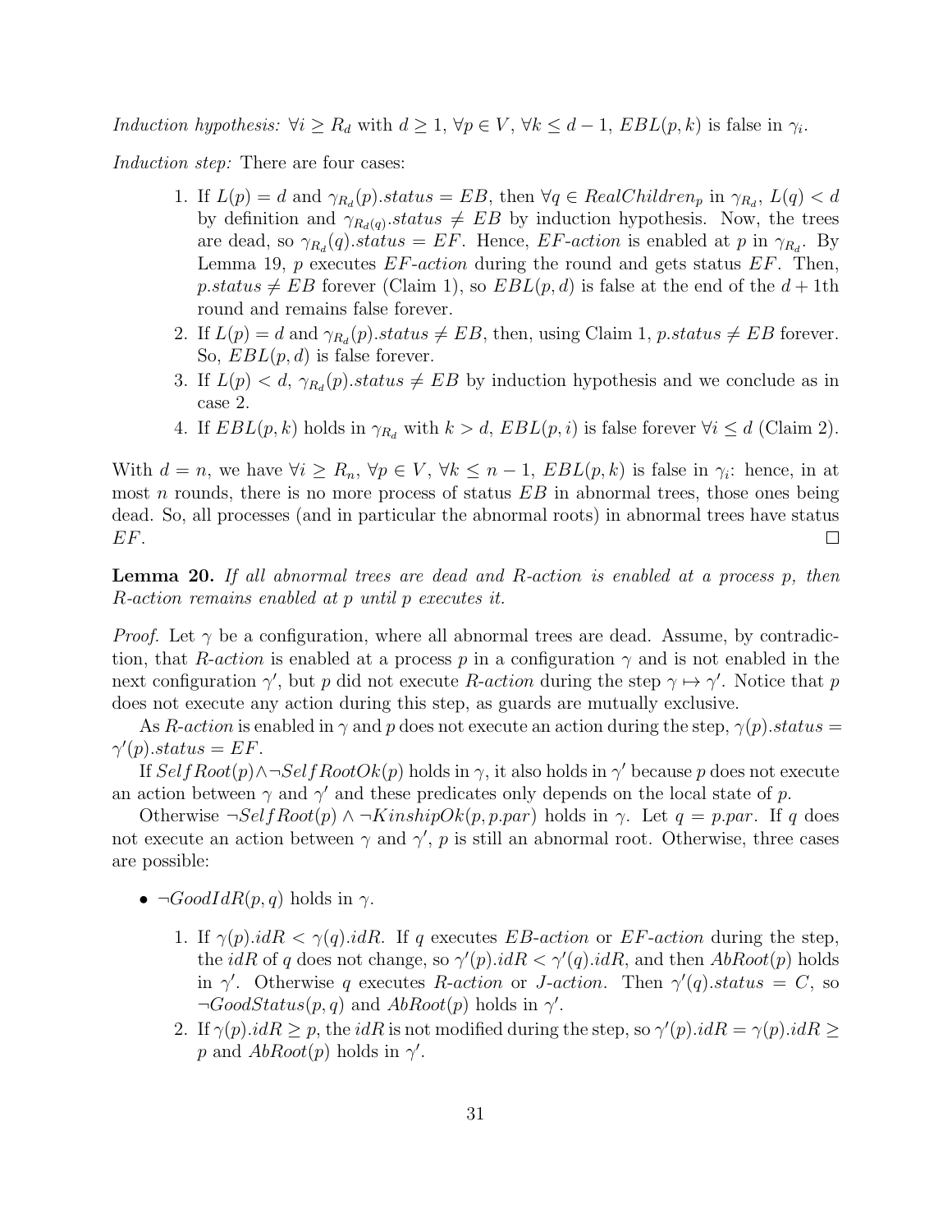*Induction hypothesis:* $\forall i \geq R_d$ with $d \geq 1$, $\forall p \in V$, $\forall k \leq d-1$, $EBL(p,k)$ is false in $\gamma_i$.

*Induction step:* There are four cases:

1. If $L(p) = d$ and $\gamma_{R_d}(p).status = EB$, then $\forall q \in RealChildren_p$ in $\gamma_{R_d}$, $L(q) < d$ by definition and $\gamma_{R_d(q)}.status \neq EB$ by induction hypothesis. Now, the trees are dead, so $\gamma_{R_d}(q).status = EF$. Hence, *EF-action* is enabled at $p$ in $\gamma_{R_d}$. By Lemma 19, $p$ executes *EF-action* during the round and gets status $EF$. Then, $p.status \neq EB$ forever (Claim 1), so $EBL(p,d)$ is false at the end of the $d+1$th round and remains false forever.
2. If $L(p) = d$ and $\gamma_{R_d}(p).status \neq EB$, then, using Claim 1, $p.status \neq EB$ forever. So, $EBL(p,d)$ is false forever.
3. If $L(p) < d$, $\gamma_{R_d}(p).status \neq EB$ by induction hypothesis and we conclude as in case 2.
4. If $EBL(p,k)$ holds in $\gamma_{R_d}$ with $k > d$, $EBL(p,i)$ is false forever $\forall i \leq d$ (Claim 2).

With $d = n$, we have $\forall i \geq R_n$, $\forall p \in V$, $\forall k \leq n-1$, $EBL(p,k)$ is false in $\gamma_i$: hence, in at most $n$ rounds, there is no more process of status $EB$ in abnormal trees, those ones being dead. So, all processes (and in particular the abnormal roots) in abnormal trees have status $EF$. □

**Lemma 20.** *If all abnormal trees are dead and R-action is enabled at a process p, then R-action remains enabled at p until p executes it.*

*Proof.* Let $\gamma$ be a configuration, where all abnormal trees are dead. Assume, by contradiction, that *R-action* is enabled at a process $p$ in a configuration $\gamma$ and is not enabled in the next configuration $\gamma'$, but $p$ did not execute *R-action* during the step $\gamma \mapsto \gamma'$. Notice that $p$ does not execute any action during this step, as guards are mutually exclusive.

As *R-action* is enabled in $\gamma$ and $p$ does not execute an action during the step, $\gamma(p).status = \gamma'(p).status = EF$.

If $SelfRoot(p) \wedge \neg SelfRootOk(p)$ holds in $\gamma$, it also holds in $\gamma'$ because $p$ does not execute an action between $\gamma$ and $\gamma'$ and these predicates only depends on the local state of $p$.

Otherwise $\neg SelfRoot(p) \wedge \neg KinshipOk(p, p.par)$ holds in $\gamma$. Let $q = p.par$. If $q$ does not execute an action between $\gamma$ and $\gamma'$, $p$ is still an abnormal root. Otherwise, three cases are possible:

- $\neg GoodIdR(p,q)$ holds in $\gamma$.
  1. If $\gamma(p).idR < \gamma(q).idR$. If $q$ executes *EB-action* or *EF-action* during the step, the $idR$ of $q$ does not change, so $\gamma'(p).idR < \gamma'(q).idR$, and then $AbRoot(p)$ holds in $\gamma'$. Otherwise $q$ executes *R-action* or *J-action*. Then $\gamma'(q).status = C$, so $\neg GoodStatus(p,q)$ and $AbRoot(p)$ holds in $\gamma'$.
  2. If $\gamma(p).idR \geq p$, the $idR$ is not modified during the step, so $\gamma'(p).idR = \gamma(p).idR \geq p$ and $AbRoot(p)$ holds in $\gamma'$.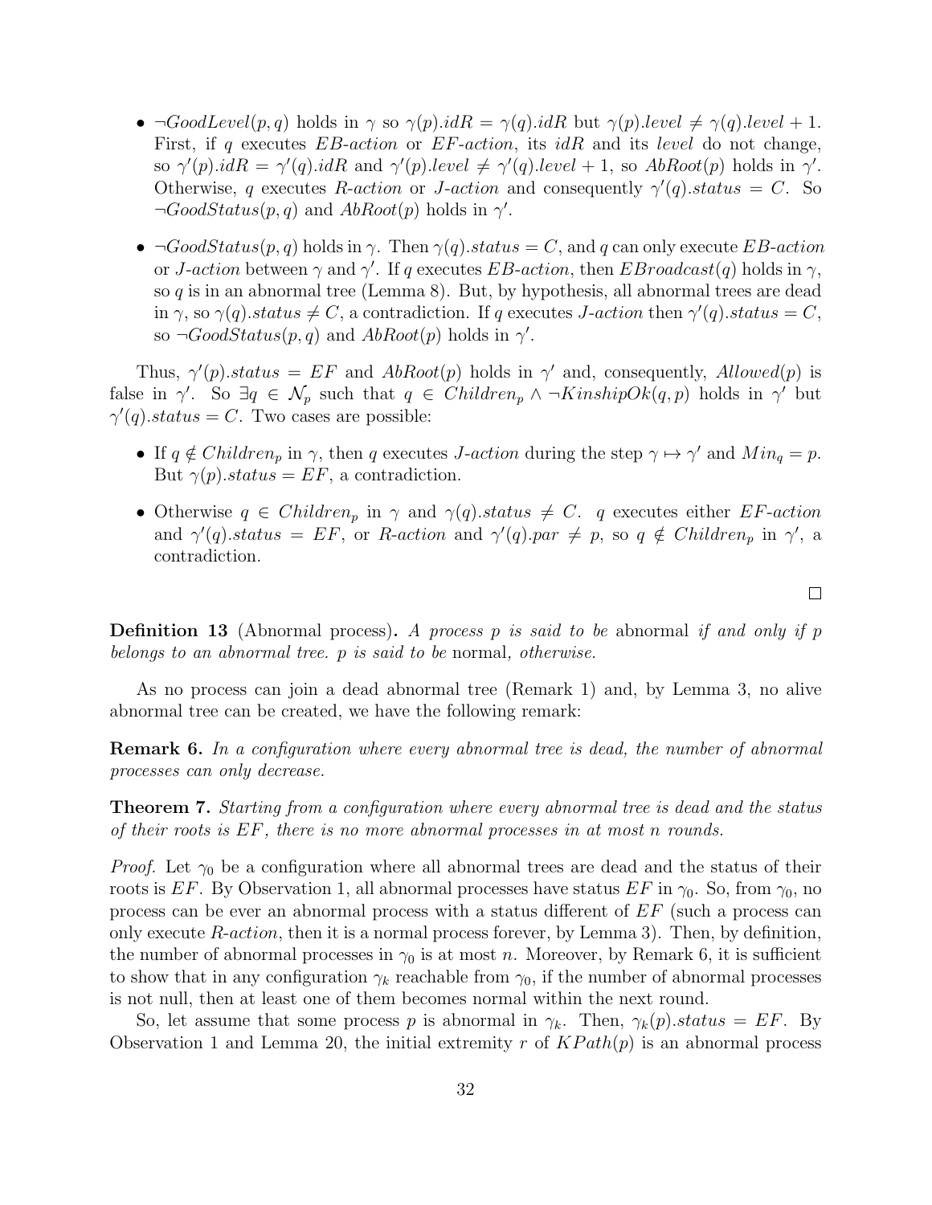- $\neg GoodLevel(p,q)$ holds in $\gamma$ so $\gamma(p).idR = \gamma(q).idR$ but $\gamma(p).level \neq \gamma(q).level + 1$. First, if $q$ executes *EB-action* or *EF-action*, its $idR$ and its *level* do not change, so $\gamma'(p).idR = \gamma'(q).idR$ and $\gamma'(p).level \neq \gamma'(q).level + 1$, so $AbRoot(p)$ holds in $\gamma'$. Otherwise, $q$ executes *R-action* or *J-action* and consequently $\gamma'(q).status = C$. So $\neg GoodStatus(p,q)$ and $AbRoot(p)$ holds in $\gamma'$.

- $\neg GoodStatus(p,q)$ holds in $\gamma$. Then $\gamma(q).status = C$, and $q$ can only execute *EB-action* or *J-action* between $\gamma$ and $\gamma'$. If $q$ executes *EB-action*, then $EBroadcast(q)$ holds in $\gamma$, so $q$ is in an abnormal tree (Lemma 8). But, by hypothesis, all abnormal trees are dead in $\gamma$, so $\gamma(q).status \neq C$, a contradiction. If $q$ executes *J-action* then $\gamma'(q).status = C$, so $\neg GoodStatus(p,q)$ and $AbRoot(p)$ holds in $\gamma'$.

Thus, $\gamma'(p).status = EF$ and $AbRoot(p)$ holds in $\gamma'$ and, consequently, $Allowed(p)$ is false in $\gamma'$. So $\exists q \in \mathcal{N}_p$ such that $q \in Children_p \wedge \neg KinshipOk(q,p)$ holds in $\gamma'$ but $\gamma'(q).status = C$. Two cases are possible:

- If $q \notin Children_p$ in $\gamma$, then $q$ executes *J-action* during the step $\gamma \mapsto \gamma'$ and $Min_q = p$. But $\gamma(p).status = EF$, a contradiction.

- Otherwise $q \in Children_p$ in $\gamma$ and $\gamma(q).status \neq C$. $q$ executes either *EF-action* and $\gamma'(q).status = EF$, or *R-action* and $\gamma'(q).par \neq p$, so $q \notin Children_p$ in $\gamma'$, a contradiction.

□

**Definition 13** (Abnormal process)**.** *A process $p$ is said to be* abnormal *if and only if $p$ belongs to an abnormal tree. $p$ is said to be* normal*, otherwise.*

As no process can join a dead abnormal tree (Remark 1) and, by Lemma 3, no alive abnormal tree can be created, we have the following remark:

**Remark 6.** *In a configuration where every abnormal tree is dead, the number of abnormal processes can only decrease.*

**Theorem 7.** *Starting from a configuration where every abnormal tree is dead and the status of their roots is $EF$, there is no more abnormal processes in at most $n$ rounds.*

*Proof.* Let $\gamma_0$ be a configuration where all abnormal trees are dead and the status of their roots is $EF$. By Observation 1, all abnormal processes have status $EF$ in $\gamma_0$. So, from $\gamma_0$, no process can be ever an abnormal process with a status different of $EF$ (such a process can only execute *R-action*, then it is a normal process forever, by Lemma 3). Then, by definition, the number of abnormal processes in $\gamma_0$ is at most $n$. Moreover, by Remark 6, it is sufficient to show that in any configuration $\gamma_k$ reachable from $\gamma_0$, if the number of abnormal processes is not null, then at least one of them becomes normal within the next round.

So, let assume that some process $p$ is abnormal in $\gamma_k$. Then, $\gamma_k(p).status = EF$. By Observation 1 and Lemma 20, the initial extremity $r$ of $KPath(p)$ is an abnormal process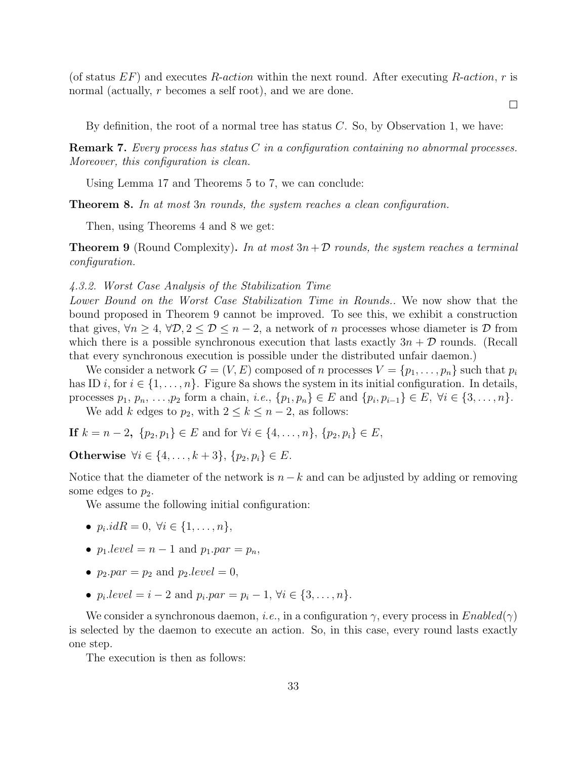(of status $EF$) and executes *R-action* within the next round. After executing *R-action*, $r$ is normal (actually, $r$ becomes a self root), and we are done. □

By definition, the root of a normal tree has status $C$. So, by Observation 1, we have:

**Remark 7.** *Every process has status $C$ in a configuration containing no abnormal processes. Moreover, this configuration is clean.*

Using Lemma 17 and Theorems 5 to 7, we can conclude:

**Theorem 8.** *In at most $3n$ rounds, the system reaches a clean configuration.*

Then, using Theorems 4 and 8 we get:

**Theorem 9** (Round Complexity)**.** *In at most $3n+\mathcal{D}$ rounds, the system reaches a terminal configuration.*

#### *4.3.2. Worst Case Analysis of the Stabilization Time*

*Lower Bound on the Worst Case Stabilization Time in Rounds..* We now show that the bound proposed in Theorem 9 cannot be improved. To see this, we exhibit a construction that gives, $\forall n \geq 4$, $\forall \mathcal{D}, 2 \leq \mathcal{D} \leq n-2$, a network of $n$ processes whose diameter is $\mathcal{D}$ from which there is a possible synchronous execution that lasts exactly $3n+\mathcal{D}$ rounds. (Recall that every synchronous execution is possible under the distributed unfair daemon.)

We consider a network $G=(V,E)$ composed of $n$ processes $V=\{p_1,\ldots,p_n\}$ such that $p_i$ has ID $i$, for $i \in \{1,\ldots,n\}$. Figure 8a shows the system in its initial configuration. In details, processes $p_1$, $p_n$, $\ldots$,$p_2$ form a chain, *i.e.*, $\{p_1,p_n\} \in E$ and $\{p_i,p_{i-1}\} \in E$, $\forall i \in \{3,\ldots,n\}$.

We add $k$ edges to $p_2$, with $2 \leq k \leq n-2$, as follows:

**If** $k=n-2$**,** $\{p_2,p_1\} \in E$ and for $\forall i \in \{4,\ldots,n\}$, $\{p_2,p_i\} \in E$,

**Otherwise** $\forall i \in \{4,\ldots,k+3\}$, $\{p_2,p_i\} \in E$.

Notice that the diameter of the network is $n-k$ and can be adjusted by adding or removing some edges to $p_2$.

We assume the following initial configuration:

- $p_i.idR = 0$, $\forall i \in \{1,\ldots,n\}$,
- $p_1.level = n-1$ and $p_1.par = p_n$,
- $p_2.par = p_2$ and $p_2.level = 0$,
- $p_i.level = i-2$ and $p_i.par = p_i - 1$, $\forall i \in \{3,\ldots,n\}$.

We consider a synchronous daemon, *i.e.*, in a configuration $\gamma$, every process in $Enabled(\gamma)$ is selected by the daemon to execute an action. So, in this case, every round lasts exactly one step.

The execution is then as follows: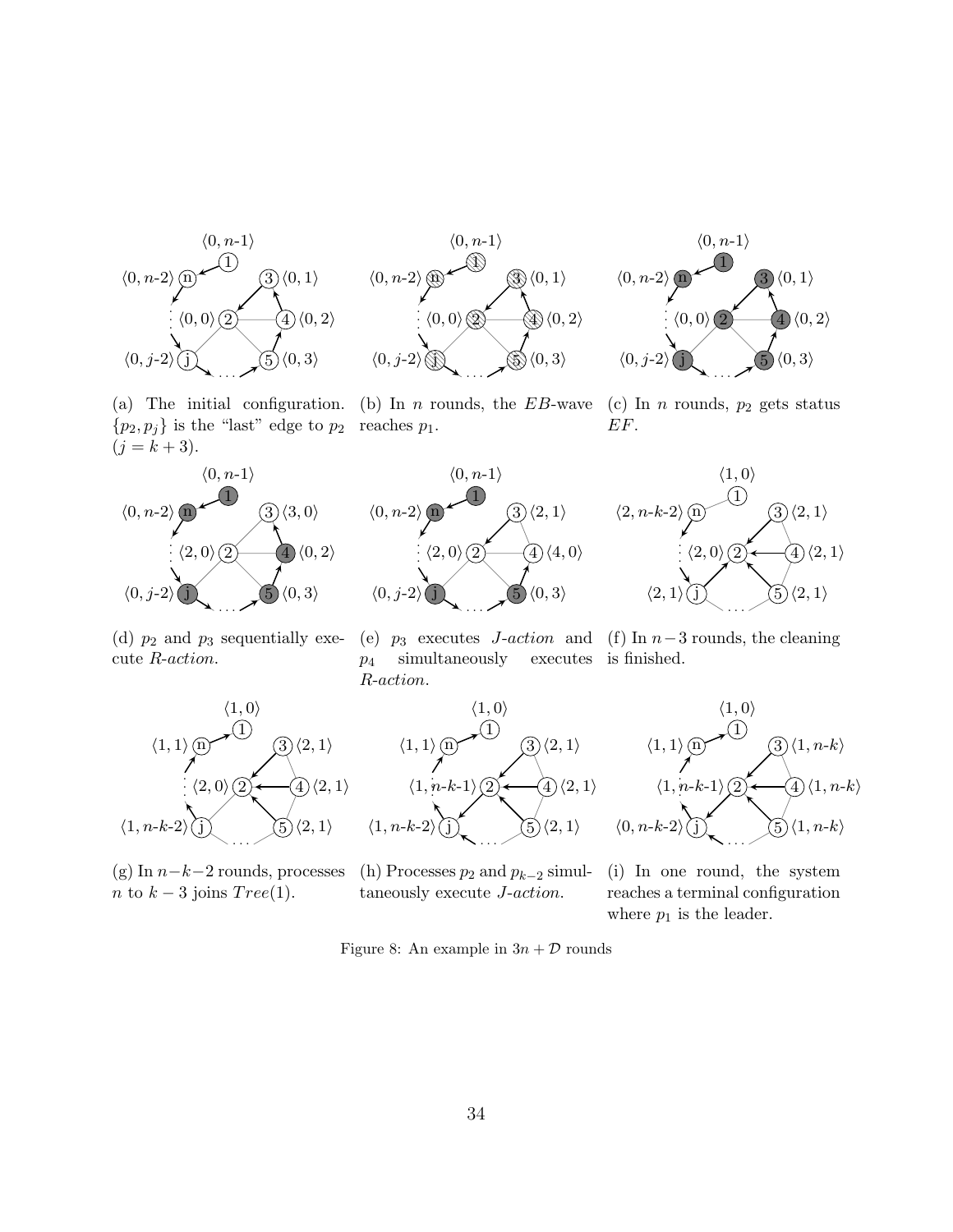(a) The initial configuration. $\{p_2, p_j\}$ is the "last" edge to $p_2$ ($j = k + 3$).

(b) In $n$ rounds, the $EB$-wave reaches $p_1$.

(c) In $n$ rounds, $p_2$ gets status $EF$.

(d) $p_2$ and $p_3$ sequentially execute *R-action*.

(e) $p_3$ executes *J-action* and $p_4$ simultaneously executes *R-action*.

(f) In $n-3$ rounds, the cleaning is finished.

(g) In $n-k-2$ rounds, processes $n$ to $k-3$ joins $Tree(1)$.

(h) Processes $p_2$ and $p_{k-2}$ simultaneously execute *J-action*.

(i) In one round, the system reaches a terminal configuration where $p_1$ is the leader.

Figure 8: An example in $3n + \mathcal{D}$ rounds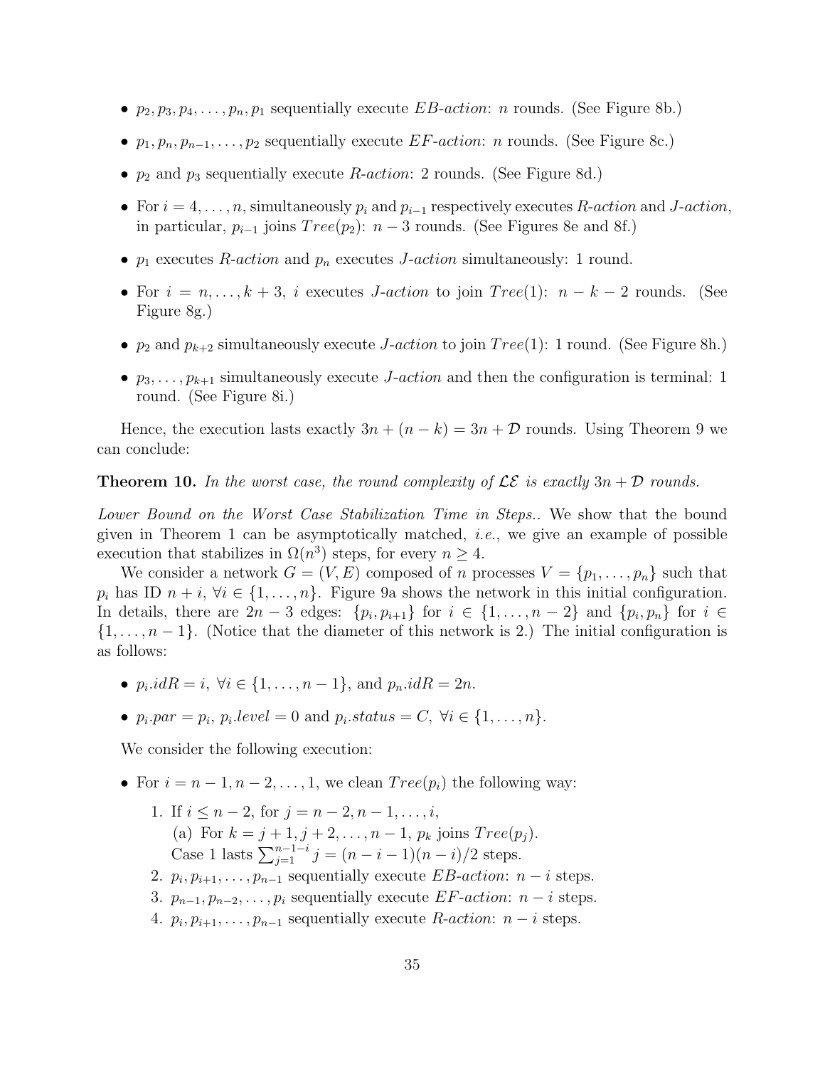- $p_2, p_3, p_4, \ldots, p_n, p_1$ sequentially execute *EB-action*: $n$ rounds. (See Figure 8b.)
- $p_1, p_n, p_{n-1}, \ldots, p_2$ sequentially execute *EF-action*: $n$ rounds. (See Figure 8c.)
- $p_2$ and $p_3$ sequentially execute *R-action*: 2 rounds. (See Figure 8d.)
- For $i = 4, \ldots, n$, simultaneously $p_i$ and $p_{i-1}$ respectively executes *R-action* and *J-action*, in particular, $p_{i-1}$ joins $Tree(p_2)$: $n-3$ rounds. (See Figures 8e and 8f.)
- $p_1$ executes *R-action* and $p_n$ executes *J-action* simultaneously: 1 round.
- For $i = n, \ldots, k+3$, $i$ executes *J-action* to join $Tree(1)$: $n-k-2$ rounds. (See Figure 8g.)
- $p_2$ and $p_{k+2}$ simultaneously execute *J-action* to join $Tree(1)$: 1 round. (See Figure 8h.)
- $p_3, \ldots, p_{k+1}$ simultaneously execute *J-action* and then the configuration is terminal: 1 round. (See Figure 8i.)

Hence, the execution lasts exactly $3n + (n-k) = 3n + \mathcal{D}$ rounds. Using Theorem 9 we can conclude:

**Theorem 10.** *In the worst case, the round complexity of $\mathcal{LE}$ is exactly $3n + \mathcal{D}$ rounds.*

*Lower Bound on the Worst Case Stabilization Time in Steps..* We show that the bound given in Theorem 1 can be asymptotically matched, *i.e.*, we give an example of possible execution that stabilizes in $\Omega(n^3)$ steps, for every $n \geq 4$.

We consider a network $G = (V, E)$ composed of $n$ processes $V = \{p_1, \ldots, p_n\}$ such that $p_i$ has ID $n+i$, $\forall i \in \{1, \ldots, n\}$. Figure 9a shows the network in this initial configuration. In details, there are $2n-3$ edges: $\{p_i, p_{i+1}\}$ for $i \in \{1, \ldots, n-2\}$ and $\{p_i, p_n\}$ for $i \in \{1, \ldots, n-1\}$. (Notice that the diameter of this network is 2.) The initial configuration is as follows:

- $p_i.idR = i$, $\forall i \in \{1, \ldots, n-1\}$, and $p_n.idR = 2n$.
- $p_i.par = p_i$, $p_i.level = 0$ and $p_i.status = C$, $\forall i \in \{1, \ldots, n\}$.

We consider the following execution:

- For $i = n-1, n-2, \ldots, 1$, we clean $Tree(p_i)$ the following way:
  1. If $i \leq n-2$, for $j = n-2, n-1, \ldots, i$,
     (a) For $k = j+1, j+2, \ldots, n-1$, $p_k$ joins $Tree(p_j)$.
     Case 1 lasts $\sum_{j=1}^{n-1-i} j = (n-i-1)(n-i)/2$ steps.
  2. $p_i, p_{i+1}, \ldots, p_{n-1}$ sequentially execute *EB-action*: $n-i$ steps.
  3. $p_{n-1}, p_{n-2}, \ldots, p_i$ sequentially execute *EF-action*: $n-i$ steps.
  4. $p_i, p_{i+1}, \ldots, p_{n-1}$ sequentially execute *R-action*: $n-i$ steps.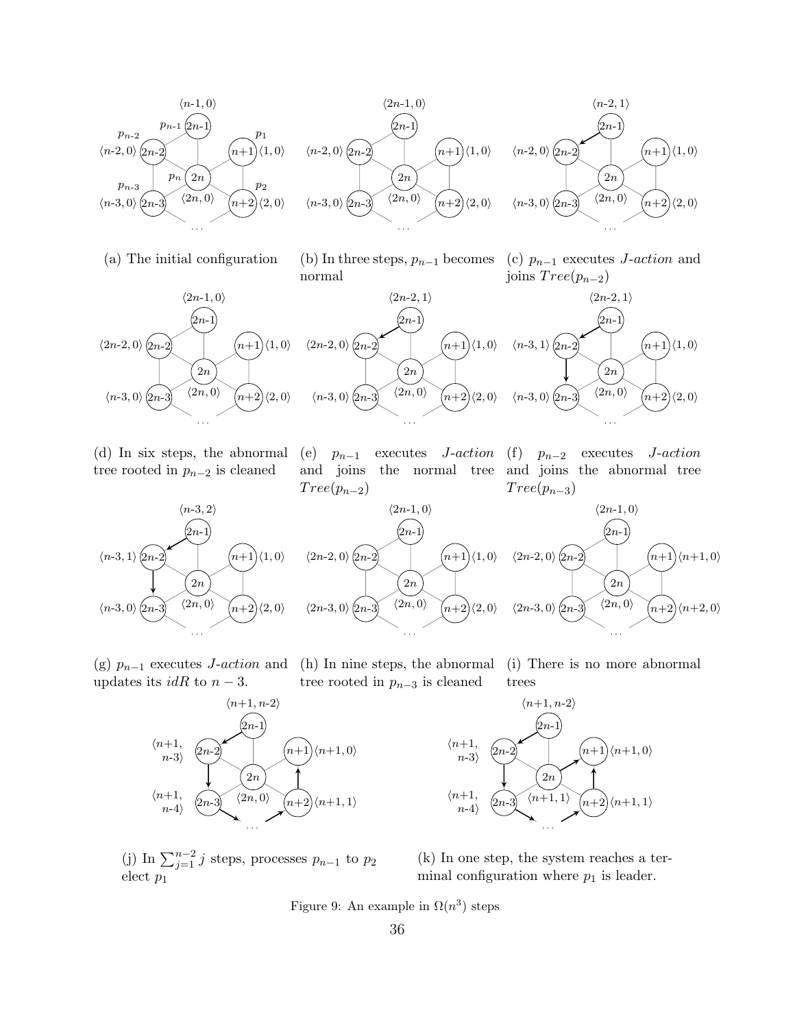(a) The initial configuration

(b) In three steps, $p_{n-1}$ becomes normal

(c) $p_{n-1}$ executes *J-action* and joins $Tree(p_{n-2})$

(d) In six steps, the abnormal tree rooted in $p_{n-2}$ is cleaned

(e) $p_{n-1}$ executes *J-action* and joins the normal tree $Tree(p_{n-2})$

(f) $p_{n-2}$ executes *J-action* and joins the abnormal tree $Tree(p_{n-3})$

(g) $p_{n-1}$ executes *J-action* and updates its $idR$ to $n-3$.

(h) In nine steps, the abnormal tree rooted in $p_{n-3}$ is cleaned

(i) There is no more abnormal trees

(j) In $\sum_{j=1}^{n-2} j$ steps, processes $p_{n-1}$ to $p_2$ elect $p_1$

(k) In one step, the system reaches a terminal configuration where $p_1$ is leader.

Figure 9: An example in $\Omega(n^3)$ steps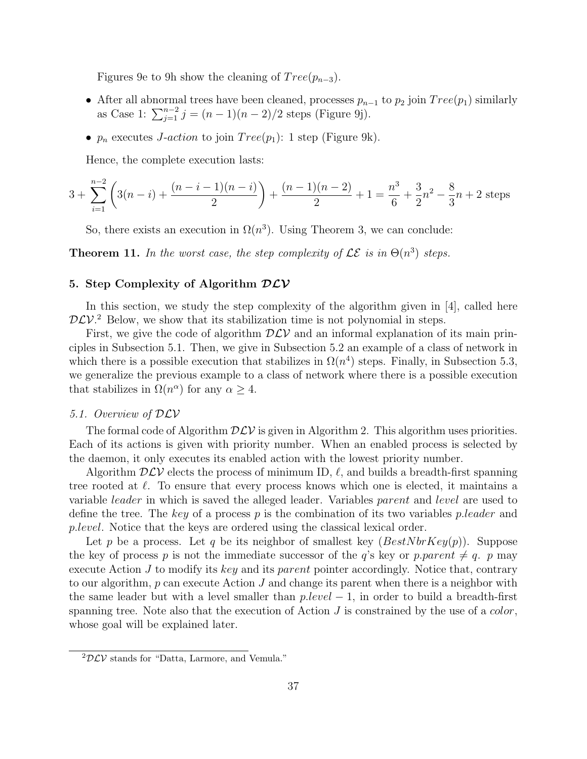Figures 9e to 9h show the cleaning of $Tree(p_{n-3})$.

- After all abnormal trees have been cleaned, processes $p_{n-1}$ to $p_2$ join $Tree(p_1)$ similarly as Case 1: $\sum_{j=1}^{n-2} j = (n-1)(n-2)/2$ steps (Figure 9j).
- $p_n$ executes *J-action* to join $Tree(p_1)$: 1 step (Figure 9k).

Hence, the complete execution lasts:

$$3 + \sum_{i=1}^{n-2} \left( 3(n-i) + \frac{(n-i-1)(n-i)}{2} \right) + \frac{(n-1)(n-2)}{2} + 1 = \frac{n^3}{6} + \frac{3}{2}n^2 - \frac{8}{3}n + 2 \text{ steps}$$

So, there exists an execution in $\Omega(n^3)$. Using Theorem 3, we can conclude:

**Theorem 11.** *In the worst case, the step complexity of $\mathcal{LE}$ is in $\Theta(n^3)$ steps.*

### 5. Step Complexity of Algorithm $\mathcal{DLV}$

In this section, we study the step complexity of the algorithm given in [4], called here $\mathcal{DLV}$.[2] Below, we show that its stabilization time is not polynomial in steps.

First, we give the code of algorithm $\mathcal{DLV}$ and an informal explanation of its main principles in Subsection 5.1. Then, we give in Subsection 5.2 an example of a class of network in which there is a possible execution that stabilizes in $\Omega(n^4)$ steps. Finally, in Subsection 5.3, we generalize the previous example to a class of network where there is a possible execution that stabilizes in $\Omega(n^\alpha)$ for any $\alpha \geq 4$.

#### *5.1. Overview of $\mathcal{DLV}$*

The formal code of Algorithm $\mathcal{DLV}$ is given in Algorithm 2. This algorithm uses priorities. Each of its actions is given with priority number. When an enabled process is selected by the daemon, it only executes its enabled action with the lowest priority number.

Algorithm $\mathcal{DLV}$ elects the process of minimum ID, $\ell$, and builds a breadth-first spanning tree rooted at $\ell$. To ensure that every process knows which one is elected, it maintains a variable *leader* in which is saved the alleged leader. Variables *parent* and *level* are used to define the tree. The *key* of a process $p$ is the combination of its two variables *p.leader* and *p.level*. Notice that the keys are ordered using the classical lexical order.

Let $p$ be a process. Let $q$ be its neighbor of smallest key ($BestNbrKey(p)$). Suppose the key of process $p$ is not the immediate successor of the $q$'s key or $p.parent \neq q$. $p$ may execute Action $J$ to modify its *key* and its *parent* pointer accordingly. Notice that, contrary to our algorithm, $p$ can execute Action $J$ and change its parent when there is a neighbor with the same leader but with a level smaller than $p.level - 1$, in order to build a breadth-first spanning tree. Note also that the execution of Action $J$ is constrained by the use of a *color*, whose goal will be explained later.

[2] $\mathcal{DLV}$ stands for "Datta, Larmore, and Vemula."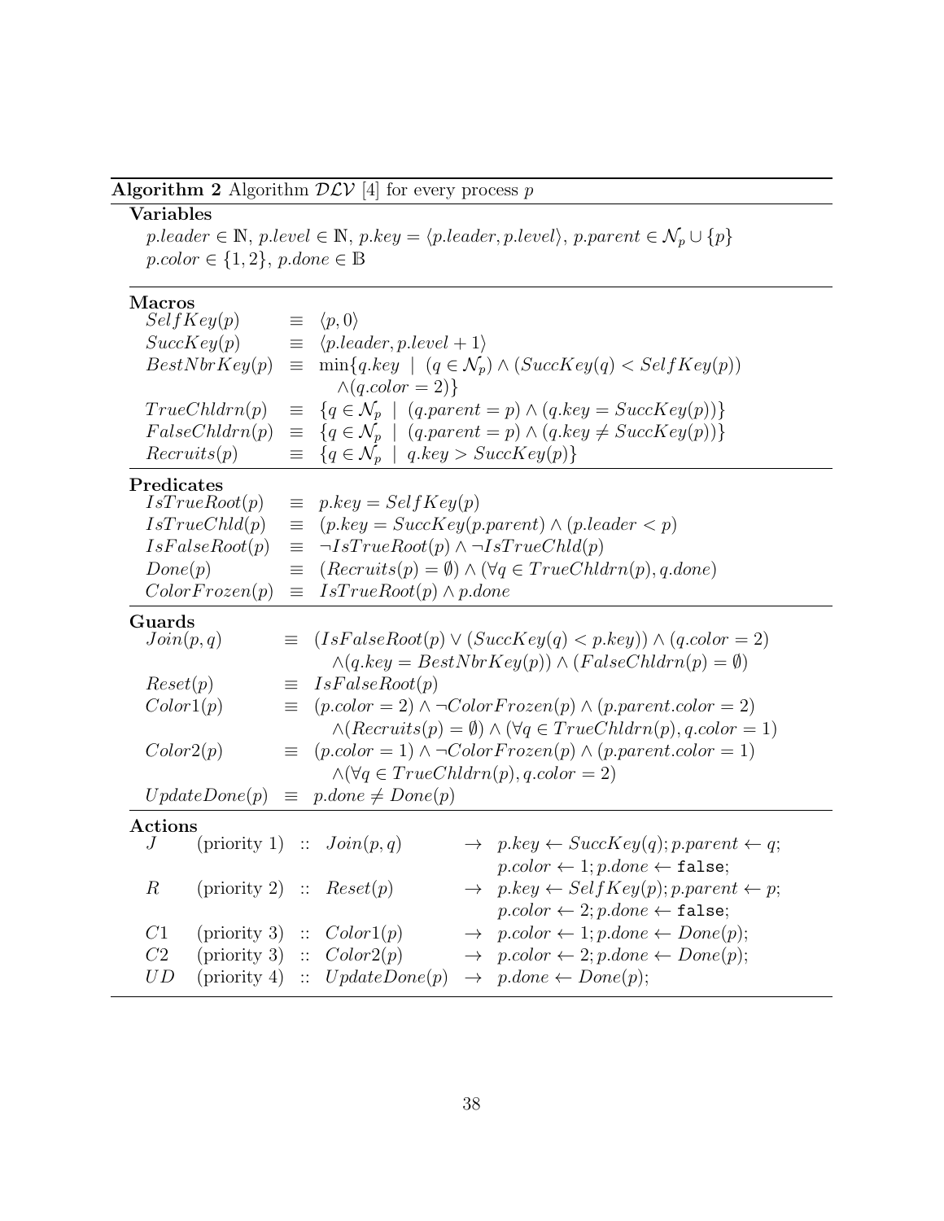**Algorithm 2** Algorithm $\mathcal{DLV}$ [4] for every process $p$

**Variables**

$p.leader \in \mathbb{N}$, $p.level \in \mathbb{N}$, $p.key = \langle p.leader, p.level \rangle$, $p.parent \in \mathcal{N}_p \cup \{p\}$
$p.color \in \{1, 2\}$, $p.done \in \mathbb{B}$

**Macros**

$$
\begin{aligned}
SelfKey(p) &\equiv \langle p, 0 \rangle \\
SuccKey(p) &\equiv \langle p.leader, p.level + 1 \rangle \\
BestNbrKey(p) &\equiv \min\{q.key \mid (q \in \mathcal{N}_p) \wedge (SuccKey(q) < SelfKey(p)) \\
&\qquad \wedge (q.color = 2)\} \\
TrueChldrn(p) &\equiv \{q \in \mathcal{N}_p \mid (q.parent = p) \wedge (q.key = SuccKey(p))\} \\
FalseChldrn(p) &\equiv \{q \in \mathcal{N}_p \mid (q.parent = p) \wedge (q.key \neq SuccKey(p))\} \\
Recruits(p) &\equiv \{q \in \mathcal{N}_p \mid q.key > SuccKey(p)\}
\end{aligned}
$$

**Predicates**

$$
\begin{aligned}
IsTrueRoot(p) &\equiv p.key = SelfKey(p) \\
IsTrueChld(p) &\equiv (p.key = SuccKey(p.parent) \wedge (p.leader < p) \\
IsFalseRoot(p) &\equiv \neg IsTrueRoot(p) \wedge \neg IsTrueChld(p) \\
Done(p) &\equiv (Recruits(p) = \emptyset) \wedge (\forall q \in TrueChldrn(p), q.done) \\
ColorFrozen(p) &\equiv IsTrueRoot(p) \wedge p.done
\end{aligned}
$$

**Guards**

$$
\begin{aligned}
Join(p, q) &\equiv (IsFalseRoot(p) \vee (SuccKey(q) < p.key)) \wedge (q.color = 2) \\
&\qquad \wedge (q.key = BestNbrKey(p)) \wedge (FalseChldrn(p) = \emptyset) \\
Reset(p) &\equiv IsFalseRoot(p) \\
Color1(p) &\equiv (p.color = 2) \wedge \neg ColorFrozen(p) \wedge (p.parent.color = 2) \\
&\qquad \wedge (Recruits(p) = \emptyset) \wedge (\forall q \in TrueChldrn(p), q.color = 1) \\
Color2(p) &\equiv (p.color = 1) \wedge \neg ColorFrozen(p) \wedge (p.parent.color = 1) \\
&\qquad \wedge (\forall q \in TrueChldrn(p), q.color = 2) \\
UpdateDone(p) &\equiv p.done \neq Done(p)
\end{aligned}
$$

**Actions**

| | | | | |
|---|---|---|---|---|
| $J$ | (priority 1) | :: $Join(p, q)$ | $\rightarrow$ | $p.key \leftarrow SuccKey(q); p.parent \leftarrow q;$ $p.color \leftarrow 1; p.done \leftarrow$ `false`; |
| $R$ | (priority 2) | :: $Reset(p)$ | $\rightarrow$ | $p.key \leftarrow SelfKey(p); p.parent \leftarrow p;$ $p.color \leftarrow 2; p.done \leftarrow$ `false`; |
| $C1$ | (priority 3) | :: $Color1(p)$ | $\rightarrow$ | $p.color \leftarrow 1; p.done \leftarrow Done(p);$ |
| $C2$ | (priority 3) | :: $Color2(p)$ | $\rightarrow$ | $p.color \leftarrow 2; p.done \leftarrow Done(p);$ |
| $UD$ | (priority 4) | :: $UpdateDone(p)$ | $\rightarrow$ | $p.done \leftarrow Done(p);$ |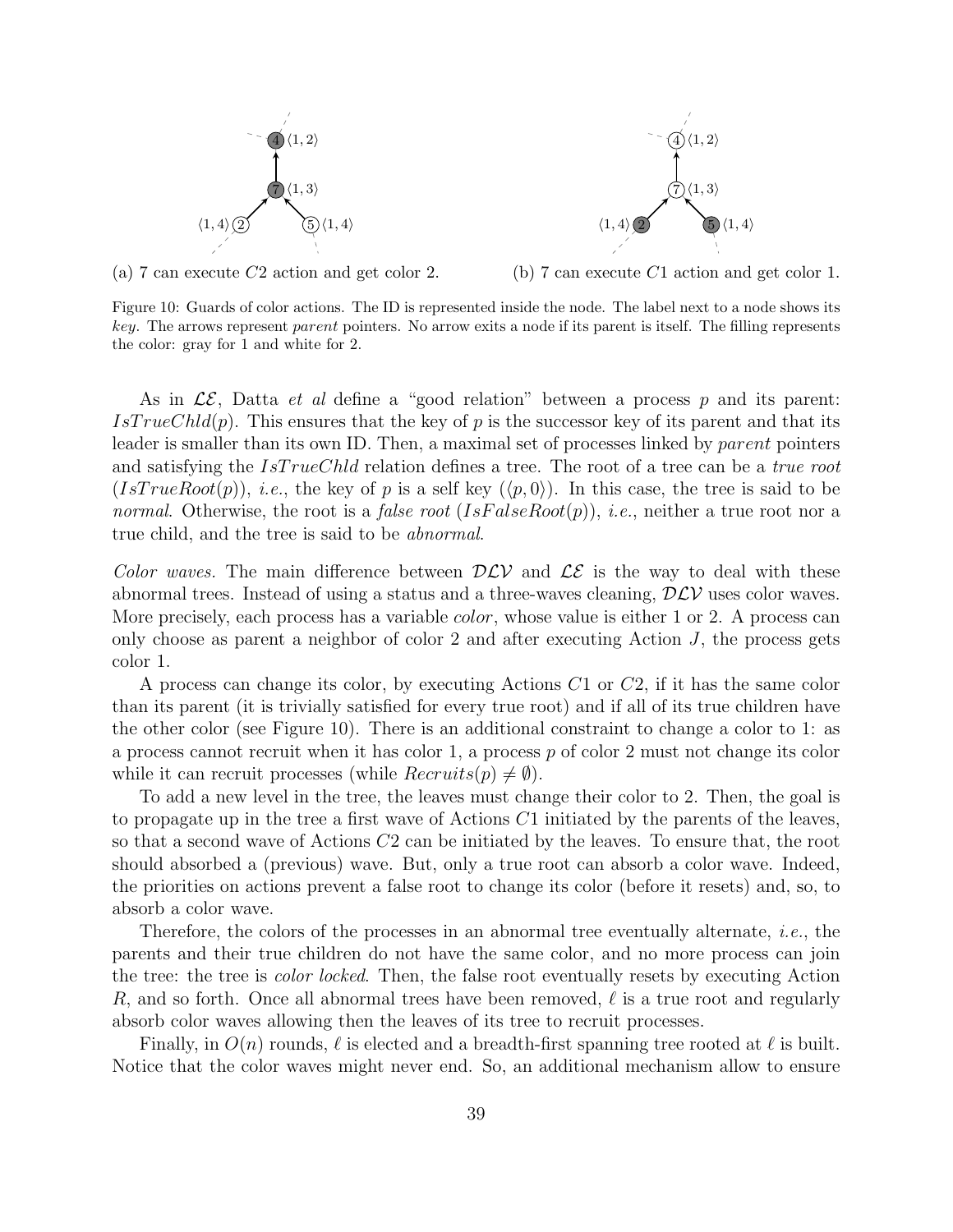(a) 7 can execute $C2$ action and get color 2.

(b) 7 can execute $C1$ action and get color 1.

Figure 10: Guards of color actions. The ID is represented inside the node. The label next to a node shows its *key*. The arrows represent *parent* pointers. No arrow exits a node if its parent is itself. The filling represents the color: gray for 1 and white for 2.

As in $\mathcal{LE}$, Datta *et al* define a "good relation" between a process $p$ and its parent: $IsTrueChld(p)$. This ensures that the key of $p$ is the successor key of its parent and that its leader is smaller than its own ID. Then, a maximal set of processes linked by *parent* pointers and satisfying the $IsTrueChld$ relation defines a tree. The root of a tree can be a *true root* ($IsTrueRoot(p)$), *i.e.*, the key of $p$ is a self key ($\langle p, 0 \rangle$). In this case, the tree is said to be *normal*. Otherwise, the root is a *false root* ($IsFalseRoot(p)$), *i.e.*, neither a true root nor a true child, and the tree is said to be *abnormal*.

*Color waves.* The main difference between $\mathcal{DLV}$ and $\mathcal{LE}$ is the way to deal with these abnormal trees. Instead of using a status and a three-waves cleaning, $\mathcal{DLV}$ uses color waves. More precisely, each process has a variable *color*, whose value is either 1 or 2. A process can only choose as parent a neighbor of color 2 and after executing Action $J$, the process gets color 1.

A process can change its color, by executing Actions $C1$ or $C2$, if it has the same color than its parent (it is trivially satisfied for every true root) and if all of its true children have the other color (see Figure 10). There is an additional constraint to change a color to 1: as a process cannot recruit when it has color 1, a process $p$ of color 2 must not change its color while it can recruit processes (while $Recruits(p) \neq \emptyset$).

To add a new level in the tree, the leaves must change their color to 2. Then, the goal is to propagate up in the tree a first wave of Actions $C1$ initiated by the parents of the leaves, so that a second wave of Actions $C2$ can be initiated by the leaves. To ensure that, the root should absorbed a (previous) wave. But, only a true root can absorb a color wave. Indeed, the priorities on actions prevent a false root to change its color (before it resets) and, so, to absorb a color wave.

Therefore, the colors of the processes in an abnormal tree eventually alternate, *i.e.*, the parents and their true children do not have the same color, and no more process can join the tree: the tree is *color locked*. Then, the false root eventually resets by executing Action $R$, and so forth. Once all abnormal trees have been removed, $\ell$ is a true root and regularly absorb color waves allowing then the leaves of its tree to recruit processes.

Finally, in $O(n)$ rounds, $\ell$ is elected and a breadth-first spanning tree rooted at $\ell$ is built. Notice that the color waves might never end. So, an additional mechanism allow to ensure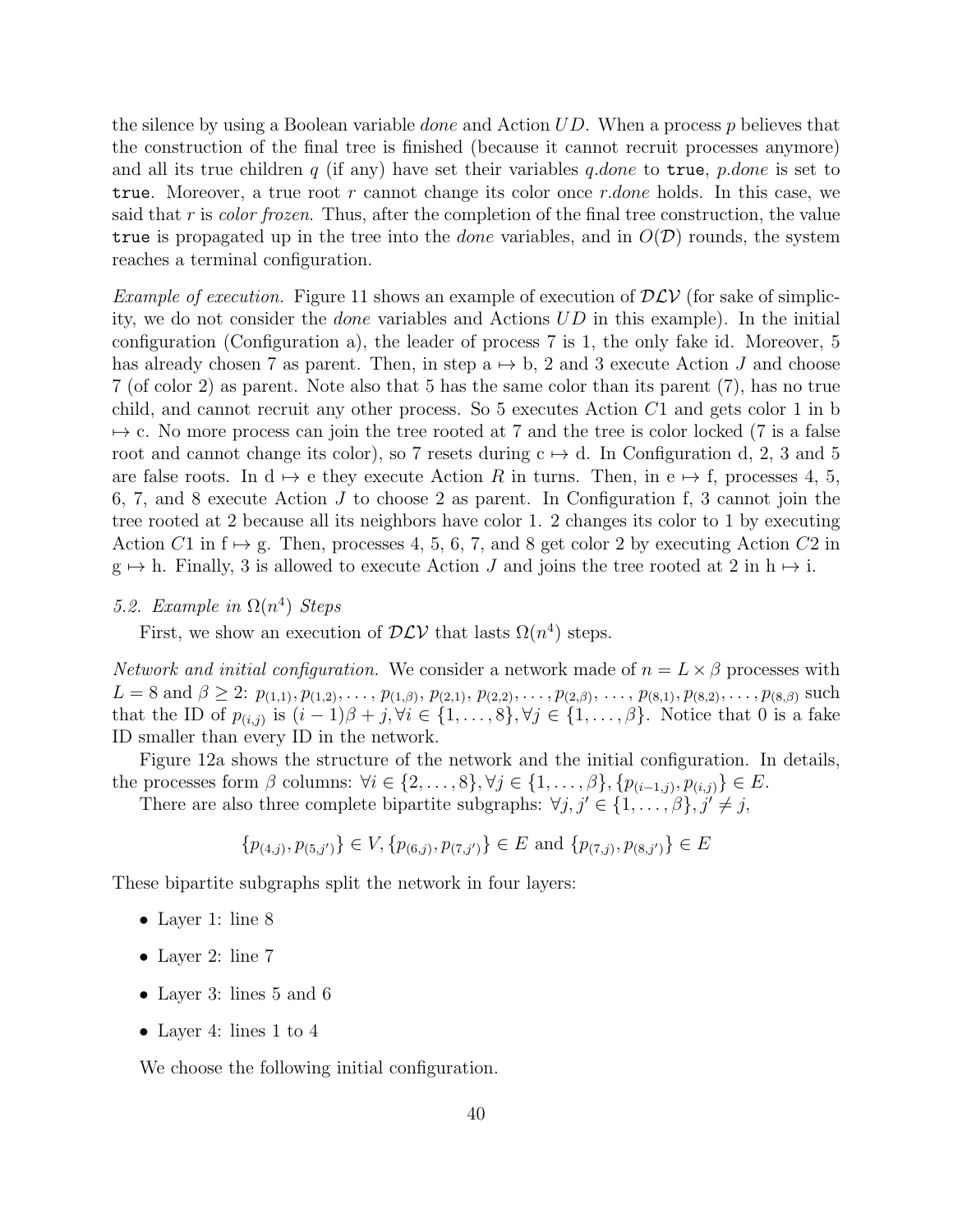the silence by using a Boolean variable *done* and Action $UD$. When a process $p$ believes that the construction of the final tree is finished (because it cannot recruit processes anymore) and all its true children $q$ (if any) have set their variables $q.done$ to `true`, $p.done$ is set to `true`. Moreover, a true root $r$ cannot change its color once $r.done$ holds. In this case, we said that $r$ is *color frozen*. Thus, after the completion of the final tree construction, the value `true` is propagated up in the tree into the *done* variables, and in $O(\mathcal{D})$ rounds, the system reaches a terminal configuration.

*Example of execution.* Figure 11 shows an example of execution of $\mathcal{DLV}$ (for sake of simplicity, we do not consider the *done* variables and Actions $UD$ in this example). In the initial configuration (Configuration a), the leader of process 7 is 1, the only fake id. Moreover, 5 has already chosen 7 as parent. Then, in step a $\mapsto$ b, 2 and 3 execute Action $J$ and choose 7 (of color 2) as parent. Note also that 5 has the same color than its parent (7), has no true child, and cannot recruit any other process. So 5 executes Action $C1$ and gets color 1 in b $\mapsto$ c. No more process can join the tree rooted at 7 and the tree is color locked (7 is a false root and cannot change its color), so 7 resets during c $\mapsto$ d. In Configuration d, 2, 3 and 5 are false roots. In d $\mapsto$ e they execute Action $R$ in turns. Then, in e $\mapsto$ f, processes 4, 5, 6, 7, and 8 execute Action $J$ to choose 2 as parent. In Configuration f, 3 cannot join the tree rooted at 2 because all its neighbors have color 1. 2 changes its color to 1 by executing Action $C1$ in f $\mapsto$ g. Then, processes 4, 5, 6, 7, and 8 get color 2 by executing Action $C2$ in g $\mapsto$ h. Finally, 3 is allowed to execute Action $J$ and joins the tree rooted at 2 in h $\mapsto$ i.

### 5.2. Example in $\Omega(n^4)$ Steps

First, we show an execution of $\mathcal{DLV}$ that lasts $\Omega(n^4)$ steps.

*Network and initial configuration.* We consider a network made of $n = L \times \beta$ processes with $L = 8$ and $\beta \geq 2$: $p_{(1,1)}, p_{(1,2)}, \ldots, p_{(1,\beta)}, p_{(2,1)}, p_{(2,2)}, \ldots, p_{(2,\beta)}, \ldots, p_{(8,1)}, p_{(8,2)}, \ldots, p_{(8,\beta)}$ such that the ID of $p_{(i,j)}$ is $(i-1)\beta + j, \forall i \in \{1, \ldots, 8\}, \forall j \in \{1, \ldots, \beta\}$. Notice that 0 is a fake ID smaller than every ID in the network.

Figure 12a shows the structure of the network and the initial configuration. In details, the processes form $\beta$ columns: $\forall i \in \{2, \ldots, 8\}, \forall j \in \{1, \ldots, \beta\}, \{p_{(i-1,j)}, p_{(i,j)}\} \in E$.

There are also three complete bipartite subgraphs: $\forall j, j' \in \{1, \ldots, \beta\}, j' \neq j$,

$$\{p_{(4,j)}, p_{(5,j')}\} \in V, \{p_{(6,j)}, p_{(7,j')}\} \in E \text{ and } \{p_{(7,j)}, p_{(8,j')}\} \in E$$

These bipartite subgraphs split the network in four layers:

- Layer 1: line 8
- Layer 2: line 7
- Layer 3: lines 5 and 6
- Layer 4: lines 1 to 4

We choose the following initial configuration.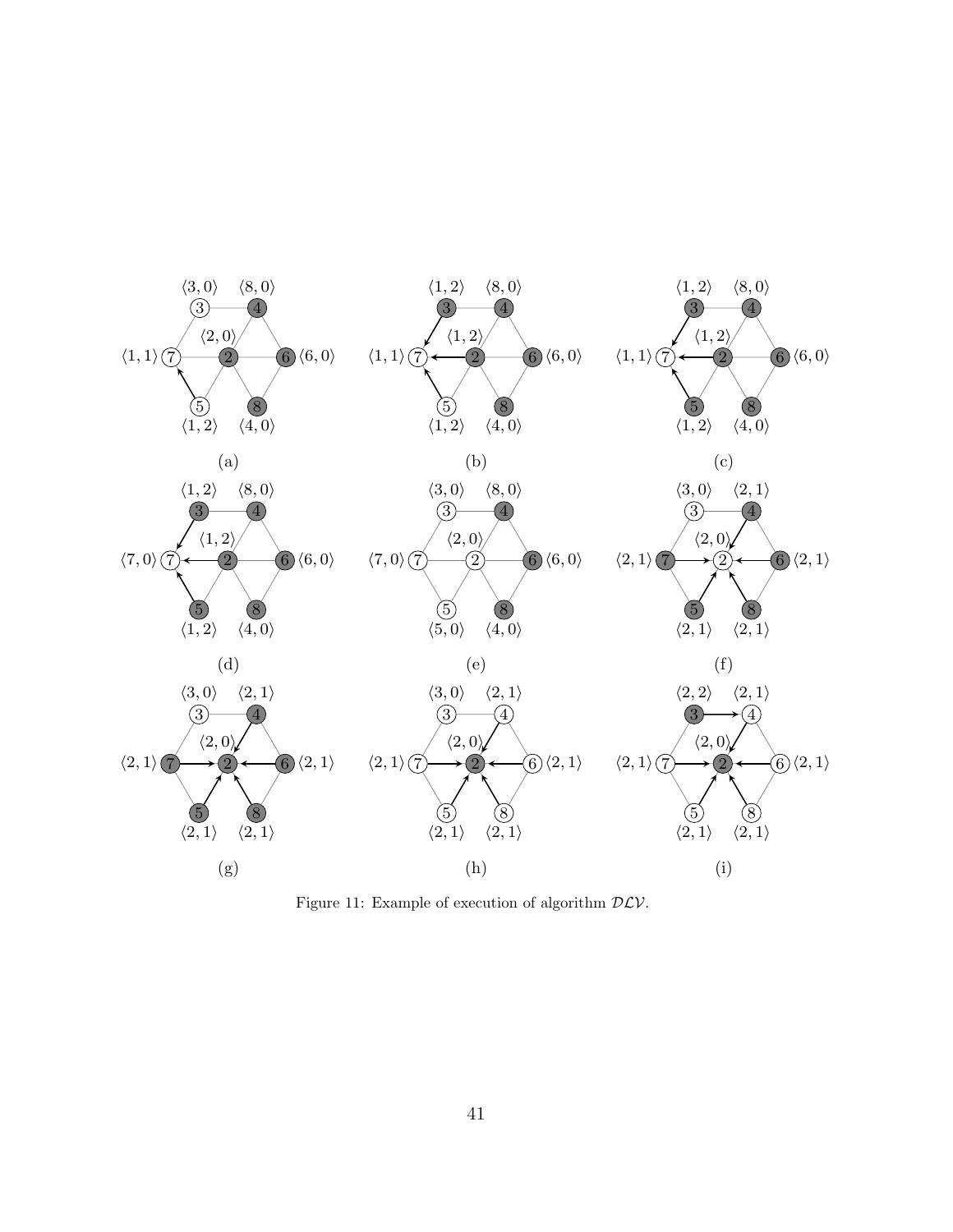Figure 11: Example of execution of algorithm $\mathcal{DLV}$.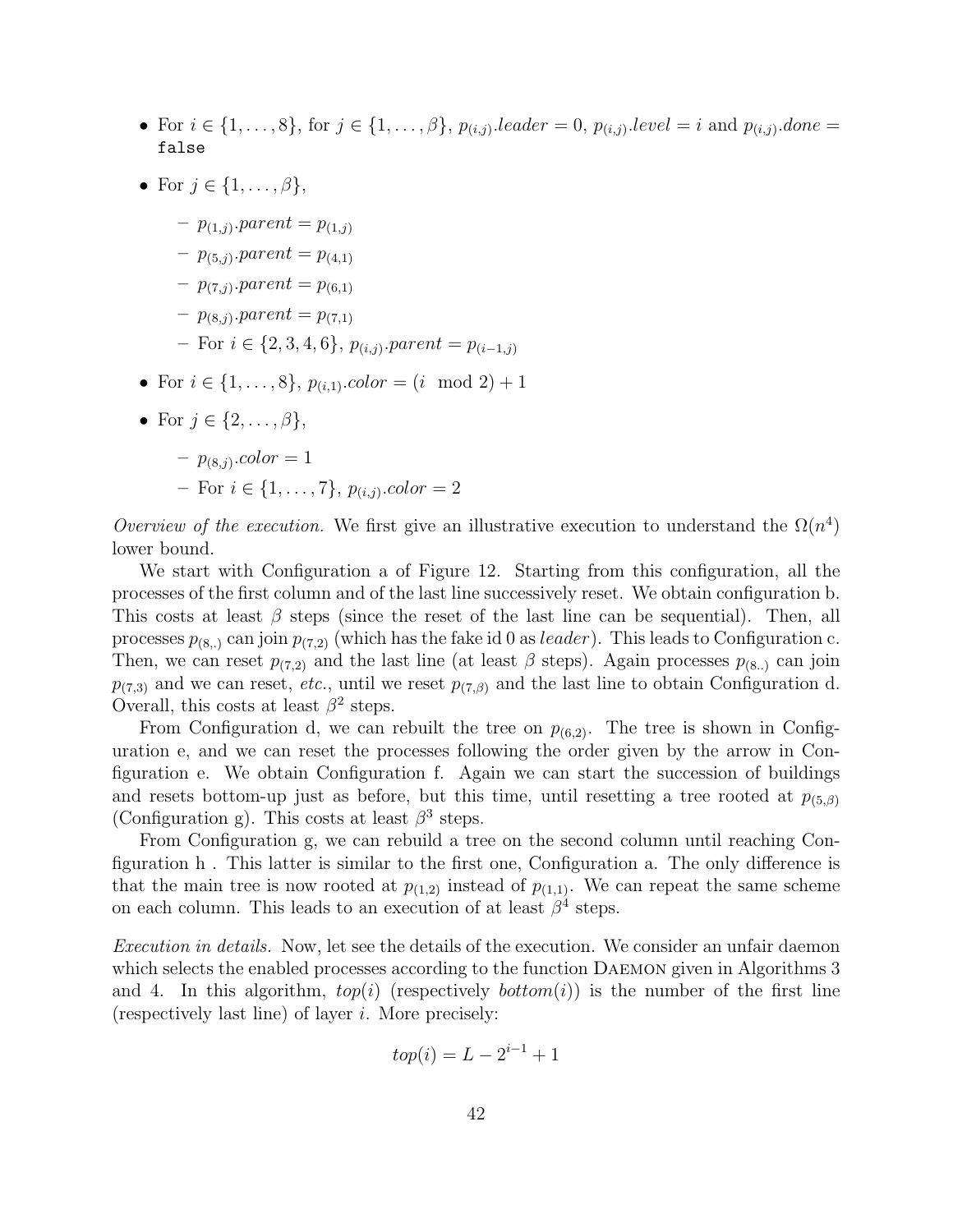- For $i \in \{1,\ldots,8\}$, for $j \in \{1,\ldots,\beta\}$, $p_{(i,j)}.leader = 0$, $p_{(i,j)}.level = i$ and $p_{(i,j)}.done =$ `false`
- For $j \in \{1,\ldots,\beta\}$,
  - $p_{(1,j)}.parent = p_{(1,j)}$
  - $p_{(5,j)}.parent = p_{(4,1)}$
  - $p_{(7,j)}.parent = p_{(6,1)}$
  - $p_{(8,j)}.parent = p_{(7,1)}$
  - For $i \in \{2,3,4,6\}$, $p_{(i,j)}.parent = p_{(i-1,j)}$
- For $i \in \{1,\ldots,8\}$, $p_{(i,1)}.color = (i \mod 2) + 1$
- For $j \in \{2,\ldots,\beta\}$,
  - $p_{(8,j)}.color = 1$
  - For $i \in \{1,\ldots,7\}$, $p_{(i,j)}.color = 2$

*Overview of the execution.* We first give an illustrative execution to understand the $\Omega(n^4)$ lower bound.

We start with Configuration a of Figure 12. Starting from this configuration, all the processes of the first column and of the last line successively reset. We obtain configuration b. This costs at least $\beta$ steps (since the reset of the last line can be sequential). Then, all processes $p_{(8,.)}$ can join $p_{(7,2)}$ (which has the fake id 0 as *leader*). This leads to Configuration c. Then, we can reset $p_{(7,2)}$ and the last line (at least $\beta$ steps). Again processes $p_{(8..)}$ can join $p_{(7,3)}$ and we can reset, *etc.*, until we reset $p_{(7,\beta)}$ and the last line to obtain Configuration d. Overall, this costs at least $\beta^2$ steps.

From Configuration d, we can rebuilt the tree on $p_{(6,2)}$. The tree is shown in Configuration e, and we can reset the processes following the order given by the arrow in Configuration e. We obtain Configuration f. Again we can start the succession of buildings and resets bottom-up just as before, but this time, until resetting a tree rooted at $p_{(5,\beta)}$ (Configuration g). This costs at least $\beta^3$ steps.

From Configuration g, we can rebuild a tree on the second column until reaching Configuration h . This latter is similar to the first one, Configuration a. The only difference is that the main tree is now rooted at $p_{(1,2)}$ instead of $p_{(1,1)}$. We can repeat the same scheme on each column. This leads to an execution of at least $\beta^4$ steps.

*Execution in details.* Now, let see the details of the execution. We consider an unfair daemon which selects the enabled processes according to the function DAEMON given in Algorithms 3 and 4. In this algorithm, $top(i)$ (respectively $bottom(i)$) is the number of the first line (respectively last line) of layer $i$. More precisely:

$$top(i) = L - 2^{i-1} + 1$$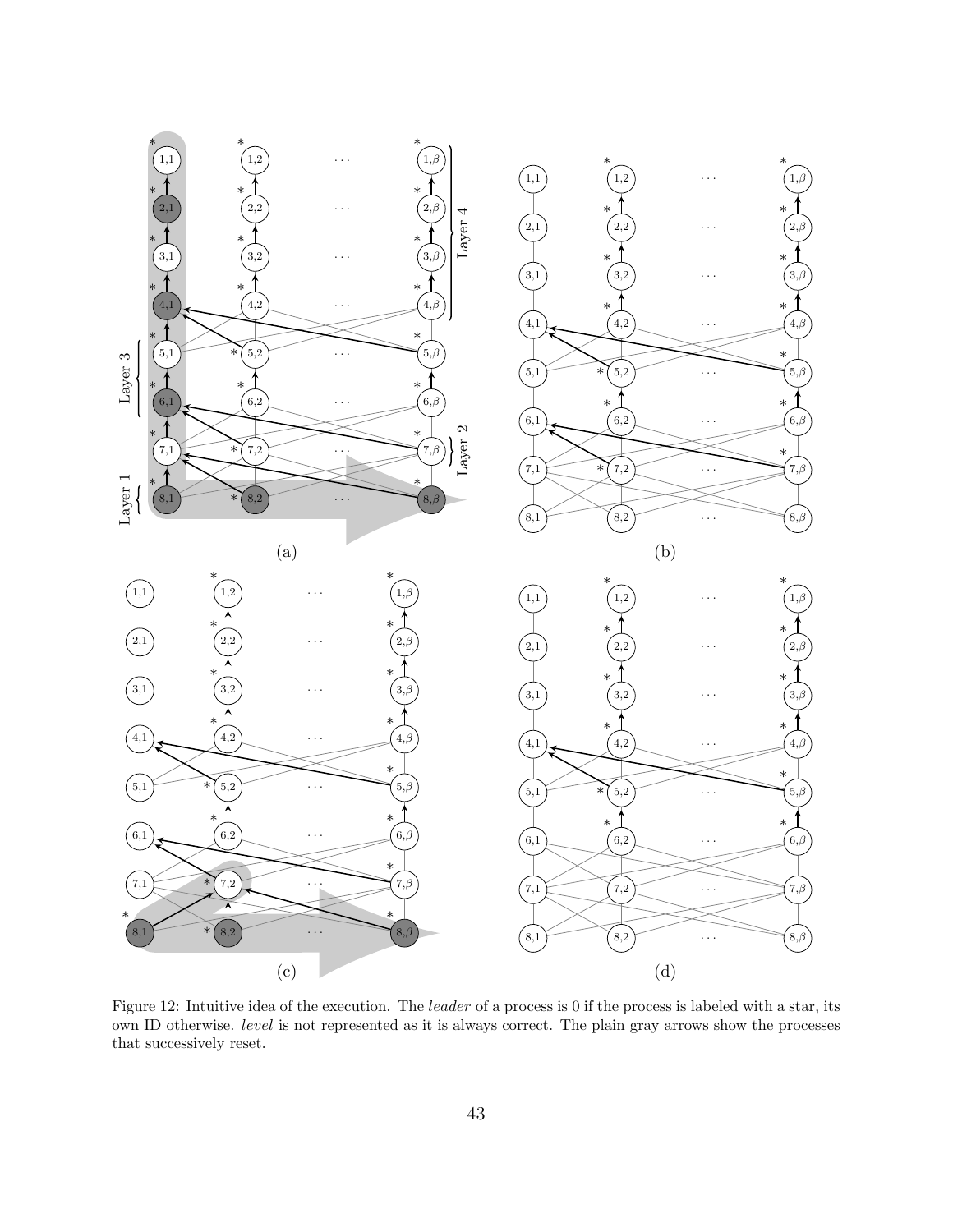Figure 12: Intuitive idea of the execution. The *leader* of a process is 0 if the process is labeled with a star, its own ID otherwise. *level* is not represented as it is always correct. The plain gray arrows show the processes that successively reset.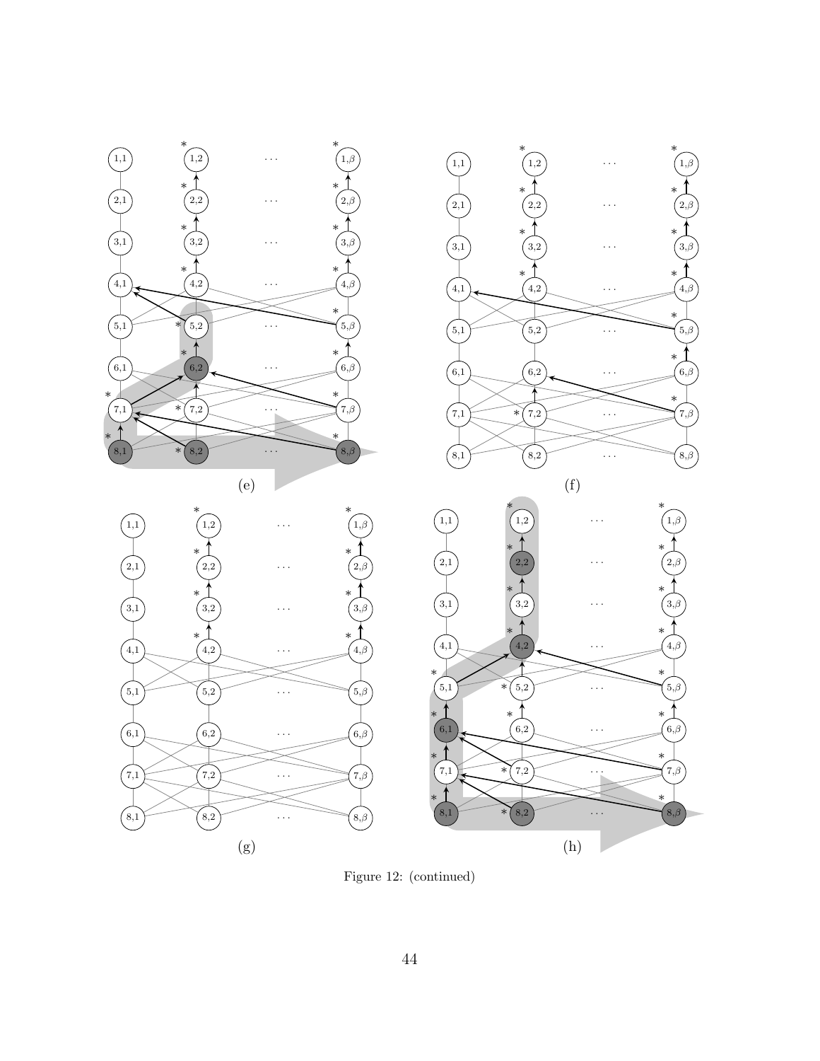(e)

(f)

(g)

(h)

Figure 12: (continued)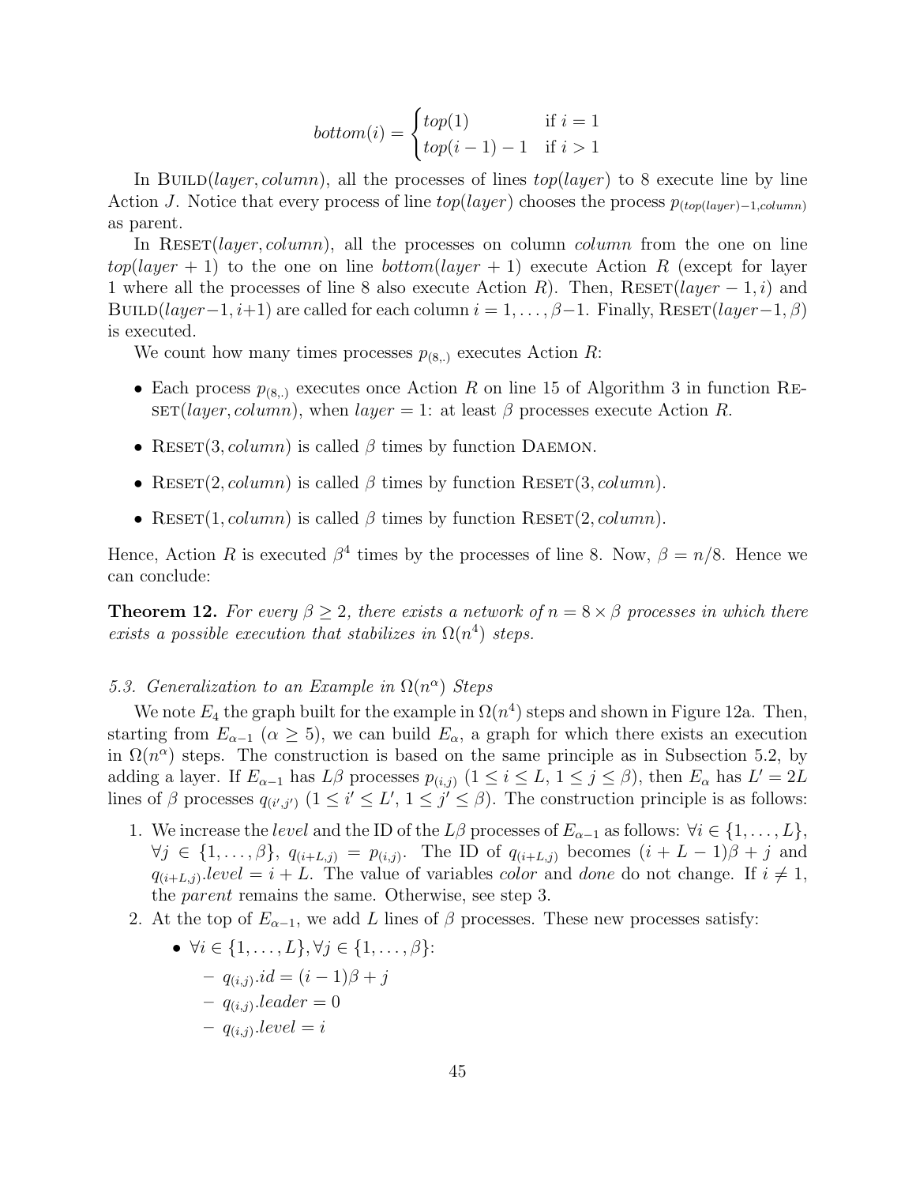$$bottom(i) = \begin{cases} top(1) & \text{if } i = 1 \\ top(i-1) - 1 & \text{if } i > 1 \end{cases}$$

In Build($layer, column$), all the processes of lines $top(layer)$ to 8 execute line by line Action $J$. Notice that every process of line $top(layer)$ chooses the process $p_{(top(layer)-1,column)}$ as parent.

In Reset($layer, column$), all the processes on column *column* from the one on line $top(layer+1)$ to the one on line $bottom(layer+1)$ execute Action $R$ (except for layer 1 where all the processes of line 8 also execute Action $R$). Then, Reset($layer-1, i$) and Build($layer-1, i+1$) are called for each column $i = 1, \ldots, \beta-1$. Finally, Reset($layer-1, \beta$) is executed.

We count how many times processes $p_{(8,.)}$ executes Action $R$:

- Each process $p_{(8,.)}$ executes once Action $R$ on line 15 of Algorithm 3 in function Reset($layer, column$), when $layer = 1$: at least $\beta$ processes execute Action $R$.
- Reset($3, column$) is called $\beta$ times by function Daemon.
- Reset($2, column$) is called $\beta$ times by function Reset($3, column$).
- Reset($1, column$) is called $\beta$ times by function Reset($2, column$).

Hence, Action $R$ is executed $\beta^4$ times by the processes of line 8. Now, $\beta = n/8$. Hence we can conclude:

**Theorem 12.** *For every $\beta \geq 2$, there exists a network of $n = 8 \times \beta$ processes in which there exists a possible execution that stabilizes in $\Omega(n^4)$ steps.*

*5.3. Generalization to an Example in $\Omega(n^\alpha)$ Steps*

We note $E_4$ the graph built for the example in $\Omega(n^4)$ steps and shown in Figure 12a. Then, starting from $E_{\alpha-1}$ ($\alpha \geq 5$), we can build $E_\alpha$, a graph for which there exists an execution in $\Omega(n^\alpha)$ steps. The construction is based on the same principle as in Subsection 5.2, by adding a layer. If $E_{\alpha-1}$ has $L\beta$ processes $p_{(i,j)}$ ($1 \leq i \leq L$, $1 \leq j \leq \beta$), then $E_\alpha$ has $L' = 2L$ lines of $\beta$ processes $q_{(i',j')}$ ($1 \leq i' \leq L'$, $1 \leq j' \leq \beta$). The construction principle is as follows:

1. We increase the *level* and the ID of the $L\beta$ processes of $E_{\alpha-1}$ as follows: $\forall i \in \{1, \ldots, L\}$, $\forall j \in \{1, \ldots, \beta\}$, $q_{(i+L,j)} = p_{(i,j)}$. The ID of $q_{(i+L,j)}$ becomes $(i + L - 1)\beta + j$ and $q_{(i+L,j)}.level = i + L$. The value of variables *color* and *done* do not change. If $i \neq 1$, the *parent* remains the same. Otherwise, see step 3.
2. At the top of $E_{\alpha-1}$, we add $L$ lines of $\beta$ processes. These new processes satisfy:
   - $\forall i \in \{1, \ldots, L\}, \forall j \in \{1, \ldots, \beta\}$:
     - $q_{(i,j)}.id = (i-1)\beta + j$
     - $q_{(i,j)}.leader = 0$
     - $q_{(i,j)}.level = i$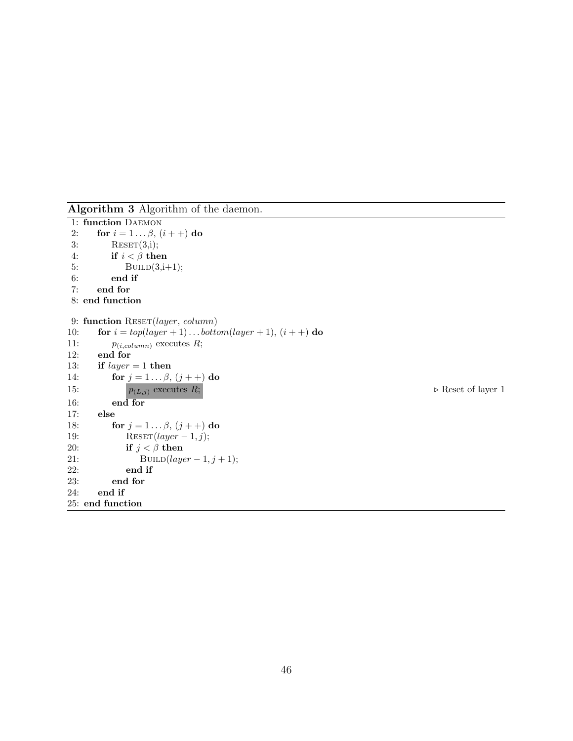**Algorithm 3** Algorithm of the daemon.

```
 1: function DAEMON
 2:     for i = 1...β, (i++) do
 3:         RESET(3,i);
 4:         if i < β then
 5:             BUILD(3,i+1);
 6:         end if
 7:     end for
 8: end function

 9: function RESET(layer, column)
10:     for i = top(layer + 1)...bottom(layer + 1), (i++) do
11:         p_(i,column) executes R;
12:     end for
13:     if layer = 1 then
14:         for j = 1...β, (j++) do
15:             p_(L,j) executes R;                    ▷ Reset of layer 1
16:         end for
17:     else
18:         for j = 1...β, (j++) do
19:             RESET(layer − 1, j);
20:             if j < β then
21:                 BUILD(layer − 1, j + 1);
22:             end if
23:         end for
24:     end if
25: end function
```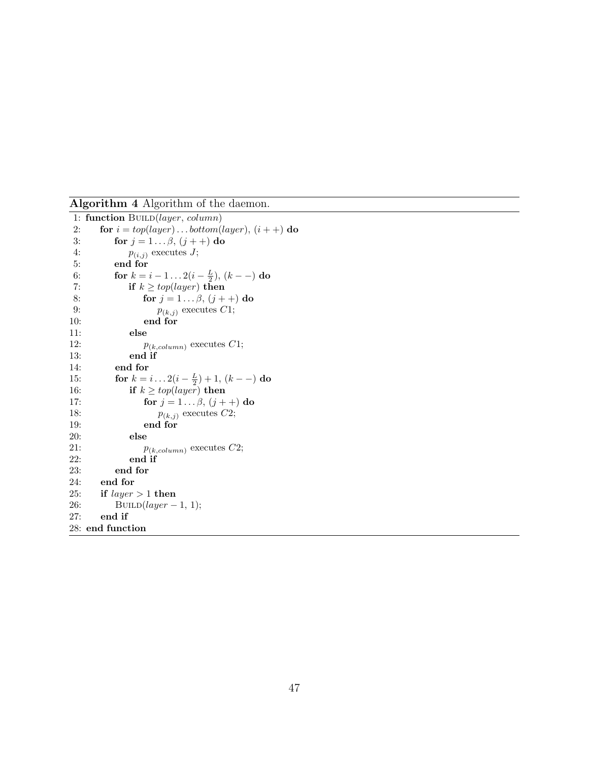**Algorithm 4** Algorithm of the daemon.

```
 1: function BUILD(layer, column)
 2:     for i = top(layer) ... bottom(layer), (i++) do
 3:         for j = 1 ... β, (j++) do
 4:             p_(i,j) executes J;
 5:         end for
 6:         for k = i − 1 ... 2(i − L/2), (k−−) do
 7:             if k ≥ top(layer) then
 8:                 for j = 1 ... β, (j++) do
 9:                     p_(k,j) executes C1;
10:                 end for
11:             else
12:                 p_(k,column) executes C1;
13:             end if
14:         end for
15:         for k = i ... 2(i − L/2) + 1, (k−−) do
16:             if k ≥ top(layer) then
17:                 for j = 1 ... β, (j++) do
18:                     p_(k,j) executes C2;
19:                 end for
20:             else
21:                 p_(k,column) executes C2;
22:             end if
23:         end for
24:     end for
25:     if layer > 1 then
26:         BUILD(layer − 1, 1);
27:     end if
28: end function
```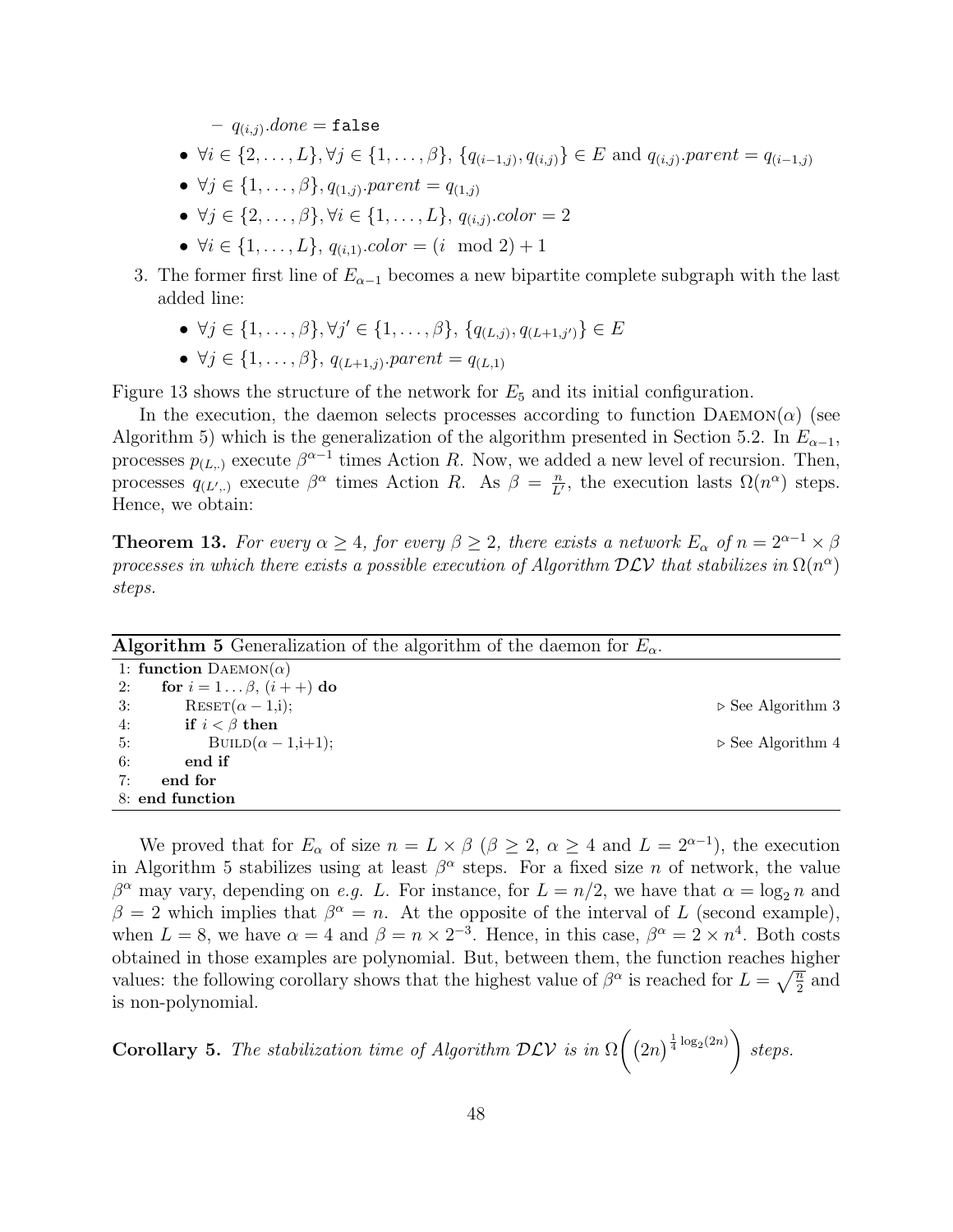- $q_{(i,j)}.done =$ `false`

- $\forall i \in \{2, \ldots, L\}, \forall j \in \{1, \ldots, \beta\}$, $\{q_{(i-1,j)}, q_{(i,j)}\} \in E$ and $q_{(i,j)}.parent = q_{(i-1,j)}$
- $\forall j \in \{1, \ldots, \beta\}, q_{(1,j)}.parent = q_{(1,j)}$
- $\forall j \in \{2, \ldots, \beta\}, \forall i \in \{1, \ldots, L\}$, $q_{(i,j)}.color = 2$
- $\forall i \in \{1, \ldots, L\}$, $q_{(i,1)}.color = (i \mod 2) + 1$

3. The former first line of $E_{\alpha-1}$ becomes a new bipartite complete subgraph with the last added line:
   - $\forall j \in \{1, \ldots, \beta\}, \forall j' \in \{1, \ldots, \beta\}$, $\{q_{(L,j)}, q_{(L+1,j')}\} \in E$
   - $\forall j \in \{1, \ldots, \beta\}$, $q_{(L+1,j)}.parent = q_{(L,1)}$

Figure 13 shows the structure of the network for $E_5$ and its initial configuration.

In the execution, the daemon selects processes according to function Daemon($\alpha$) (see Algorithm 5) which is the generalization of the algorithm presented in Section 5.2. In $E_{\alpha-1}$, processes $p_{(L,.)}$ execute $\beta^{\alpha-1}$ times Action $R$. Now, we added a new level of recursion. Then, processes $q_{(L',.)}$ execute $\beta^{\alpha}$ times Action $R$. As $\beta = \frac{n}{L'}$, the execution lasts $\Omega(n^{\alpha})$ steps. Hence, we obtain:

**Theorem 13.** *For every $\alpha \geq 4$, for every $\beta \geq 2$, there exists a network $E_{\alpha}$ of $n = 2^{\alpha-1} \times \beta$ processes in which there exists a possible execution of Algorithm $\mathcal{DLV}$ that stabilizes in $\Omega(n^{\alpha})$ steps.*

**Algorithm 5** Generalization of the algorithm of the daemon for $E_{\alpha}$.

```
1: function Daemon(α)
2:     for i = 1...β, (i++) do
3:         Reset(α − 1,i);                              ▷ See Algorithm 3
4:         if i < β then
5:             Build(α − 1,i+1);                        ▷ See Algorithm 4
6:         end if
7:     end for
8: end function
```

We proved that for $E_{\alpha}$ of size $n = L \times \beta$ ($\beta \geq 2$, $\alpha \geq 4$ and $L = 2^{\alpha-1}$), the execution in Algorithm 5 stabilizes using at least $\beta^{\alpha}$ steps. For a fixed size $n$ of network, the value $\beta^{\alpha}$ may vary, depending on *e.g.* $L$. For instance, for $L = n/2$, we have that $\alpha = \log_2 n$ and $\beta = 2$ which implies that $\beta^{\alpha} = n$. At the opposite of the interval of $L$ (second example), when $L = 8$, we have $\alpha = 4$ and $\beta = n \times 2^{-3}$. Hence, in this case, $\beta^{\alpha} = 2 \times n^4$. Both costs obtained in those examples are polynomial. But, between them, the function reaches higher values: the following corollary shows that the highest value of $\beta^{\alpha}$ is reached for $L = \sqrt{\frac{n}{2}}$ and is non-polynomial.

**Corollary 5.** *The stabilization time of Algorithm $\mathcal{DLV}$ is in $\Omega\left(\left(2n\right)^{\frac{1}{4}\log_2(2n)}\right)$ steps.*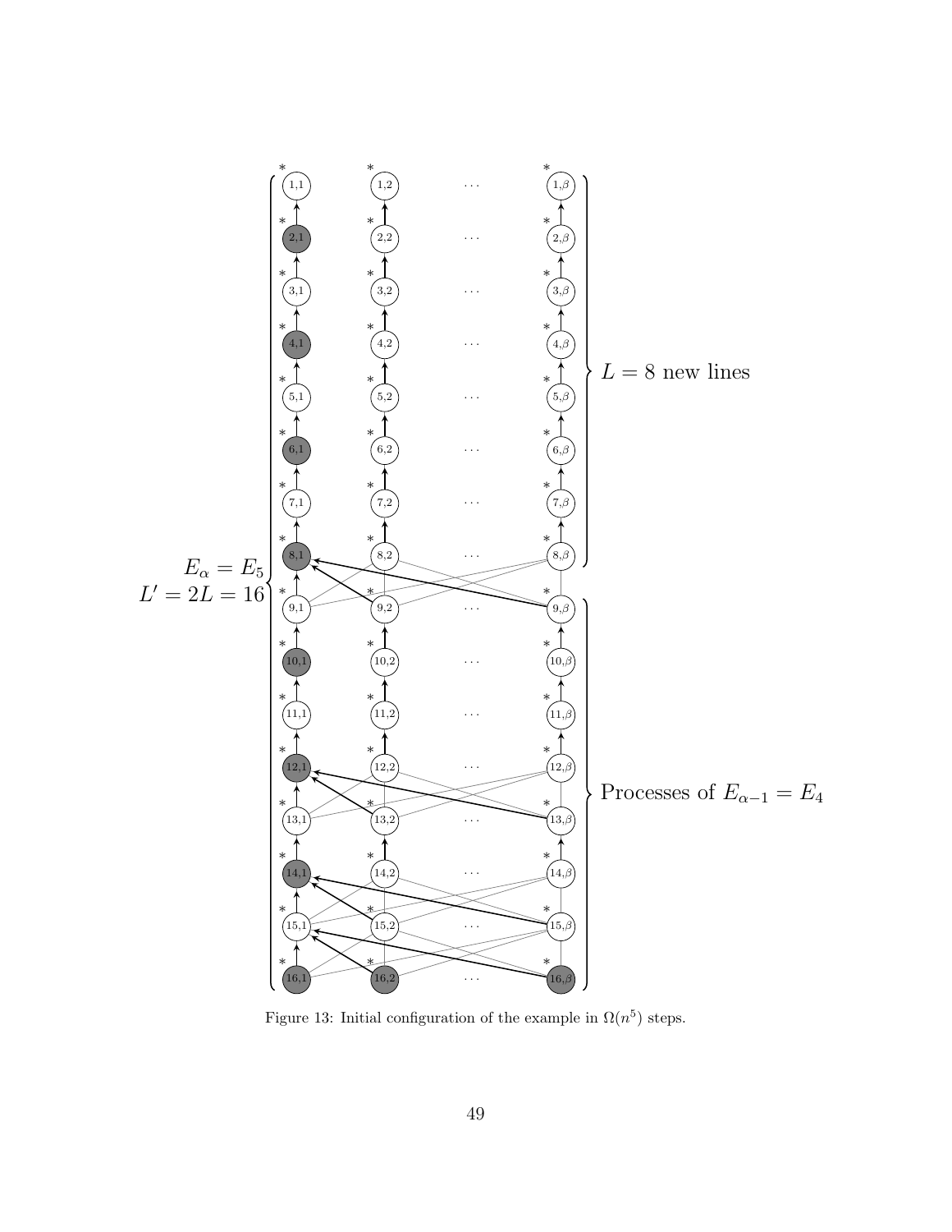Figure 13: Initial configuration of the example in $\Omega(n^5)$ steps.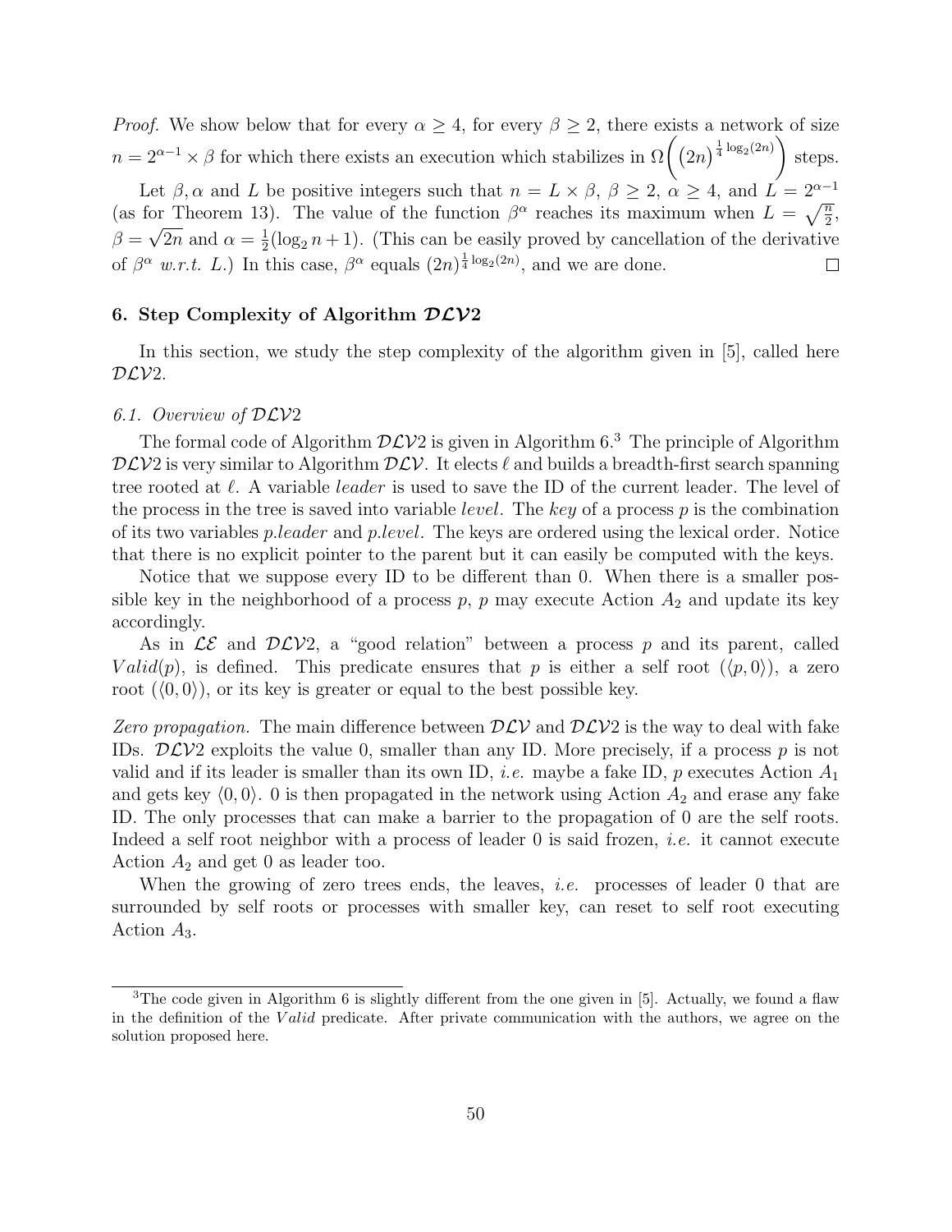*Proof.* We show below that for every $\alpha \geq 4$, for every $\beta \geq 2$, there exists a network of size $n = 2^{\alpha-1} \times \beta$ for which there exists an execution which stabilizes in $\Omega\left(\left(2n\right)^{\frac{1}{4}\log_2(2n)}\right)$ steps.

Let $\beta, \alpha$ and $L$ be positive integers such that $n = L \times \beta$, $\beta \geq 2$, $\alpha \geq 4$, and $L = 2^{\alpha-1}$ (as for Theorem 13). The value of the function $\beta^\alpha$ reaches its maximum when $L = \sqrt{\frac{n}{2}}$, $\beta = \sqrt{2n}$ and $\alpha = \frac{1}{2}(\log_2 n + 1)$. (This can be easily proved by cancellation of the derivative of $\beta^\alpha$ *w.r.t.* $L$.) In this case, $\beta^\alpha$ equals $(2n)^{\frac{1}{4}\log_2(2n)}$, and we are done. □

## 6. Step Complexity of Algorithm $\mathcal{DLV}2$

In this section, we study the step complexity of the algorithm given in [5], called here $\mathcal{DLV}2$.

### 6.1. Overview of $\mathcal{DLV}2$

The formal code of Algorithm $\mathcal{DLV}2$ is given in Algorithm 6.[3] The principle of Algorithm $\mathcal{DLV}2$ is very similar to Algorithm $\mathcal{DLV}$. It elects $\ell$ and builds a breadth-first search spanning tree rooted at $\ell$. A variable *leader* is used to save the ID of the current leader. The level of the process in the tree is saved into variable *level*. The *key* of a process $p$ is the combination of its two variables *p.leader* and *p.level*. The keys are ordered using the lexical order. Notice that there is no explicit pointer to the parent but it can easily be computed with the keys.

Notice that we suppose every ID to be different than 0. When there is a smaller possible key in the neighborhood of a process $p$, $p$ may execute Action $A_2$ and update its key accordingly.

As in $\mathcal{LE}$ and $\mathcal{DLV}2$, a "good relation" between a process $p$ and its parent, called $Valid(p)$, is defined. This predicate ensures that $p$ is either a self root ($\langle p, 0\rangle$), a zero root ($\langle 0, 0\rangle$), or its key is greater or equal to the best possible key.

*Zero propagation.* The main difference between $\mathcal{DLV}$ and $\mathcal{DLV}2$ is the way to deal with fake IDs. $\mathcal{DLV}2$ exploits the value 0, smaller than any ID. More precisely, if a process $p$ is not valid and if its leader is smaller than its own ID, *i.e.* maybe a fake ID, $p$ executes Action $A_1$ and gets key $\langle 0, 0\rangle$. 0 is then propagated in the network using Action $A_2$ and erase any fake ID. The only processes that can make a barrier to the propagation of 0 are the self roots. Indeed a self root neighbor with a process of leader 0 is said frozen, *i.e.* it cannot execute Action $A_2$ and get 0 as leader too.

When the growing of zero trees ends, the leaves, *i.e.* processes of leader 0 that are surrounded by self roots or processes with smaller key, can reset to self root executing Action $A_3$.

---

[3] The code given in Algorithm 6 is slightly different from the one given in [5]. Actually, we found a flaw in the definition of the $Valid$ predicate. After private communication with the authors, we agree on the solution proposed here.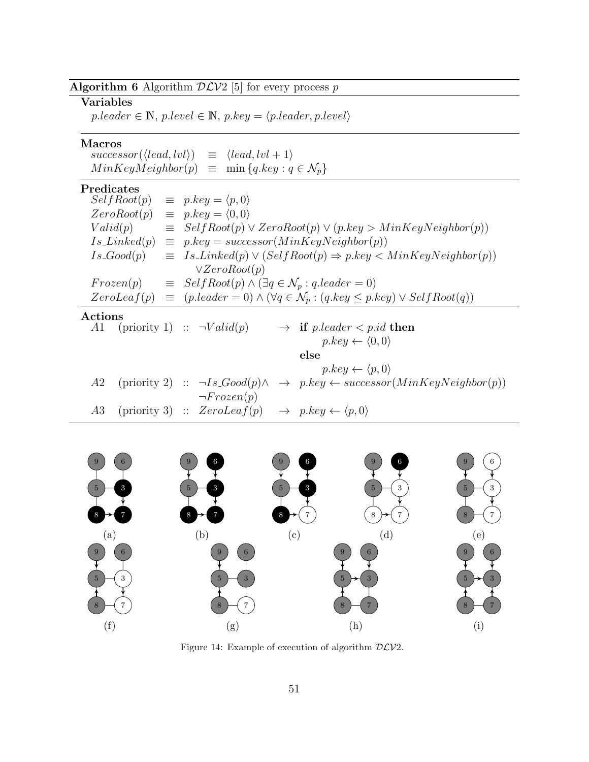**Algorithm 6** Algorithm $\mathcal{DLV}2$ [5] for every process $p$

**Variables**

$p.leader \in \mathbb{N}$, $p.level \in \mathbb{N}$, $p.key = \langle p.leader, p.level \rangle$

**Macros**

$$successor(\langle lead, lvl \rangle) \equiv \langle lead, lvl + 1 \rangle$$

$$MinKeyMeighbor(p) \equiv \min \{q.key : q \in \mathcal{N}_p\}$$

**Predicates**

$$SelfRoot(p) \equiv p.key = \langle p, 0 \rangle$$

$$ZeroRoot(p) \equiv p.key = \langle 0, 0 \rangle$$

$$Valid(p) \equiv SelfRoot(p) \vee ZeroRoot(p) \vee (p.key > MinKeyNeighbor(p))$$

$$Is\_Linked(p) \equiv p.key = successor(MinKeyNeighbor(p))$$

$$Is\_Good(p) \equiv Is\_Linked(p) \vee (SelfRoot(p) \Rightarrow p.key < MinKeyNeighbor(p)) \vee ZeroRoot(p)$$

$$Frozen(p) \equiv SelfRoot(p) \wedge (\exists q \in \mathcal{N}_p : q.leader = 0)$$

$$ZeroLeaf(p) \equiv (p.leader = 0) \wedge (\forall q \in \mathcal{N}_p : (q.key \leq p.key) \vee SelfRoot(q))$$

**Actions**

$A1$ (priority 1) :: $\neg Valid(p) \rightarrow$ **if** $p.leader < p.id$ **then** $p.key \leftarrow \langle 0, 0 \rangle$ **else** $p.key \leftarrow \langle p, 0 \rangle$

$A2$ (priority 2) :: $\neg Is\_Good(p) \wedge \neg Frozen(p) \rightarrow p.key \leftarrow successor(MinKeyNeighbor(p))$

$A3$ (priority 3) :: $ZeroLeaf(p) \rightarrow p.key \leftarrow \langle p, 0 \rangle$

Figure 14: Example of execution of algorithm $\mathcal{DLV}2$.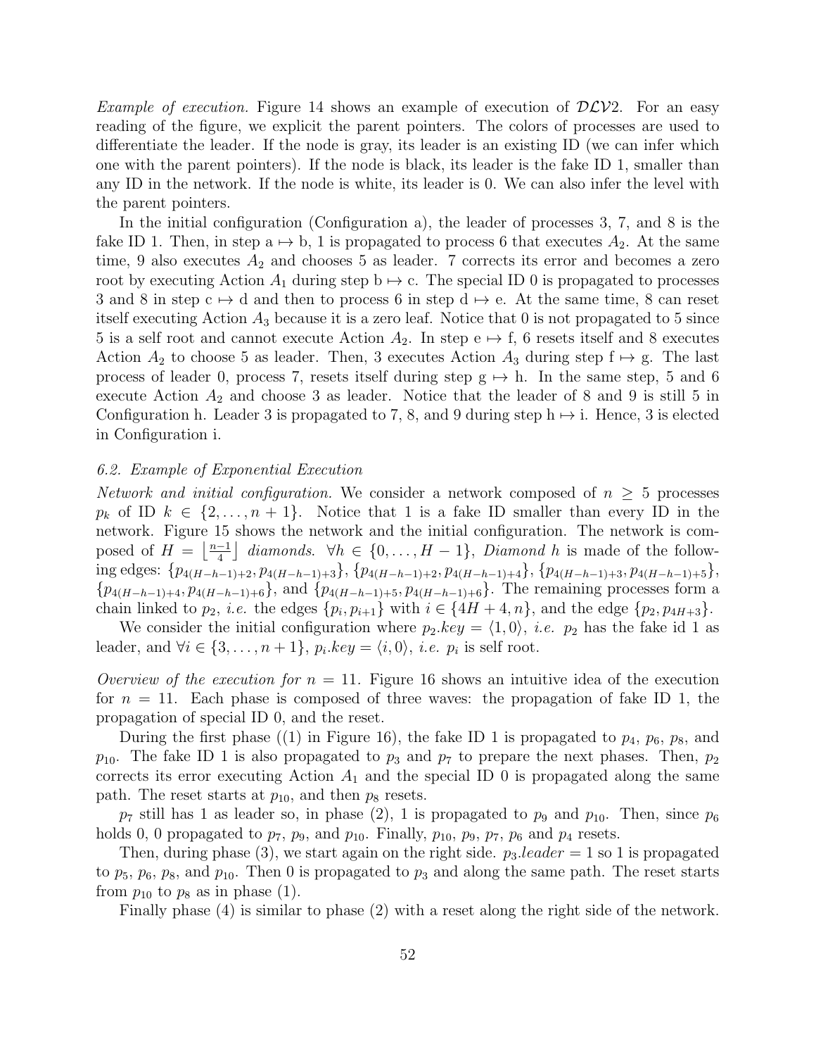*Example of execution.* Figure 14 shows an example of execution of $\mathcal{DLV}2$. For an easy reading of the figure, we explicit the parent pointers. The colors of processes are used to differentiate the leader. If the node is gray, its leader is an existing ID (we can infer which one with the parent pointers). If the node is black, its leader is the fake ID 1, smaller than any ID in the network. If the node is white, its leader is 0. We can also infer the level with the parent pointers.

In the initial configuration (Configuration a), the leader of processes 3, 7, and 8 is the fake ID 1. Then, in step a $\mapsto$ b, 1 is propagated to process 6 that executes $A_2$. At the same time, 9 also executes $A_2$ and chooses 5 as leader. 7 corrects its error and becomes a zero root by executing Action $A_1$ during step b $\mapsto$ c. The special ID 0 is propagated to processes 3 and 8 in step c $\mapsto$ d and then to process 6 in step d $\mapsto$ e. At the same time, 8 can reset itself executing Action $A_3$ because it is a zero leaf. Notice that 0 is not propagated to 5 since 5 is a self root and cannot execute Action $A_2$. In step e $\mapsto$ f, 6 resets itself and 8 executes Action $A_2$ to choose 5 as leader. Then, 3 executes Action $A_3$ during step f $\mapsto$ g. The last process of leader 0, process 7, resets itself during step g $\mapsto$ h. In the same step, 5 and 6 execute Action $A_2$ and choose 3 as leader. Notice that the leader of 8 and 9 is still 5 in Configuration h. Leader 3 is propagated to 7, 8, and 9 during step h $\mapsto$ i. Hence, 3 is elected in Configuration i.

### *6.2. Example of Exponential Execution*

*Network and initial configuration.* We consider a network composed of $n \geq 5$ processes $p_k$ of ID $k \in \{2, \ldots, n+1\}$. Notice that 1 is a fake ID smaller than every ID in the network. Figure 15 shows the network and the initial configuration. The network is composed of $H = \left\lfloor \frac{n-1}{4} \right\rfloor$ *diamonds.* $\forall h \in \{0, \ldots, H-1\}$, *Diamond* $h$ is made of the following edges: $\{p_{4(H-h-1)+2}, p_{4(H-h-1)+3}\}$, $\{p_{4(H-h-1)+2}, p_{4(H-h-1)+4}\}$, $\{p_{4(H-h-1)+3}, p_{4(H-h-1)+5}\}$, $\{p_{4(H-h-1)+4}, p_{4(H-h-1)+6}\}$, and $\{p_{4(H-h-1)+5}, p_{4(H-h-1)+6}\}$. The remaining processes form a chain linked to $p_2$, *i.e.* the edges $\{p_i, p_{i+1}\}$ with $i \in \{4H+4, n\}$, and the edge $\{p_2, p_{4H+3}\}$.

We consider the initial configuration where $p_2.key = \langle 1, 0 \rangle$, *i.e.* $p_2$ has the fake id 1 as leader, and $\forall i \in \{3, \ldots, n+1\}$, $p_i.key = \langle i, 0 \rangle$, *i.e.* $p_i$ is self root.

*Overview of the execution for* $n = 11$*.* Figure 16 shows an intuitive idea of the execution for $n = 11$. Each phase is composed of three waves: the propagation of fake ID 1, the propagation of special ID 0, and the reset.

During the first phase ((1) in Figure 16), the fake ID 1 is propagated to $p_4$, $p_6$, $p_8$, and $p_{10}$. The fake ID 1 is also propagated to $p_3$ and $p_7$ to prepare the next phases. Then, $p_2$ corrects its error executing Action $A_1$ and the special ID 0 is propagated along the same path. The reset starts at $p_{10}$, and then $p_8$ resets.

$p_7$ still has 1 as leader so, in phase (2), 1 is propagated to $p_9$ and $p_{10}$. Then, since $p_6$ holds 0, 0 propagated to $p_7$, $p_9$, and $p_{10}$. Finally, $p_{10}$, $p_9$, $p_7$, $p_6$ and $p_4$ resets.

Then, during phase (3), we start again on the right side. $p_3.leader = 1$ so 1 is propagated to $p_5$, $p_6$, $p_8$, and $p_{10}$. Then 0 is propagated to $p_3$ and along the same path. The reset starts from $p_{10}$ to $p_8$ as in phase (1).

Finally phase (4) is similar to phase (2) with a reset along the right side of the network.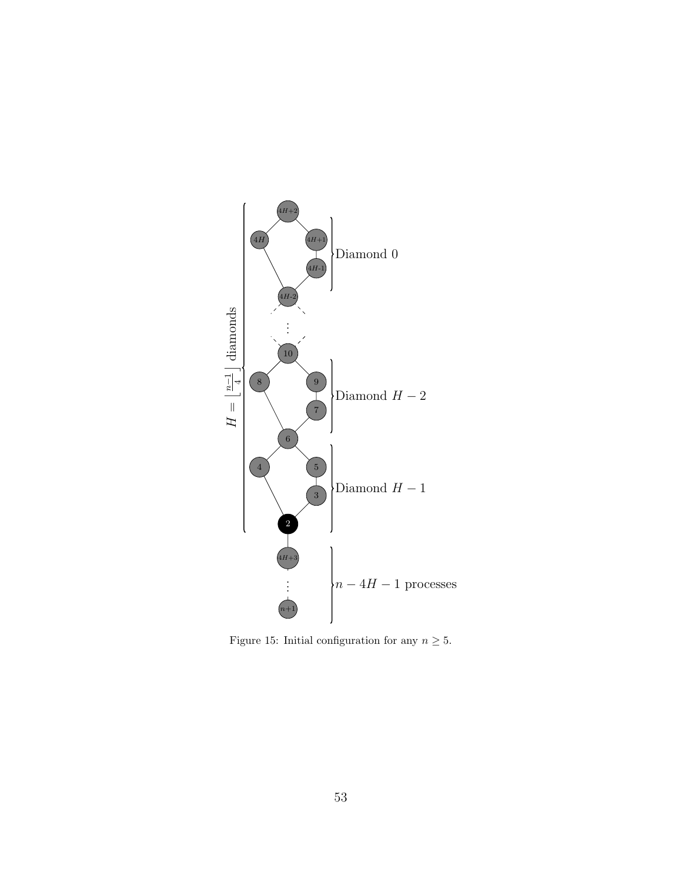Figure 15: Initial configuration for any $n \geq 5$.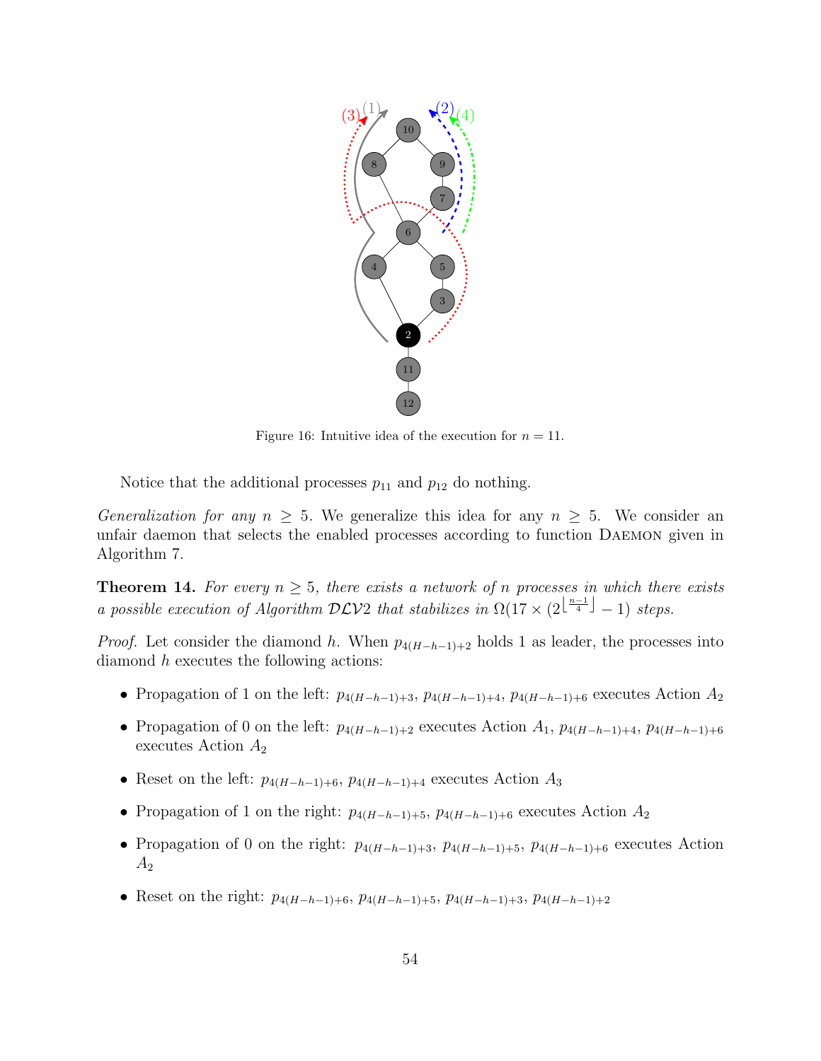Figure 16: Intuitive idea of the execution for $n = 11$.

Notice that the additional processes $p_{11}$ and $p_{12}$ do nothing.

*Generalization for any $n \geq 5$.* We generalize this idea for any $n \geq 5$. We consider an unfair daemon that selects the enabled processes according to function Daemon given in Algorithm 7.

**Theorem 14.** *For every $n \geq 5$, there exists a network of $n$ processes in which there exists a possible execution of Algorithm $\mathcal{DLV}2$ that stabilizes in $\Omega(17 \times (2^{\lfloor \frac{n-1}{4} \rfloor} - 1)$ steps.*

*Proof.* Let consider the diamond $h$. When $p_{4(H-h-1)+2}$ holds 1 as leader, the processes into diamond $h$ executes the following actions:

- Propagation of 1 on the left: $p_{4(H-h-1)+3}$, $p_{4(H-h-1)+4}$, $p_{4(H-h-1)+6}$ executes Action $A_2$
- Propagation of 0 on the left: $p_{4(H-h-1)+2}$ executes Action $A_1$, $p_{4(H-h-1)+4}$, $p_{4(H-h-1)+6}$ executes Action $A_2$
- Reset on the left: $p_{4(H-h-1)+6}$, $p_{4(H-h-1)+4}$ executes Action $A_3$
- Propagation of 1 on the right: $p_{4(H-h-1)+5}$, $p_{4(H-h-1)+6}$ executes Action $A_2$
- Propagation of 0 on the right: $p_{4(H-h-1)+3}$, $p_{4(H-h-1)+5}$, $p_{4(H-h-1)+6}$ executes Action $A_2$
- Reset on the right: $p_{4(H-h-1)+6}$, $p_{4(H-h-1)+5}$, $p_{4(H-h-1)+3}$, $p_{4(H-h-1)+2}$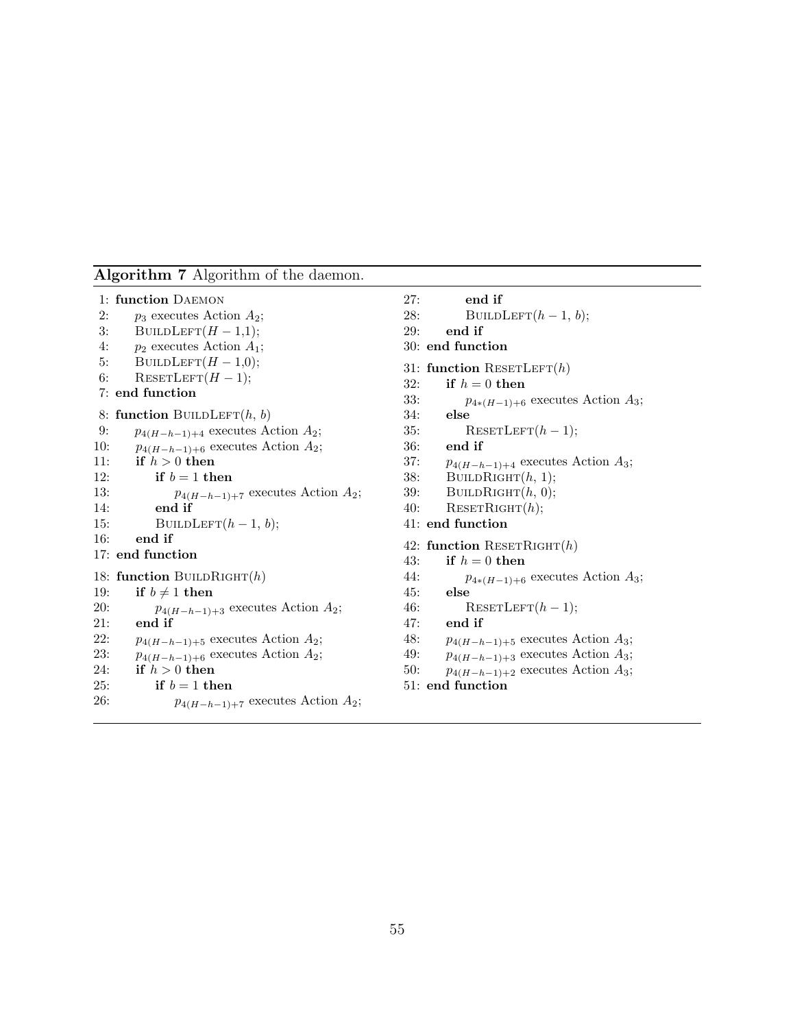**Algorithm 7** Algorithm of the daemon.

```
 1: function DAEMON
 2:     p_3 executes Action A_2;
 3:     BUILDLEFT(H − 1,1);
 4:     p_2 executes Action A_1;
 5:     BUILDLEFT(H − 1,0);
 6:     RESETLEFT(H − 1);
 7: end function
 8: function BUILDLEFT(h, b)
 9:     p_{4(H−h−1)+4} executes Action A_2;
10:     p_{4(H−h−1)+6} executes Action A_2;
11:     if h > 0 then
12:         if b = 1 then
13:             p_{4(H−h−1)+7} executes Action A_2;
14:         end if
15:         BUILDLEFT(h − 1, b);
16:     end if
17: end function
18: function BUILDRIGHT(h)
19:     if b ≠ 1 then
20:         p_{4(H−h−1)+3} executes Action A_2;
21:     end if
22:     p_{4(H−h−1)+5} executes Action A_2;
23:     p_{4(H−h−1)+6} executes Action A_2;
24:     if h > 0 then
25:         if b = 1 then
26:             p_{4(H−h−1)+7} executes Action A_2;
27:         end if
28:         BUILDLEFT(h − 1, b);
29:     end if
30: end function
31: function RESETLEFT(h)
32:     if h = 0 then
33:         p_{4*(H−1)+6} executes Action A_3;
34:     else
35:         RESETLEFT(h − 1);
36:     end if
37:     p_{4(H−h−1)+4} executes Action A_3;
38:     BUILDRIGHT(h, 1);
39:     BUILDRIGHT(h, 0);
40:     RESETRIGHT(h);
41: end function
42: function RESETRIGHT(h)
43:     if h = 0 then
44:         p_{4*(H−1)+6} executes Action A_3;
45:     else
46:         RESETLEFT(h − 1);
47:     end if
48:     p_{4(H−h−1)+5} executes Action A_3;
49:     p_{4(H−h−1)+3} executes Action A_3;
50:     p_{4(H−h−1)+2} executes Action A_3;
51: end function
```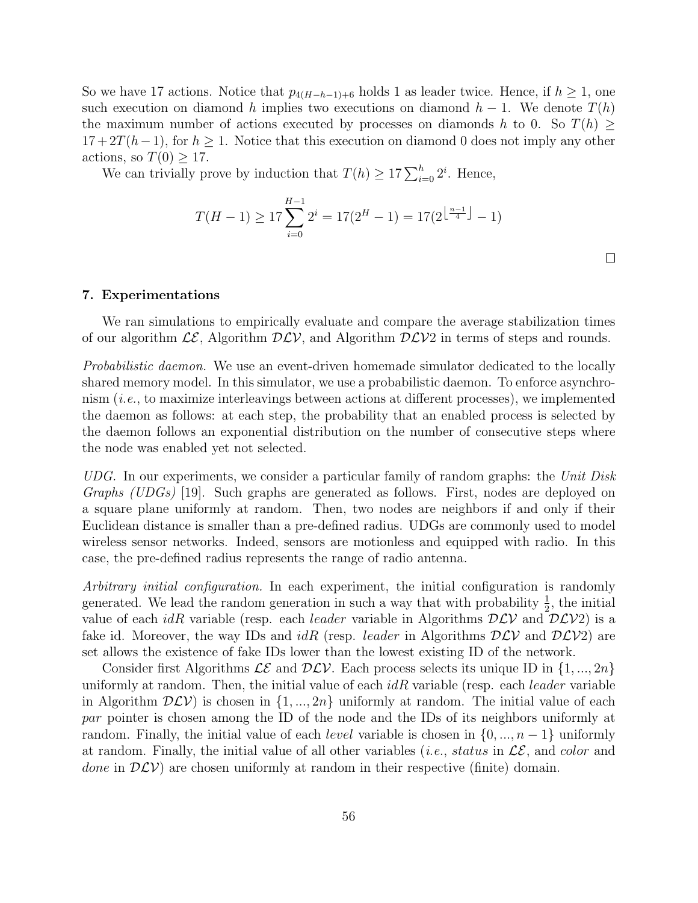So we have 17 actions. Notice that $p_{4(H-h-1)+6}$ holds 1 as leader twice. Hence, if $h \geq 1$, one such execution on diamond $h$ implies two executions on diamond $h-1$. We denote $T(h)$ the maximum number of actions executed by processes on diamonds $h$ to 0. So $T(h) \geq 17 + 2T(h-1)$, for $h \geq 1$. Notice that this execution on diamond 0 does not imply any other actions, so $T(0) \geq 17$.

We can trivially prove by induction that $T(h) \geq 17 \sum_{i=0}^{h} 2^i$. Hence,

$$T(H-1) \geq 17 \sum_{i=0}^{H-1} 2^i = 17(2^H - 1) = 17(2^{\lfloor \frac{n-1}{4} \rfloor} - 1)$$

□

## 7. Experimentations

We ran simulations to empirically evaluate and compare the average stabilization times of our algorithm $\mathcal{LE}$, Algorithm $\mathcal{DLV}$, and Algorithm $\mathcal{DLV}2$ in terms of steps and rounds.

*Probabilistic daemon.* We use an event-driven homemade simulator dedicated to the locally shared memory model. In this simulator, we use a probabilistic daemon. To enforce asynchronism (*i.e.*, to maximize interleavings between actions at different processes), we implemented the daemon as follows: at each step, the probability that an enabled process is selected by the daemon follows an exponential distribution on the number of consecutive steps where the node was enabled yet not selected.

*UDG.* In our experiments, we consider a particular family of random graphs: the *Unit Disk Graphs (UDGs)* [19]. Such graphs are generated as follows. First, nodes are deployed on a square plane uniformly at random. Then, two nodes are neighbors if and only if their Euclidean distance is smaller than a pre-defined radius. UDGs are commonly used to model wireless sensor networks. Indeed, sensors are motionless and equipped with radio. In this case, the pre-defined radius represents the range of radio antenna.

*Arbitrary initial configuration.* In each experiment, the initial configuration is randomly generated. We lead the random generation in such a way that with probability $\frac{1}{2}$, the initial value of each *idR* variable (resp. each *leader* variable in Algorithms $\mathcal{DLV}$ and $\mathcal{DLV}2$) is a fake id. Moreover, the way IDs and *idR* (resp. *leader* in Algorithms $\mathcal{DLV}$ and $\mathcal{DLV}2$) are set allows the existence of fake IDs lower than the lowest existing ID of the network.

Consider first Algorithms $\mathcal{LE}$ and $\mathcal{DLV}$. Each process selects its unique ID in $\{1, ..., 2n\}$ uniformly at random. Then, the initial value of each *idR* variable (resp. each *leader* variable in Algorithm $\mathcal{DLV}$) is chosen in $\{1, ..., 2n\}$ uniformly at random. The initial value of each *par* pointer is chosen among the ID of the node and the IDs of its neighbors uniformly at random. Finally, the initial value of each *level* variable is chosen in $\{0, ..., n-1\}$ uniformly at random. Finally, the initial value of all other variables (*i.e.*, *status* in $\mathcal{LE}$, and *color* and *done* in $\mathcal{DLV}$) are chosen uniformly at random in their respective (finite) domain.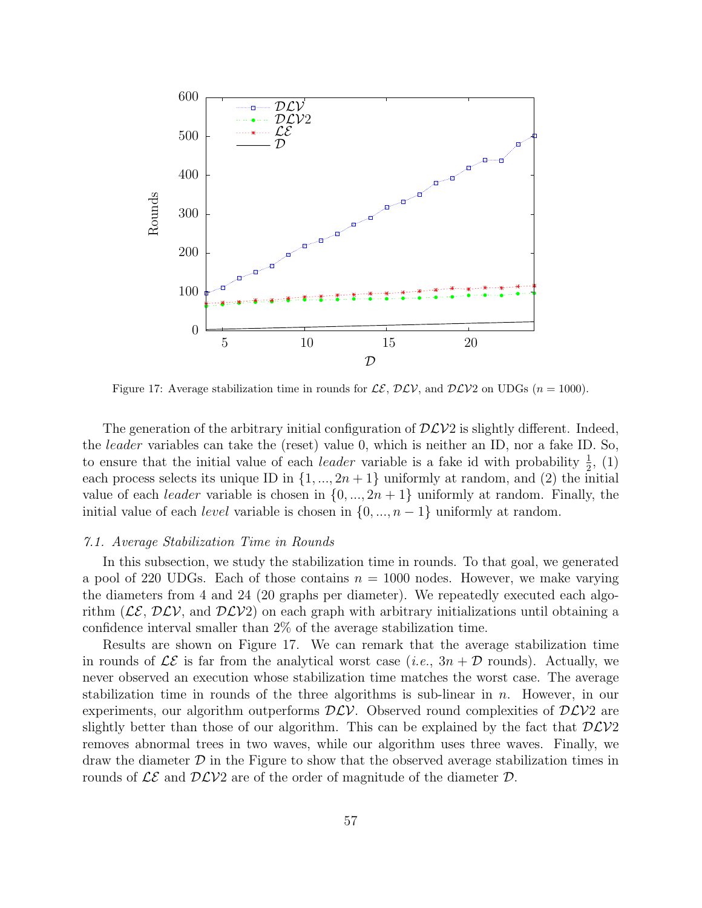Figure 17: Average stabilization time in rounds for $\mathcal{LE}$, $\mathcal{DLV}$, and $\mathcal{DLV}2$ on UDGs ($n = 1000$).

The generation of the arbitrary initial configuration of $\mathcal{DLV}2$ is slightly different. Indeed, the *leader* variables can take the (reset) value 0, which is neither an ID, nor a fake ID. So, to ensure that the initial value of each *leader* variable is a fake id with probability $\frac{1}{2}$, (1) each process selects its unique ID in $\{1, ..., 2n+1\}$ uniformly at random, and (2) the initial value of each *leader* variable is chosen in $\{0, ..., 2n+1\}$ uniformly at random. Finally, the initial value of each *level* variable is chosen in $\{0, ..., n-1\}$ uniformly at random.

### *7.1. Average Stabilization Time in Rounds*

In this subsection, we study the stabilization time in rounds. To that goal, we generated a pool of 220 UDGs. Each of those contains $n = 1000$ nodes. However, we make varying the diameters from 4 and 24 (20 graphs per diameter). We repeatedly executed each algorithm ($\mathcal{LE}$, $\mathcal{DLV}$, and $\mathcal{DLV}2$) on each graph with arbitrary initializations until obtaining a confidence interval smaller than 2% of the average stabilization time.

Results are shown on Figure 17. We can remark that the average stabilization time in rounds of $\mathcal{LE}$ is far from the analytical worst case (*i.e.*, $3n + \mathcal{D}$ rounds). Actually, we never observed an execution whose stabilization time matches the worst case. The average stabilization time in rounds of the three algorithms is sub-linear in $n$. However, in our experiments, our algorithm outperforms $\mathcal{DLV}$. Observed round complexities of $\mathcal{DLV}2$ are slightly better than those of our algorithm. This can be explained by the fact that $\mathcal{DLV}2$ removes abnormal trees in two waves, while our algorithm uses three waves. Finally, we draw the diameter $\mathcal{D}$ in the Figure to show that the observed average stabilization times in rounds of $\mathcal{LE}$ and $\mathcal{DLV}2$ are of the order of magnitude of the diameter $\mathcal{D}$.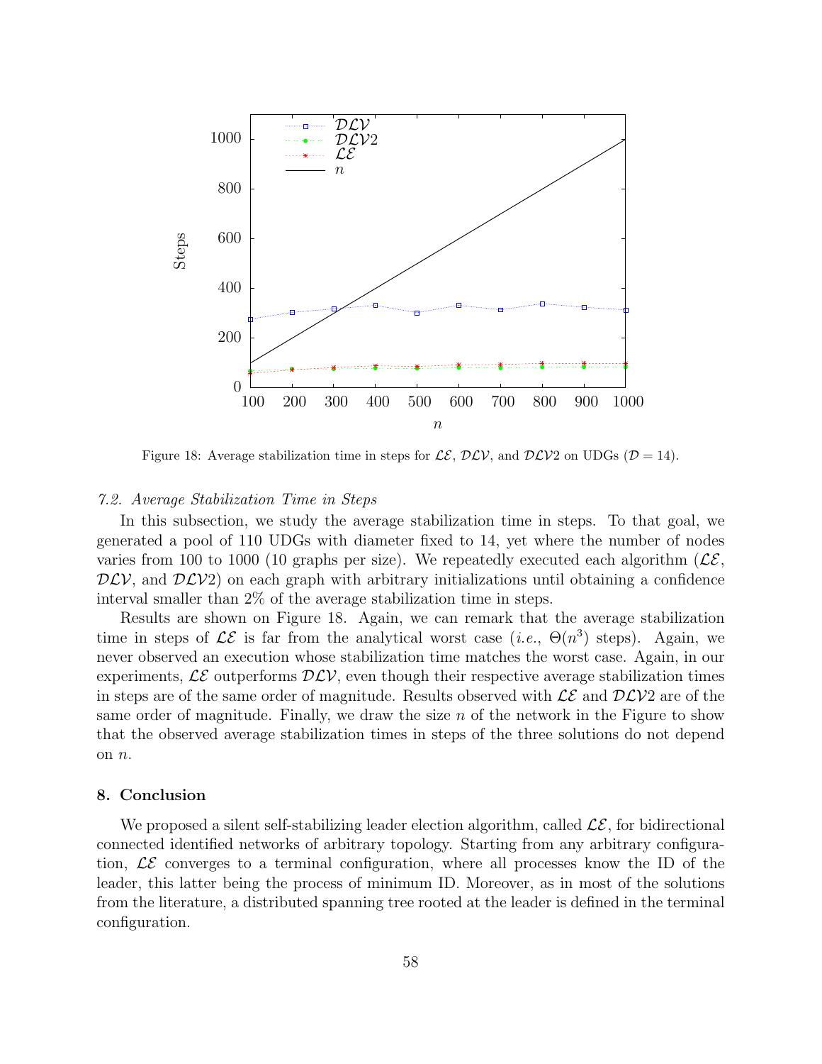Figure 18: Average stabilization time in steps for $\mathcal{LE}$, $\mathcal{DLV}$, and $\mathcal{DLV}2$ on UDGs ($\mathcal{D} = 14$).

### *7.2. Average Stabilization Time in Steps*

In this subsection, we study the average stabilization time in steps. To that goal, we generated a pool of 110 UDGs with diameter fixed to 14, yet where the number of nodes varies from 100 to 1000 (10 graphs per size). We repeatedly executed each algorithm ($\mathcal{LE}$, $\mathcal{DLV}$, and $\mathcal{DLV}2$) on each graph with arbitrary initializations until obtaining a confidence interval smaller than 2% of the average stabilization time in steps.

Results are shown on Figure 18. Again, we can remark that the average stabilization time in steps of $\mathcal{LE}$ is far from the analytical worst case (*i.e.*, $\Theta(n^3)$ steps). Again, we never observed an execution whose stabilization time matches the worst case. Again, in our experiments, $\mathcal{LE}$ outperforms $\mathcal{DLV}$, even though their respective average stabilization times in steps are of the same order of magnitude. Results observed with $\mathcal{LE}$ and $\mathcal{DLV}2$ are of the same order of magnitude. Finally, we draw the size $n$ of the network in the Figure to show that the observed average stabilization times in steps of the three solutions do not depend on $n$.

## 8. Conclusion

We proposed a silent self-stabilizing leader election algorithm, called $\mathcal{LE}$, for bidirectional connected identified networks of arbitrary topology. Starting from any arbitrary configuration, $\mathcal{LE}$ converges to a terminal configuration, where all processes know the ID of the leader, this latter being the process of minimum ID. Moreover, as in most of the solutions from the literature, a distributed spanning tree rooted at the leader is defined in the terminal configuration.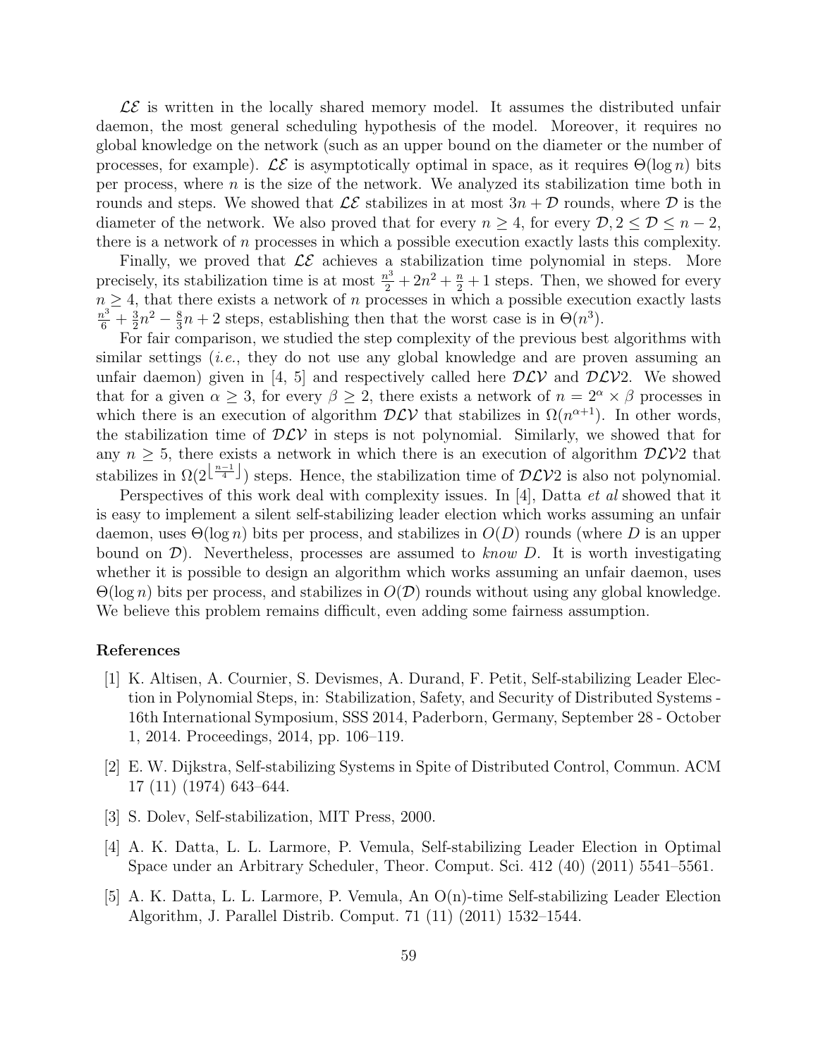$\mathcal{LE}$ is written in the locally shared memory model. It assumes the distributed unfair daemon, the most general scheduling hypothesis of the model. Moreover, it requires no global knowledge on the network (such as an upper bound on the diameter or the number of processes, for example). $\mathcal{LE}$ is asymptotically optimal in space, as it requires $\Theta(\log n)$ bits per process, where $n$ is the size of the network. We analyzed its stabilization time both in rounds and steps. We showed that $\mathcal{LE}$ stabilizes in at most $3n + \mathcal{D}$ rounds, where $\mathcal{D}$ is the diameter of the network. We also proved that for every $n \geq 4$, for every $\mathcal{D}, 2 \leq \mathcal{D} \leq n-2$, there is a network of $n$ processes in which a possible execution exactly lasts this complexity.

Finally, we proved that $\mathcal{LE}$ achieves a stabilization time polynomial in steps. More precisely, its stabilization time is at most $\frac{n^3}{2} + 2n^2 + \frac{n}{2} + 1$ steps. Then, we showed for every $n \geq 4$, that there exists a network of $n$ processes in which a possible execution exactly lasts $\frac{n^3}{6} + \frac{3}{2}n^2 - \frac{8}{3}n + 2$ steps, establishing then that the worst case is in $\Theta(n^3)$.

For fair comparison, we studied the step complexity of the previous best algorithms with similar settings (*i.e.*, they do not use any global knowledge and are proven assuming an unfair daemon) given in [4, 5] and respectively called here $\mathcal{DLV}$ and $\mathcal{DLV}2$. We showed that for a given $\alpha \geq 3$, for every $\beta \geq 2$, there exists a network of $n = 2^\alpha \times \beta$ processes in which there is an execution of algorithm $\mathcal{DLV}$ that stabilizes in $\Omega(n^{\alpha+1})$. In other words, the stabilization time of $\mathcal{DLV}$ in steps is not polynomial. Similarly, we showed that for any $n \geq 5$, there exists a network in which there is an execution of algorithm $\mathcal{DLV}2$ that stabilizes in $\Omega(2^{\lfloor \frac{n-1}{4} \rfloor})$ steps. Hence, the stabilization time of $\mathcal{DLV}2$ is also not polynomial.

Perspectives of this work deal with complexity issues. In [4], Datta *et al* showed that it is easy to implement a silent self-stabilizing leader election which works assuming an unfair daemon, uses $\Theta(\log n)$ bits per process, and stabilizes in $O(D)$ rounds (where $D$ is an upper bound on $\mathcal{D}$). Nevertheless, processes are assumed to *know* $D$. It is worth investigating whether it is possible to design an algorithm which works assuming an unfair daemon, uses $\Theta(\log n)$ bits per process, and stabilizes in $O(\mathcal{D})$ rounds without using any global knowledge. We believe this problem remains difficult, even adding some fairness assumption.

## References

[1] K. Altisen, A. Cournier, S. Devismes, A. Durand, F. Petit, Self-stabilizing Leader Election in Polynomial Steps, in: Stabilization, Safety, and Security of Distributed Systems - 16th International Symposium, SSS 2014, Paderborn, Germany, September 28 - October 1, 2014. Proceedings, 2014, pp. 106–119.

[2] E. W. Dijkstra, Self-stabilizing Systems in Spite of Distributed Control, Commun. ACM 17 (11) (1974) 643–644.

[3] S. Dolev, Self-stabilization, MIT Press, 2000.

[4] A. K. Datta, L. L. Larmore, P. Vemula, Self-stabilizing Leader Election in Optimal Space under an Arbitrary Scheduler, Theor. Comput. Sci. 412 (40) (2011) 5541–5561.

[5] A. K. Datta, L. L. Larmore, P. Vemula, An O(n)-time Self-stabilizing Leader Election Algorithm, J. Parallel Distrib. Comput. 71 (11) (2011) 1532–1544.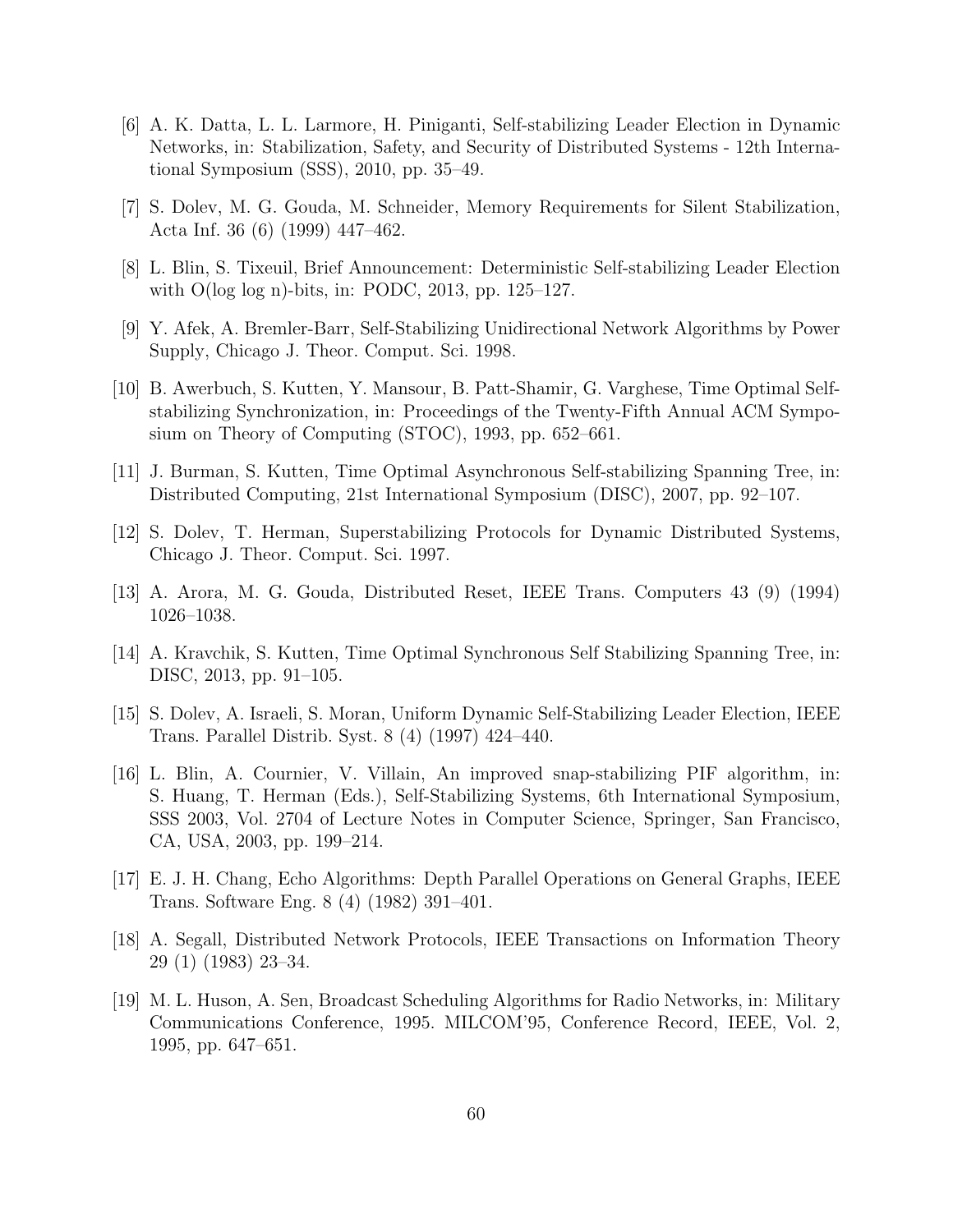[6] A. K. Datta, L. L. Larmore, H. Piniganti, Self-stabilizing Leader Election in Dynamic Networks, in: Stabilization, Safety, and Security of Distributed Systems - 12th International Symposium (SSS), 2010, pp. 35–49.

[7] S. Dolev, M. G. Gouda, M. Schneider, Memory Requirements for Silent Stabilization, Acta Inf. 36 (6) (1999) 447–462.

[8] L. Blin, S. Tixeuil, Brief Announcement: Deterministic Self-stabilizing Leader Election with O(log log n)-bits, in: PODC, 2013, pp. 125–127.

[9] Y. Afek, A. Bremler-Barr, Self-Stabilizing Unidirectional Network Algorithms by Power Supply, Chicago J. Theor. Comput. Sci. 1998.

[10] B. Awerbuch, S. Kutten, Y. Mansour, B. Patt-Shamir, G. Varghese, Time Optimal Self-stabilizing Synchronization, in: Proceedings of the Twenty-Fifth Annual ACM Symposium on Theory of Computing (STOC), 1993, pp. 652–661.

[11] J. Burman, S. Kutten, Time Optimal Asynchronous Self-stabilizing Spanning Tree, in: Distributed Computing, 21st International Symposium (DISC), 2007, pp. 92–107.

[12] S. Dolev, T. Herman, Superstabilizing Protocols for Dynamic Distributed Systems, Chicago J. Theor. Comput. Sci. 1997.

[13] A. Arora, M. G. Gouda, Distributed Reset, IEEE Trans. Computers 43 (9) (1994) 1026–1038.

[14] A. Kravchik, S. Kutten, Time Optimal Synchronous Self Stabilizing Spanning Tree, in: DISC, 2013, pp. 91–105.

[15] S. Dolev, A. Israeli, S. Moran, Uniform Dynamic Self-Stabilizing Leader Election, IEEE Trans. Parallel Distrib. Syst. 8 (4) (1997) 424–440.

[16] L. Blin, A. Cournier, V. Villain, An improved snap-stabilizing PIF algorithm, in: S. Huang, T. Herman (Eds.), Self-Stabilizing Systems, 6th International Symposium, SSS 2003, Vol. 2704 of Lecture Notes in Computer Science, Springer, San Francisco, CA, USA, 2003, pp. 199–214.

[17] E. J. H. Chang, Echo Algorithms: Depth Parallel Operations on General Graphs, IEEE Trans. Software Eng. 8 (4) (1982) 391–401.

[18] A. Segall, Distributed Network Protocols, IEEE Transactions on Information Theory 29 (1) (1983) 23–34.

[19] M. L. Huson, A. Sen, Broadcast Scheduling Algorithms for Radio Networks, in: Military Communications Conference, 1995. MILCOM'95, Conference Record, IEEE, Vol. 2, 1995, pp. 647–651.